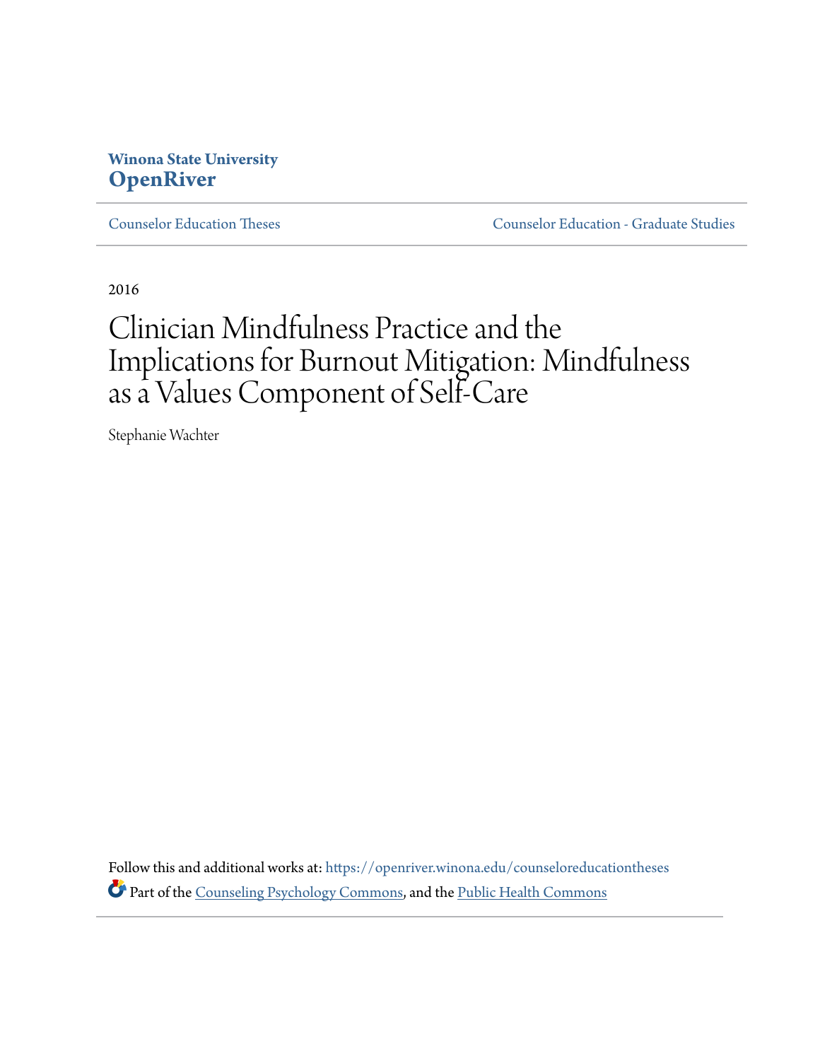Winona State University
**OpenRiver**

Counselor Education Theses | Counselor Education - Graduate Studies

2016

# Clinician Mindfulness Practice and the Implications for Burnout Mitigation: Mindfulness as a Values Component of Self-Care

Stephanie Wachter

Follow this and additional works at: https://openriver.winona.edu/counseloreducationtheses

Part of the Counseling Psychology Commons, and the Public Health Commons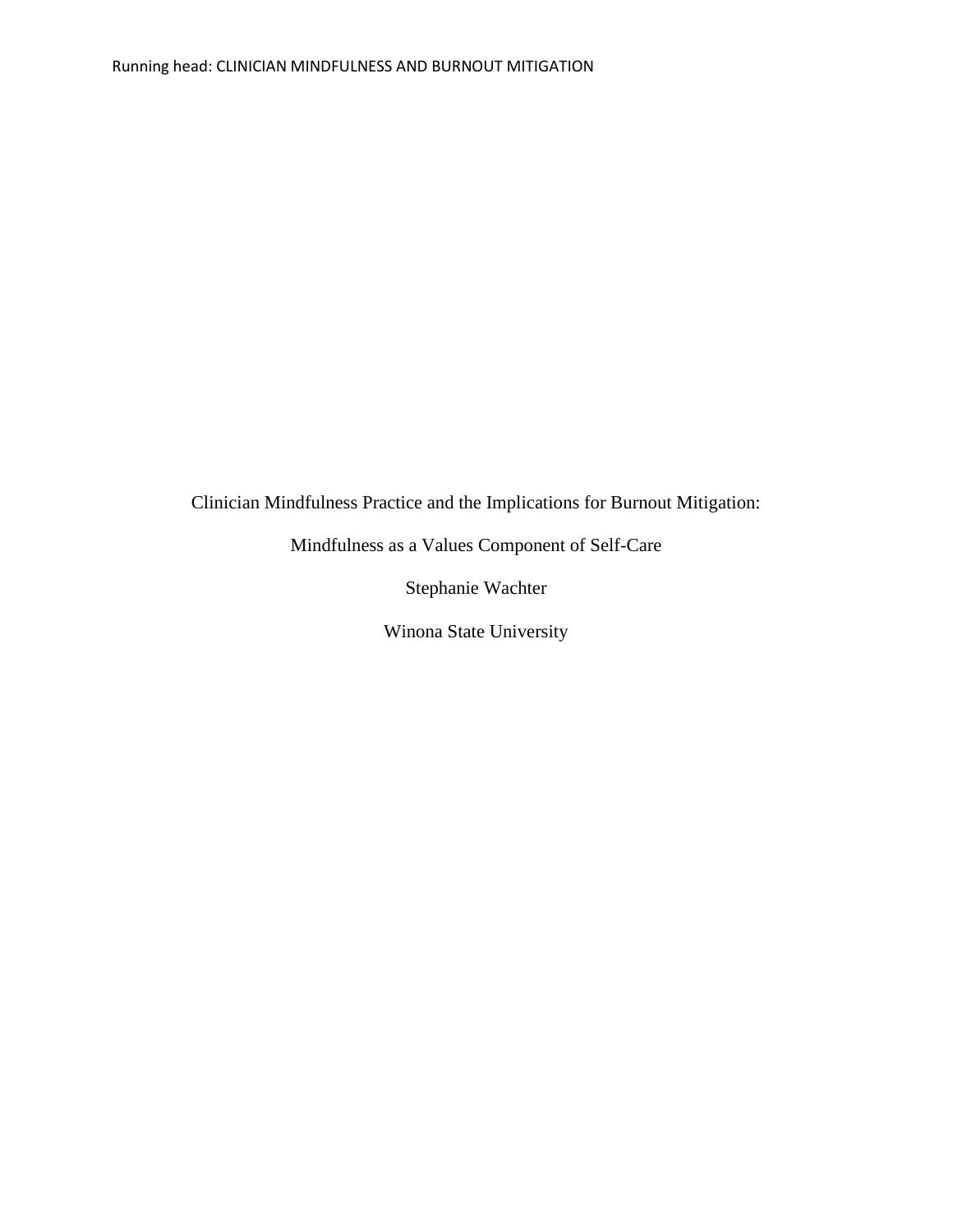Clinician Mindfulness Practice and the Implications for Burnout Mitigation:

Mindfulness as a Values Component of Self-Care

Stephanie Wachter

Winona State University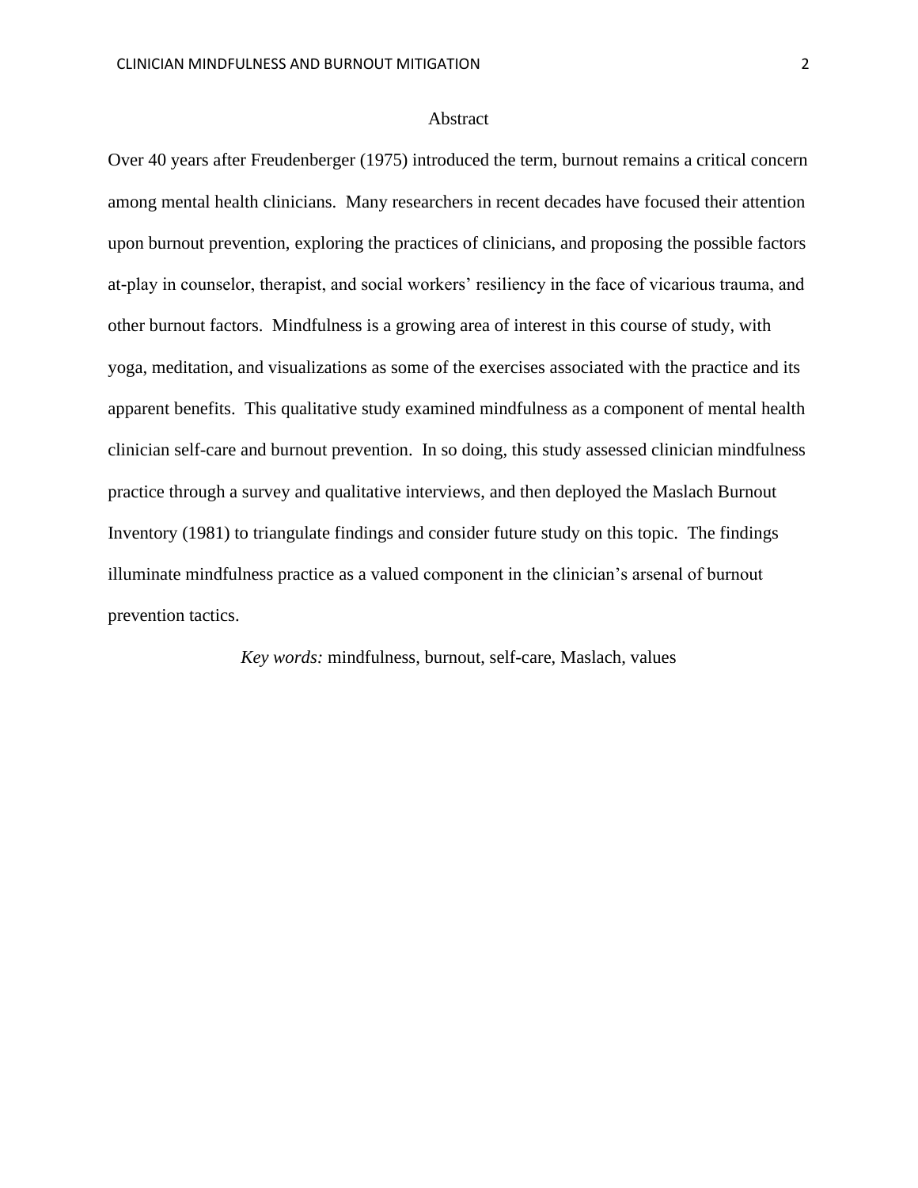# Abstract

Over 40 years after Freudenberger (1975) introduced the term, burnout remains a critical concern among mental health clinicians. Many researchers in recent decades have focused their attention upon burnout prevention, exploring the practices of clinicians, and proposing the possible factors at-play in counselor, therapist, and social workers' resiliency in the face of vicarious trauma, and other burnout factors. Mindfulness is a growing area of interest in this course of study, with yoga, meditation, and visualizations as some of the exercises associated with the practice and its apparent benefits. This qualitative study examined mindfulness as a component of mental health clinician self-care and burnout prevention. In so doing, this study assessed clinician mindfulness practice through a survey and qualitative interviews, and then deployed the Maslach Burnout Inventory (1981) to triangulate findings and consider future study on this topic. The findings illuminate mindfulness practice as a valued component in the clinician's arsenal of burnout prevention tactics.

*Key words:* mindfulness, burnout, self-care, Maslach, values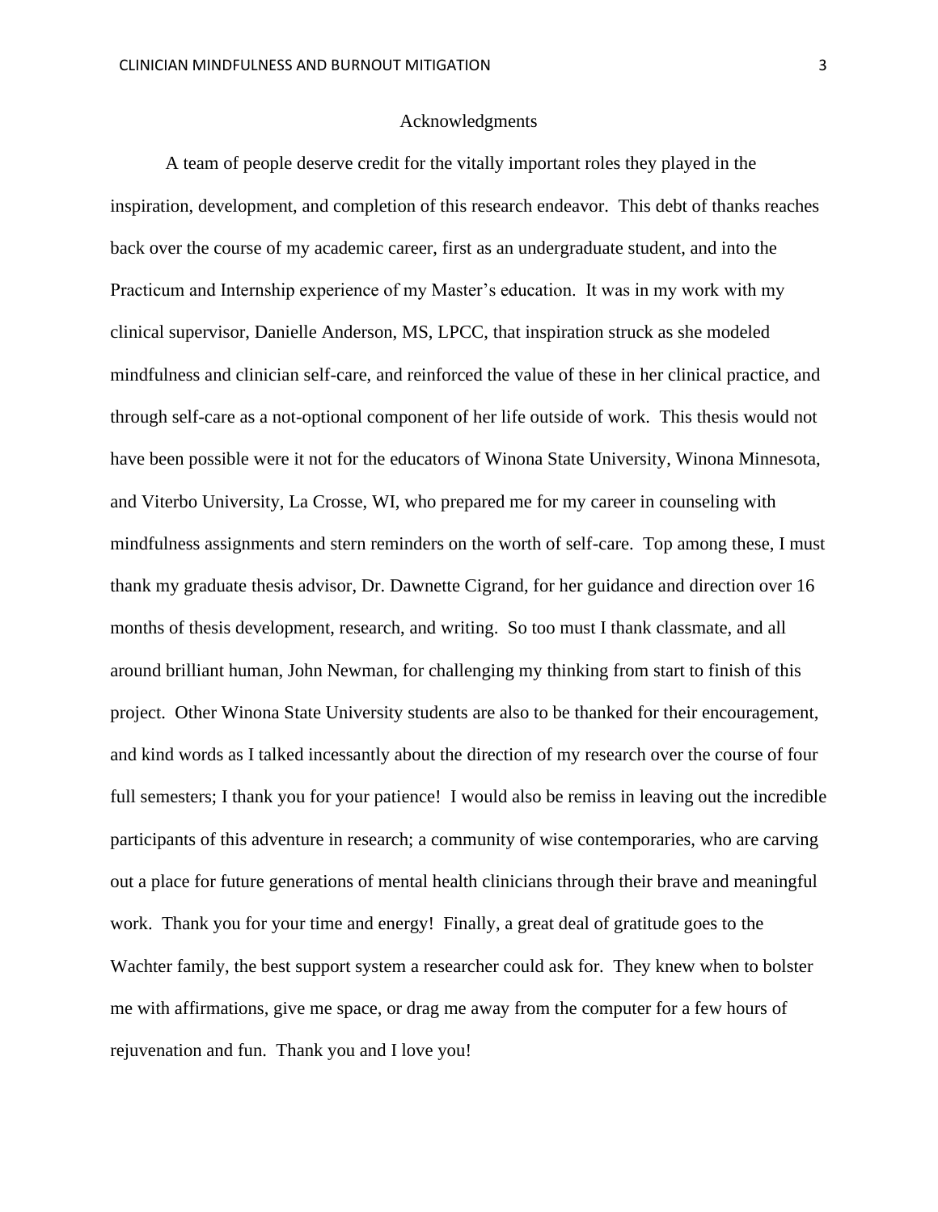# Acknowledgments

A team of people deserve credit for the vitally important roles they played in the inspiration, development, and completion of this research endeavor. This debt of thanks reaches back over the course of my academic career, first as an undergraduate student, and into the Practicum and Internship experience of my Master's education. It was in my work with my clinical supervisor, Danielle Anderson, MS, LPCC, that inspiration struck as she modeled mindfulness and clinician self-care, and reinforced the value of these in her clinical practice, and through self-care as a not-optional component of her life outside of work. This thesis would not have been possible were it not for the educators of Winona State University, Winona Minnesota, and Viterbo University, La Crosse, WI, who prepared me for my career in counseling with mindfulness assignments and stern reminders on the worth of self-care. Top among these, I must thank my graduate thesis advisor, Dr. Dawnette Cigrand, for her guidance and direction over 16 months of thesis development, research, and writing. So too must I thank classmate, and all around brilliant human, John Newman, for challenging my thinking from start to finish of this project. Other Winona State University students are also to be thanked for their encouragement, and kind words as I talked incessantly about the direction of my research over the course of four full semesters; I thank you for your patience! I would also be remiss in leaving out the incredible participants of this adventure in research; a community of wise contemporaries, who are carving out a place for future generations of mental health clinicians through their brave and meaningful work. Thank you for your time and energy! Finally, a great deal of gratitude goes to the Wachter family, the best support system a researcher could ask for. They knew when to bolster me with affirmations, give me space, or drag me away from the computer for a few hours of rejuvenation and fun. Thank you and I love you!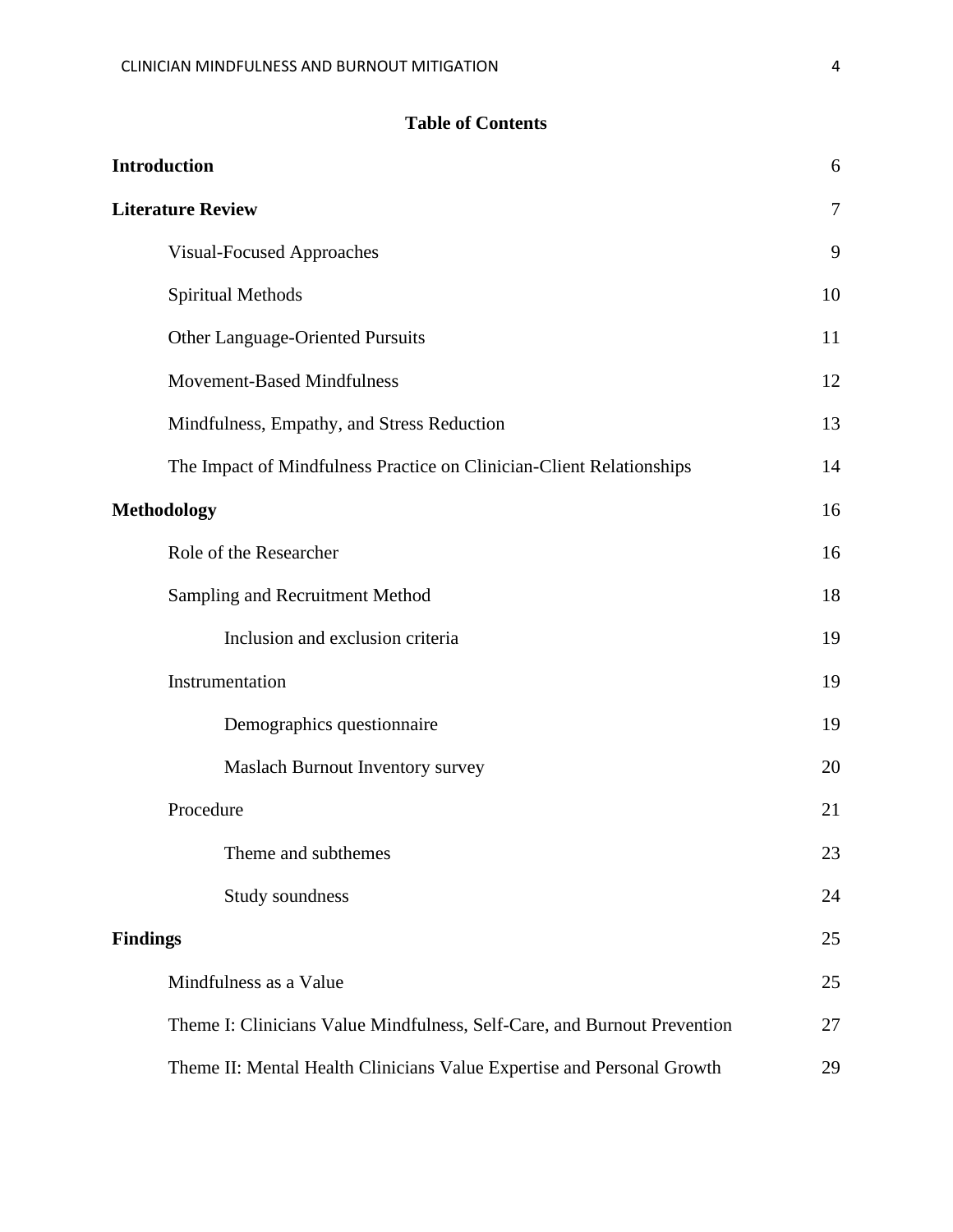# Table of Contents

**Introduction** 6

**Literature Review** 7

- Visual-Focused Approaches 9
- Spiritual Methods 10
- Other Language-Oriented Pursuits 11
- Movement-Based Mindfulness 12
- Mindfulness, Empathy, and Stress Reduction 13
- The Impact of Mindfulness Practice on Clinician-Client Relationships 14

**Methodology** 16

- Role of the Researcher 16
- Sampling and Recruitment Method 18
  - Inclusion and exclusion criteria 19
- Instrumentation 19
  - Demographics questionnaire 19
  - Maslach Burnout Inventory survey 20
- Procedure 21
  - Theme and subthemes 23
  - Study soundness 24

**Findings** 25

- Mindfulness as a Value 25
- Theme I: Clinicians Value Mindfulness, Self-Care, and Burnout Prevention 27
- Theme II: Mental Health Clinicians Value Expertise and Personal Growth 29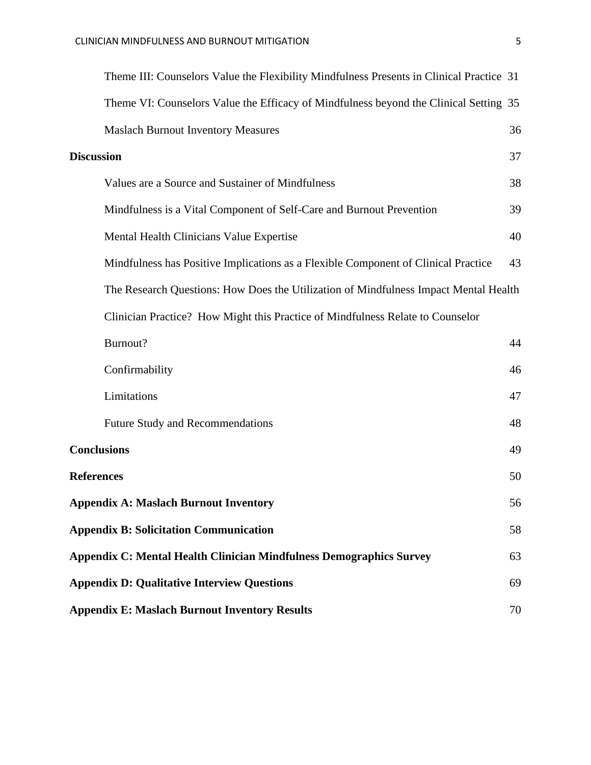Theme III: Counselors Value the Flexibility Mindfulness Presents in Clinical Practice 31

Theme VI: Counselors Value the Efficacy of Mindfulness beyond the Clinical Setting 35

Maslach Burnout Inventory Measures 36

**Discussion** 37

Values are a Source and Sustainer of Mindfulness 38

Mindfulness is a Vital Component of Self-Care and Burnout Prevention 39

Mental Health Clinicians Value Expertise 40

Mindfulness has Positive Implications as a Flexible Component of Clinical Practice 43

The Research Questions: How Does the Utilization of Mindfulness Impact Mental Health Clinician Practice? How Might this Practice of Mindfulness Relate to Counselor Burnout? 44

Confirmability 46

Limitations 47

Future Study and Recommendations 48

**Conclusions** 49

**References** 50

**Appendix A: Maslach Burnout Inventory** 56

**Appendix B: Solicitation Communication** 58

**Appendix C: Mental Health Clinician Mindfulness Demographics Survey** 63

**Appendix D: Qualitative Interview Questions** 69

**Appendix E: Maslach Burnout Inventory Results** 70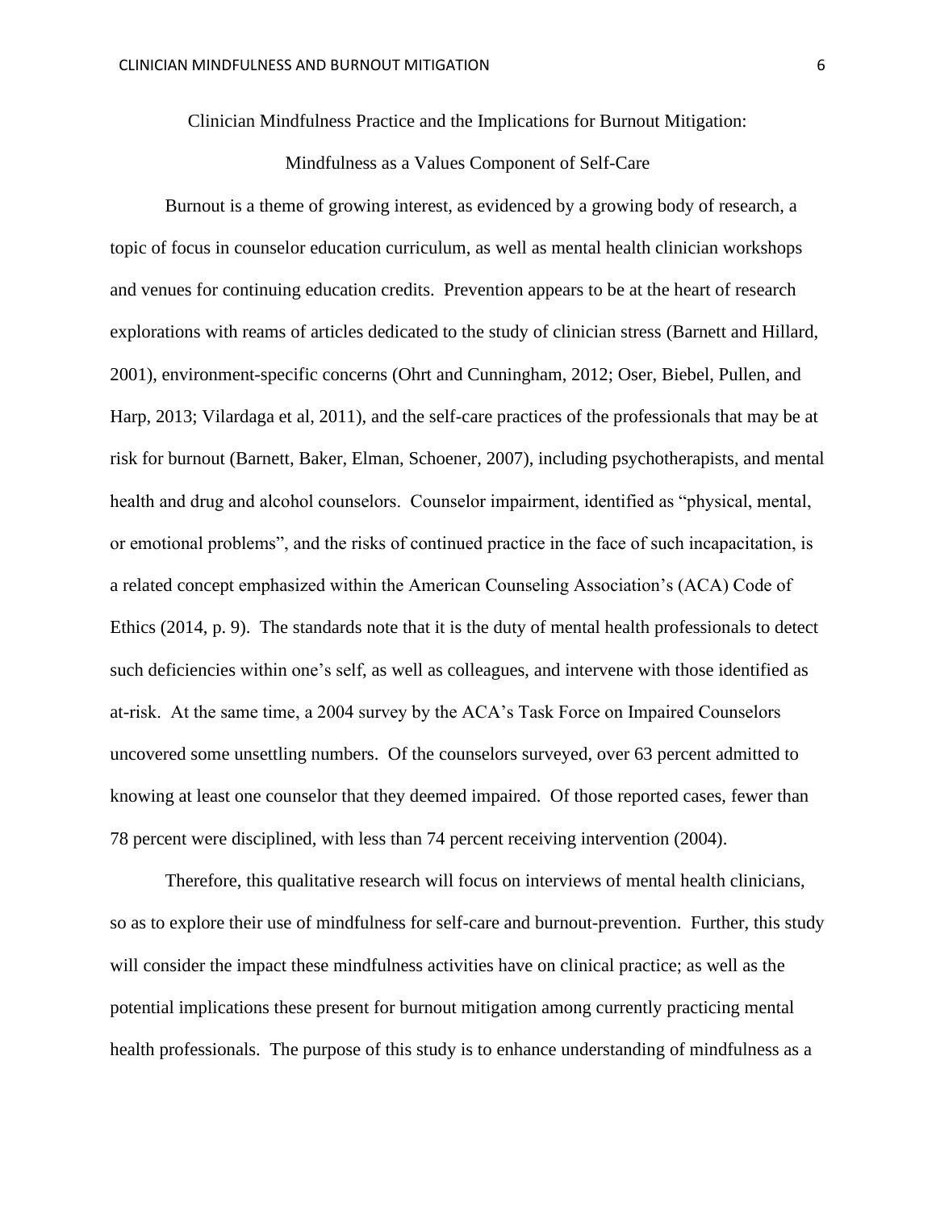# Clinician Mindfulness Practice and the Implications for Burnout Mitigation: Mindfulness as a Values Component of Self-Care

Burnout is a theme of growing interest, as evidenced by a growing body of research, a topic of focus in counselor education curriculum, as well as mental health clinician workshops and venues for continuing education credits. Prevention appears to be at the heart of research explorations with reams of articles dedicated to the study of clinician stress (Barnett and Hillard, 2001), environment-specific concerns (Ohrt and Cunningham, 2012; Oser, Biebel, Pullen, and Harp, 2013; Vilardaga et al, 2011), and the self-care practices of the professionals that may be at risk for burnout (Barnett, Baker, Elman, Schoener, 2007), including psychotherapists, and mental health and drug and alcohol counselors. Counselor impairment, identified as "physical, mental, or emotional problems", and the risks of continued practice in the face of such incapacitation, is a related concept emphasized within the American Counseling Association's (ACA) Code of Ethics (2014, p. 9). The standards note that it is the duty of mental health professionals to detect such deficiencies within one's self, as well as colleagues, and intervene with those identified as at-risk. At the same time, a 2004 survey by the ACA's Task Force on Impaired Counselors uncovered some unsettling numbers. Of the counselors surveyed, over 63 percent admitted to knowing at least one counselor that they deemed impaired. Of those reported cases, fewer than 78 percent were disciplined, with less than 74 percent receiving intervention (2004).

Therefore, this qualitative research will focus on interviews of mental health clinicians, so as to explore their use of mindfulness for self-care and burnout-prevention. Further, this study will consider the impact these mindfulness activities have on clinical practice; as well as the potential implications these present for burnout mitigation among currently practicing mental health professionals. The purpose of this study is to enhance understanding of mindfulness as a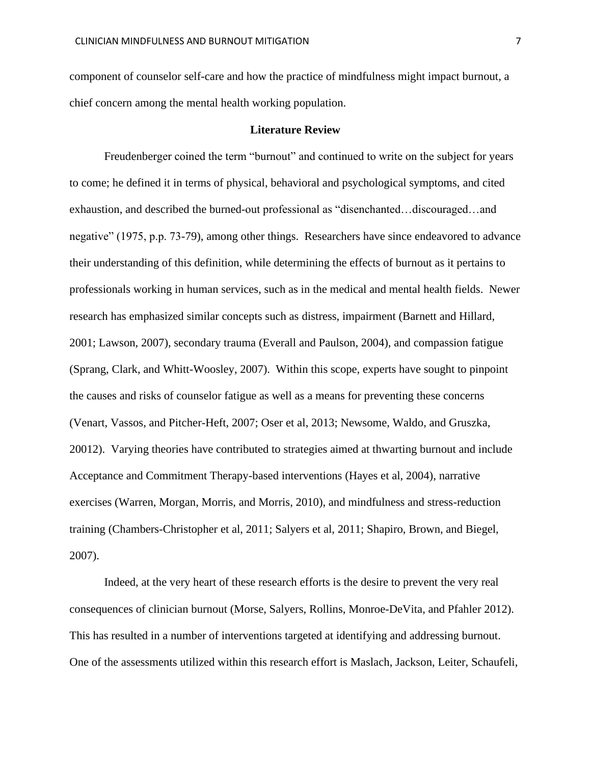component of counselor self-care and how the practice of mindfulness might impact burnout, a chief concern among the mental health working population.

## Literature Review

Freudenberger coined the term "burnout" and continued to write on the subject for years to come; he defined it in terms of physical, behavioral and psychological symptoms, and cited exhaustion, and described the burned-out professional as "disenchanted…discouraged…and negative" (1975, p.p. 73-79), among other things. Researchers have since endeavored to advance their understanding of this definition, while determining the effects of burnout as it pertains to professionals working in human services, such as in the medical and mental health fields. Newer research has emphasized similar concepts such as distress, impairment (Barnett and Hillard, 2001; Lawson, 2007), secondary trauma (Everall and Paulson, 2004), and compassion fatigue (Sprang, Clark, and Whitt-Woosley, 2007). Within this scope, experts have sought to pinpoint the causes and risks of counselor fatigue as well as a means for preventing these concerns (Venart, Vassos, and Pitcher-Heft, 2007; Oser et al, 2013; Newsome, Waldo, and Gruszka, 20012). Varying theories have contributed to strategies aimed at thwarting burnout and include Acceptance and Commitment Therapy-based interventions (Hayes et al, 2004), narrative exercises (Warren, Morgan, Morris, and Morris, 2010), and mindfulness and stress-reduction training (Chambers-Christopher et al, 2011; Salyers et al, 2011; Shapiro, Brown, and Biegel, 2007).

Indeed, at the very heart of these research efforts is the desire to prevent the very real consequences of clinician burnout (Morse, Salyers, Rollins, Monroe-DeVita, and Pfahler 2012). This has resulted in a number of interventions targeted at identifying and addressing burnout. One of the assessments utilized within this research effort is Maslach, Jackson, Leiter, Schaufeli,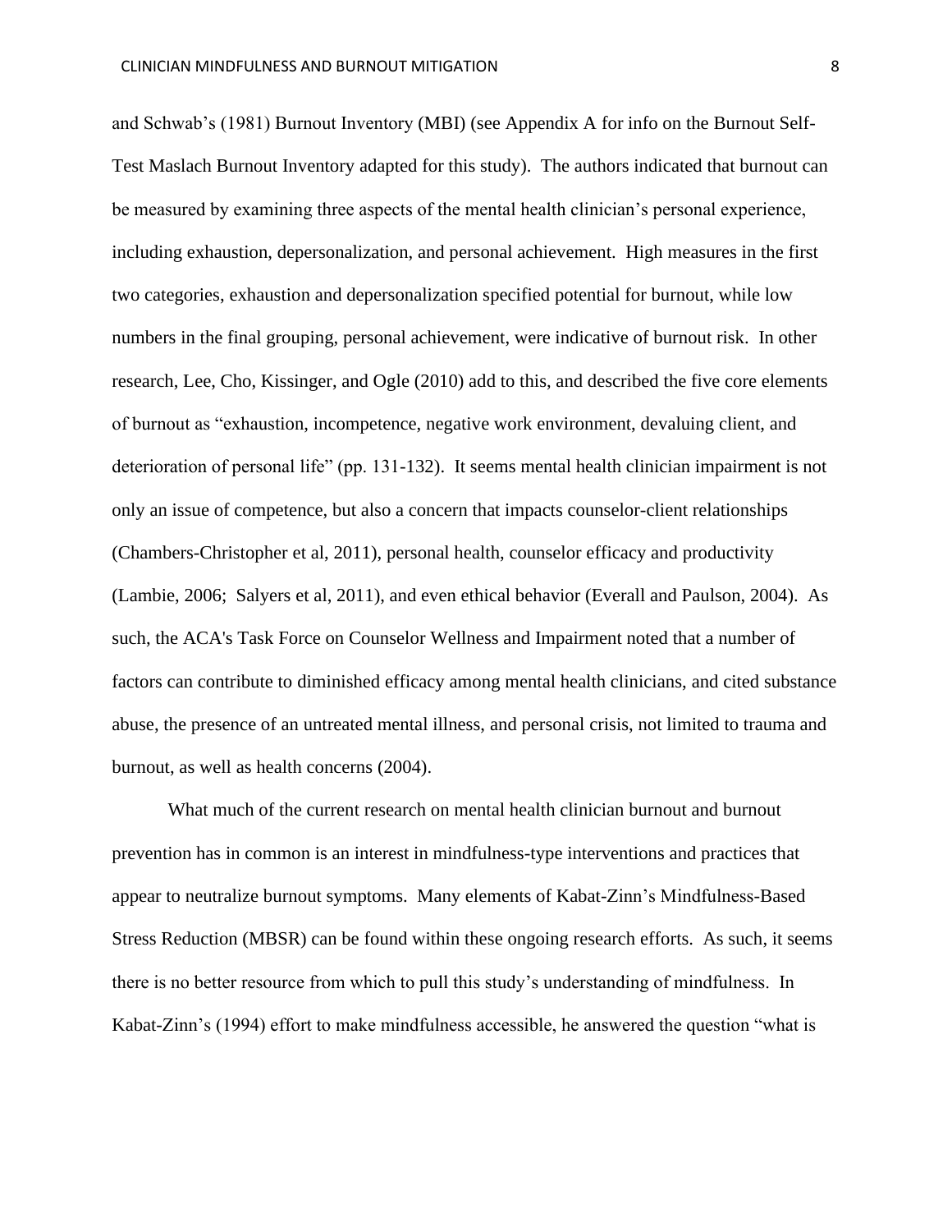and Schwab's (1981) Burnout Inventory (MBI) (see Appendix A for info on the Burnout Self-Test Maslach Burnout Inventory adapted for this study). The authors indicated that burnout can be measured by examining three aspects of the mental health clinician's personal experience, including exhaustion, depersonalization, and personal achievement. High measures in the first two categories, exhaustion and depersonalization specified potential for burnout, while low numbers in the final grouping, personal achievement, were indicative of burnout risk. In other research, Lee, Cho, Kissinger, and Ogle (2010) add to this, and described the five core elements of burnout as "exhaustion, incompetence, negative work environment, devaluing client, and deterioration of personal life" (pp. 131-132). It seems mental health clinician impairment is not only an issue of competence, but also a concern that impacts counselor-client relationships (Chambers-Christopher et al, 2011), personal health, counselor efficacy and productivity (Lambie, 2006; Salyers et al, 2011), and even ethical behavior (Everall and Paulson, 2004). As such, the ACA's Task Force on Counselor Wellness and Impairment noted that a number of factors can contribute to diminished efficacy among mental health clinicians, and cited substance abuse, the presence of an untreated mental illness, and personal crisis, not limited to trauma and burnout, as well as health concerns (2004).

What much of the current research on mental health clinician burnout and burnout prevention has in common is an interest in mindfulness-type interventions and practices that appear to neutralize burnout symptoms. Many elements of Kabat-Zinn's Mindfulness-Based Stress Reduction (MBSR) can be found within these ongoing research efforts. As such, it seems there is no better resource from which to pull this study's understanding of mindfulness. In Kabat-Zinn's (1994) effort to make mindfulness accessible, he answered the question "what is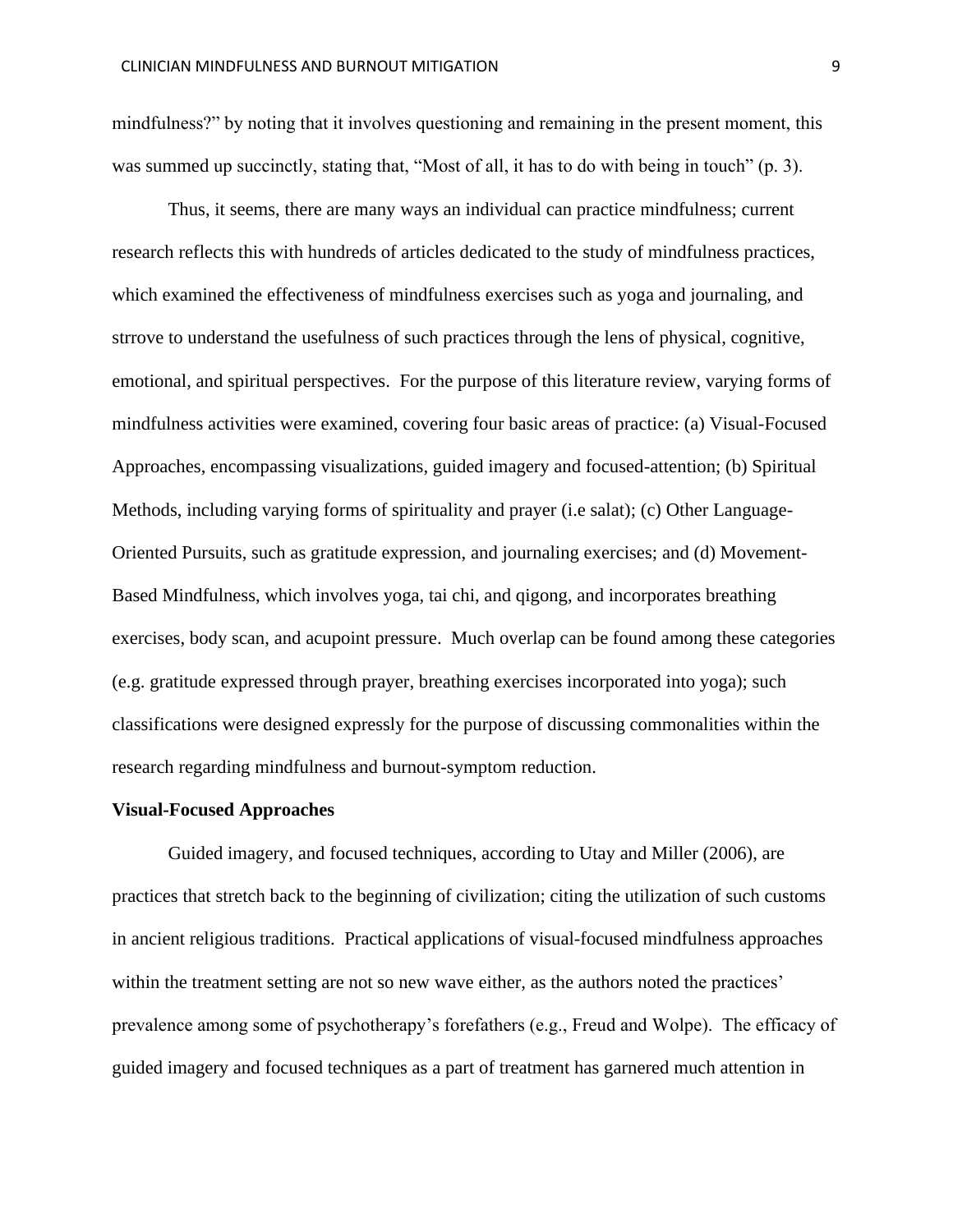mindfulness?" by noting that it involves questioning and remaining in the present moment, this was summed up succinctly, stating that, "Most of all, it has to do with being in touch" (p. 3).

Thus, it seems, there are many ways an individual can practice mindfulness; current research reflects this with hundreds of articles dedicated to the study of mindfulness practices, which examined the effectiveness of mindfulness exercises such as yoga and journaling, and strrove to understand the usefulness of such practices through the lens of physical, cognitive, emotional, and spiritual perspectives.  For the purpose of this literature review, varying forms of mindfulness activities were examined, covering four basic areas of practice: (a) Visual-Focused Approaches, encompassing visualizations, guided imagery and focused-attention; (b) Spiritual Methods, including varying forms of spirituality and prayer (i.e salat); (c) Other Language-Oriented Pursuits, such as gratitude expression, and journaling exercises; and (d) Movement-Based Mindfulness, which involves yoga, tai chi, and qigong, and incorporates breathing exercises, body scan, and acupoint pressure.  Much overlap can be found among these categories (e.g. gratitude expressed through prayer, breathing exercises incorporated into yoga); such classifications were designed expressly for the purpose of discussing commonalities within the research regarding mindfulness and burnout-symptom reduction.

**Visual-Focused Approaches**

Guided imagery, and focused techniques, according to Utay and Miller (2006), are practices that stretch back to the beginning of civilization; citing the utilization of such customs in ancient religious traditions.  Practical applications of visual-focused mindfulness approaches within the treatment setting are not so new wave either, as the authors noted the practices' prevalence among some of psychotherapy's forefathers (e.g., Freud and Wolpe).  The efficacy of guided imagery and focused techniques as a part of treatment has garnered much attention in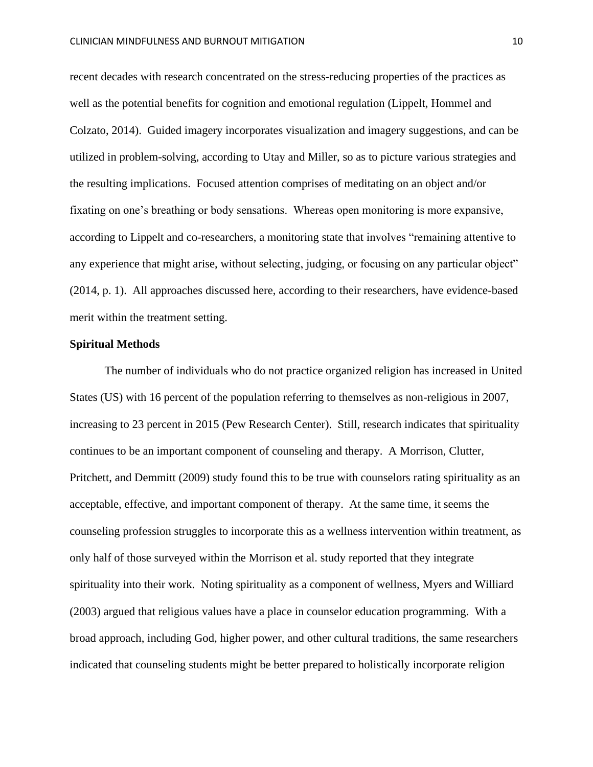recent decades with research concentrated on the stress-reducing properties of the practices as well as the potential benefits for cognition and emotional regulation (Lippelt, Hommel and Colzato, 2014). Guided imagery incorporates visualization and imagery suggestions, and can be utilized in problem-solving, according to Utay and Miller, so as to picture various strategies and the resulting implications. Focused attention comprises of meditating on an object and/or fixating on one's breathing or body sensations. Whereas open monitoring is more expansive, according to Lippelt and co-researchers, a monitoring state that involves "remaining attentive to any experience that might arise, without selecting, judging, or focusing on any particular object" (2014, p. 1). All approaches discussed here, according to their researchers, have evidence-based merit within the treatment setting.

**Spiritual Methods**

The number of individuals who do not practice organized religion has increased in United States (US) with 16 percent of the population referring to themselves as non-religious in 2007, increasing to 23 percent in 2015 (Pew Research Center). Still, research indicates that spirituality continues to be an important component of counseling and therapy. A Morrison, Clutter, Pritchett, and Demmitt (2009) study found this to be true with counselors rating spirituality as an acceptable, effective, and important component of therapy. At the same time, it seems the counseling profession struggles to incorporate this as a wellness intervention within treatment, as only half of those surveyed within the Morrison et al. study reported that they integrate spirituality into their work. Noting spirituality as a component of wellness, Myers and Williard (2003) argued that religious values have a place in counselor education programming. With a broad approach, including God, higher power, and other cultural traditions, the same researchers indicated that counseling students might be better prepared to holistically incorporate religion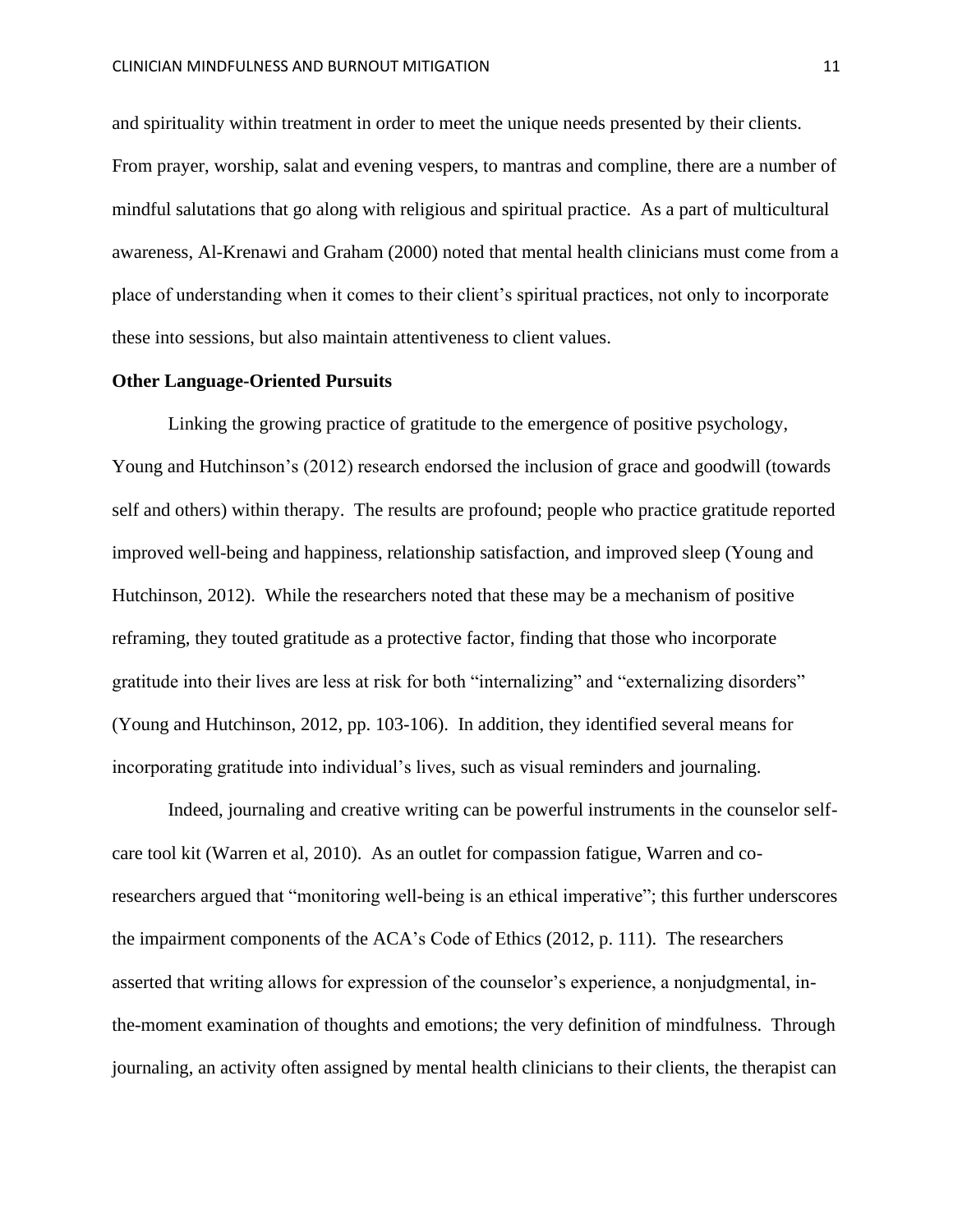and spirituality within treatment in order to meet the unique needs presented by their clients. From prayer, worship, salat and evening vespers, to mantras and compline, there are a number of mindful salutations that go along with religious and spiritual practice. As a part of multicultural awareness, Al-Krenawi and Graham (2000) noted that mental health clinicians must come from a place of understanding when it comes to their client's spiritual practices, not only to incorporate these into sessions, but also maintain attentiveness to client values.

**Other Language-Oriented Pursuits**

Linking the growing practice of gratitude to the emergence of positive psychology, Young and Hutchinson's (2012) research endorsed the inclusion of grace and goodwill (towards self and others) within therapy. The results are profound; people who practice gratitude reported improved well-being and happiness, relationship satisfaction, and improved sleep (Young and Hutchinson, 2012). While the researchers noted that these may be a mechanism of positive reframing, they touted gratitude as a protective factor, finding that those who incorporate gratitude into their lives are less at risk for both "internalizing" and "externalizing disorders" (Young and Hutchinson, 2012, pp. 103-106). In addition, they identified several means for incorporating gratitude into individual's lives, such as visual reminders and journaling.

Indeed, journaling and creative writing can be powerful instruments in the counselor self-care tool kit (Warren et al, 2010). As an outlet for compassion fatigue, Warren and co-researchers argued that "monitoring well-being is an ethical imperative"; this further underscores the impairment components of the ACA's Code of Ethics (2012, p. 111). The researchers asserted that writing allows for expression of the counselor's experience, a nonjudgmental, in-the-moment examination of thoughts and emotions; the very definition of mindfulness. Through journaling, an activity often assigned by mental health clinicians to their clients, the therapist can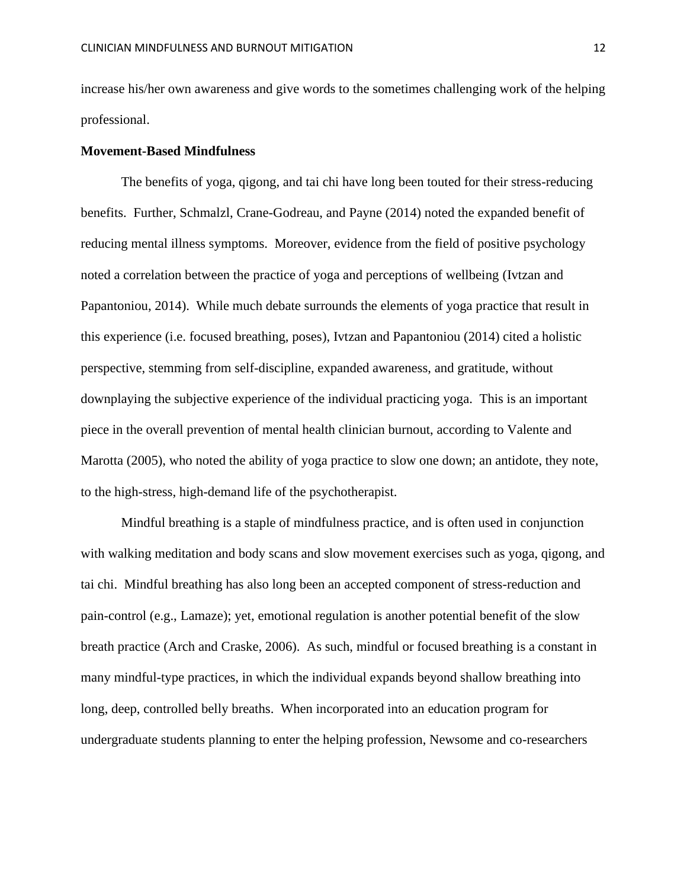increase his/her own awareness and give words to the sometimes challenging work of the helping professional.

**Movement-Based Mindfulness**

The benefits of yoga, qigong, and tai chi have long been touted for their stress-reducing benefits. Further, Schmalzl, Crane-Godreau, and Payne (2014) noted the expanded benefit of reducing mental illness symptoms. Moreover, evidence from the field of positive psychology noted a correlation between the practice of yoga and perceptions of wellbeing (Ivtzan and Papantoniou, 2014). While much debate surrounds the elements of yoga practice that result in this experience (i.e. focused breathing, poses), Ivtzan and Papantoniou (2014) cited a holistic perspective, stemming from self-discipline, expanded awareness, and gratitude, without downplaying the subjective experience of the individual practicing yoga. This is an important piece in the overall prevention of mental health clinician burnout, according to Valente and Marotta (2005), who noted the ability of yoga practice to slow one down; an antidote, they note, to the high-stress, high-demand life of the psychotherapist.

Mindful breathing is a staple of mindfulness practice, and is often used in conjunction with walking meditation and body scans and slow movement exercises such as yoga, qigong, and tai chi. Mindful breathing has also long been an accepted component of stress-reduction and pain-control (e.g., Lamaze); yet, emotional regulation is another potential benefit of the slow breath practice (Arch and Craske, 2006). As such, mindful or focused breathing is a constant in many mindful-type practices, in which the individual expands beyond shallow breathing into long, deep, controlled belly breaths. When incorporated into an education program for undergraduate students planning to enter the helping profession, Newsome and co-researchers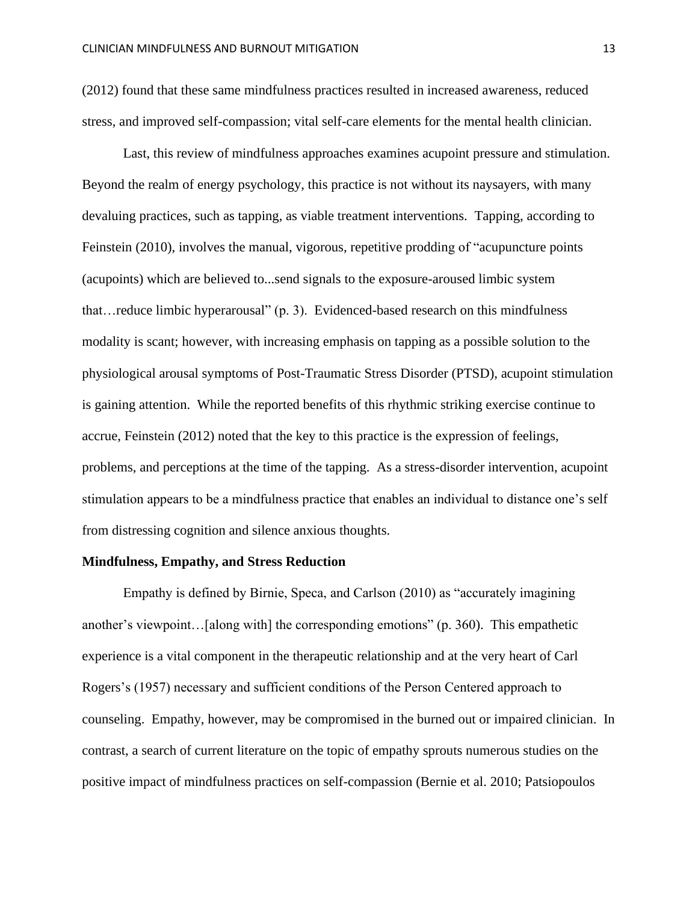(2012) found that these same mindfulness practices resulted in increased awareness, reduced stress, and improved self-compassion; vital self-care elements for the mental health clinician.

Last, this review of mindfulness approaches examines acupoint pressure and stimulation. Beyond the realm of energy psychology, this practice is not without its naysayers, with many devaluing practices, such as tapping, as viable treatment interventions. Tapping, according to Feinstein (2010), involves the manual, vigorous, repetitive prodding of "acupuncture points (acupoints) which are believed to...send signals to the exposure-aroused limbic system that…reduce limbic hyperarousal" (p. 3). Evidenced-based research on this mindfulness modality is scant; however, with increasing emphasis on tapping as a possible solution to the physiological arousal symptoms of Post-Traumatic Stress Disorder (PTSD), acupoint stimulation is gaining attention. While the reported benefits of this rhythmic striking exercise continue to accrue, Feinstein (2012) noted that the key to this practice is the expression of feelings, problems, and perceptions at the time of the tapping. As a stress-disorder intervention, acupoint stimulation appears to be a mindfulness practice that enables an individual to distance one's self from distressing cognition and silence anxious thoughts.

**Mindfulness, Empathy, and Stress Reduction**

Empathy is defined by Birnie, Speca, and Carlson (2010) as "accurately imagining another's viewpoint…[along with] the corresponding emotions" (p. 360). This empathetic experience is a vital component in the therapeutic relationship and at the very heart of Carl Rogers's (1957) necessary and sufficient conditions of the Person Centered approach to counseling. Empathy, however, may be compromised in the burned out or impaired clinician. In contrast, a search of current literature on the topic of empathy sprouts numerous studies on the positive impact of mindfulness practices on self-compassion (Bernie et al. 2010; Patsiopoulos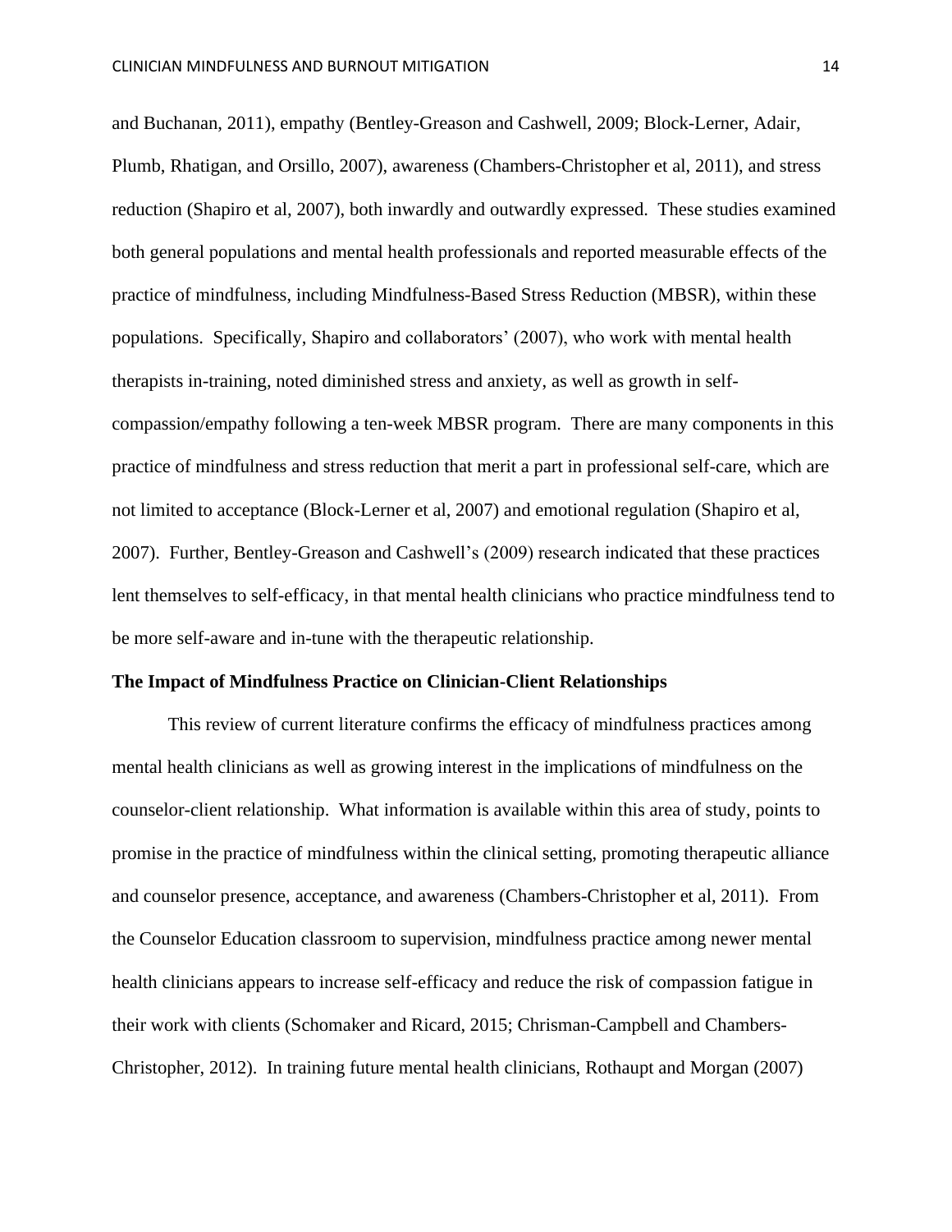and Buchanan, 2011), empathy (Bentley-Greason and Cashwell, 2009; Block-Lerner, Adair, Plumb, Rhatigan, and Orsillo, 2007), awareness (Chambers-Christopher et al, 2011), and stress reduction (Shapiro et al, 2007), both inwardly and outwardly expressed. These studies examined both general populations and mental health professionals and reported measurable effects of the practice of mindfulness, including Mindfulness-Based Stress Reduction (MBSR), within these populations. Specifically, Shapiro and collaborators' (2007), who work with mental health therapists in-training, noted diminished stress and anxiety, as well as growth in self-compassion/empathy following a ten-week MBSR program. There are many components in this practice of mindfulness and stress reduction that merit a part in professional self-care, which are not limited to acceptance (Block-Lerner et al, 2007) and emotional regulation (Shapiro et al, 2007). Further, Bentley-Greason and Cashwell's (2009) research indicated that these practices lent themselves to self-efficacy, in that mental health clinicians who practice mindfulness tend to be more self-aware and in-tune with the therapeutic relationship.

**The Impact of Mindfulness Practice on Clinician-Client Relationships**

This review of current literature confirms the efficacy of mindfulness practices among mental health clinicians as well as growing interest in the implications of mindfulness on the counselor-client relationship. What information is available within this area of study, points to promise in the practice of mindfulness within the clinical setting, promoting therapeutic alliance and counselor presence, acceptance, and awareness (Chambers-Christopher et al, 2011). From the Counselor Education classroom to supervision, mindfulness practice among newer mental health clinicians appears to increase self-efficacy and reduce the risk of compassion fatigue in their work with clients (Schomaker and Ricard, 2015; Chrisman-Campbell and Chambers-Christopher, 2012). In training future mental health clinicians, Rothaupt and Morgan (2007)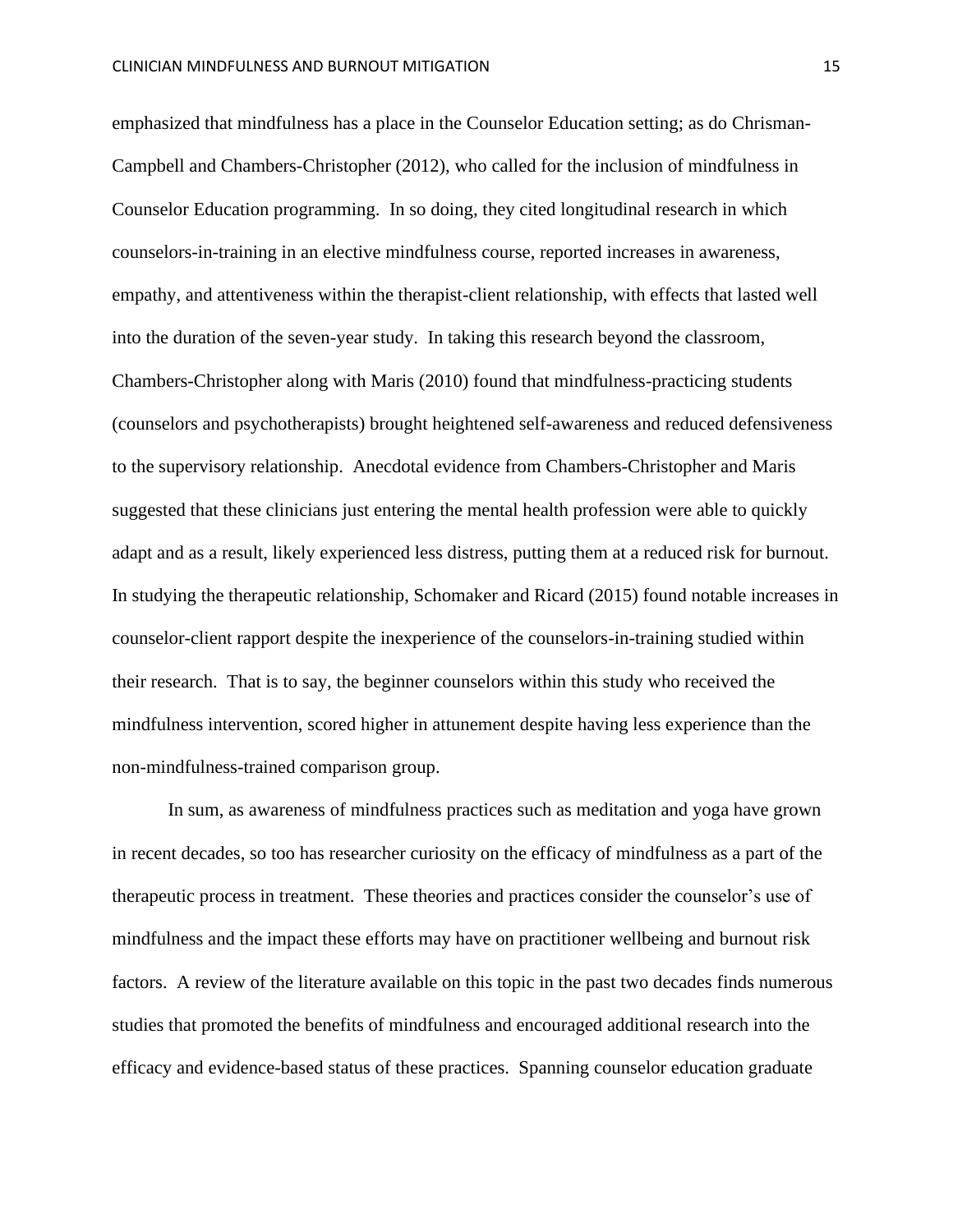emphasized that mindfulness has a place in the Counselor Education setting; as do Chrisman-Campbell and Chambers-Christopher (2012), who called for the inclusion of mindfulness in Counselor Education programming. In so doing, they cited longitudinal research in which counselors-in-training in an elective mindfulness course, reported increases in awareness, empathy, and attentiveness within the therapist-client relationship, with effects that lasted well into the duration of the seven-year study. In taking this research beyond the classroom, Chambers-Christopher along with Maris (2010) found that mindfulness-practicing students (counselors and psychotherapists) brought heightened self-awareness and reduced defensiveness to the supervisory relationship. Anecdotal evidence from Chambers-Christopher and Maris suggested that these clinicians just entering the mental health profession were able to quickly adapt and as a result, likely experienced less distress, putting them at a reduced risk for burnout. In studying the therapeutic relationship, Schomaker and Ricard (2015) found notable increases in counselor-client rapport despite the inexperience of the counselors-in-training studied within their research. That is to say, the beginner counselors within this study who received the mindfulness intervention, scored higher in attunement despite having less experience than the non-mindfulness-trained comparison group.

In sum, as awareness of mindfulness practices such as meditation and yoga have grown in recent decades, so too has researcher curiosity on the efficacy of mindfulness as a part of the therapeutic process in treatment. These theories and practices consider the counselor's use of mindfulness and the impact these efforts may have on practitioner wellbeing and burnout risk factors. A review of the literature available on this topic in the past two decades finds numerous studies that promoted the benefits of mindfulness and encouraged additional research into the efficacy and evidence-based status of these practices. Spanning counselor education graduate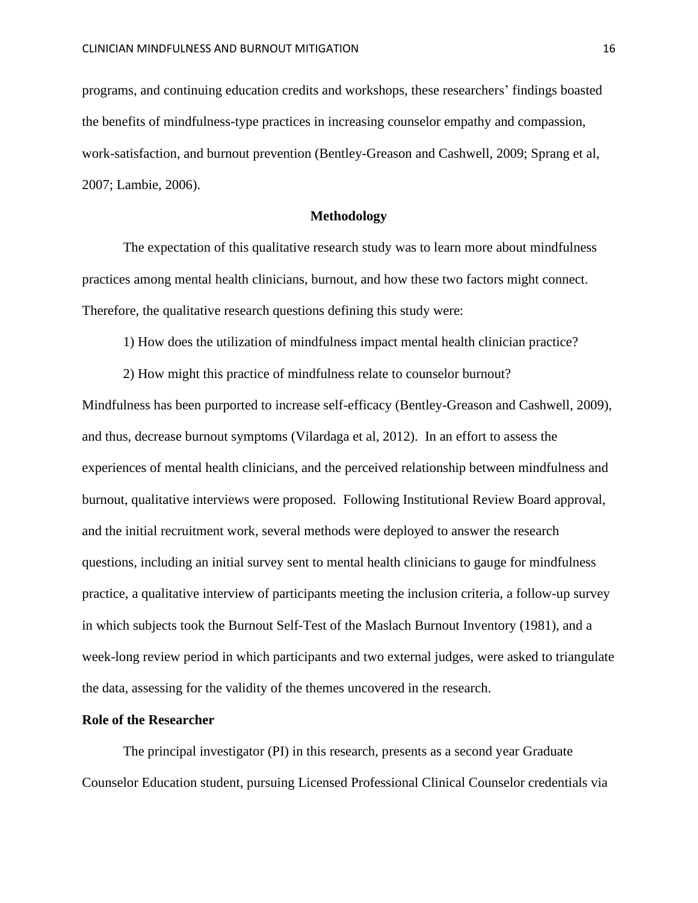programs, and continuing education credits and workshops, these researchers' findings boasted the benefits of mindfulness-type practices in increasing counselor empathy and compassion, work-satisfaction, and burnout prevention (Bentley-Greason and Cashwell, 2009; Sprang et al, 2007; Lambie, 2006).

## Methodology

The expectation of this qualitative research study was to learn more about mindfulness practices among mental health clinicians, burnout, and how these two factors might connect. Therefore, the qualitative research questions defining this study were:

1) How does the utilization of mindfulness impact mental health clinician practice?

2) How might this practice of mindfulness relate to counselor burnout?

Mindfulness has been purported to increase self-efficacy (Bentley-Greason and Cashwell, 2009), and thus, decrease burnout symptoms (Vilardaga et al, 2012). In an effort to assess the experiences of mental health clinicians, and the perceived relationship between mindfulness and burnout, qualitative interviews were proposed. Following Institutional Review Board approval, and the initial recruitment work, several methods were deployed to answer the research questions, including an initial survey sent to mental health clinicians to gauge for mindfulness practice, a qualitative interview of participants meeting the inclusion criteria, a follow-up survey in which subjects took the Burnout Self-Test of the Maslach Burnout Inventory (1981), and a week-long review period in which participants and two external judges, were asked to triangulate the data, assessing for the validity of the themes uncovered in the research.

### Role of the Researcher

The principal investigator (PI) in this research, presents as a second year Graduate Counselor Education student, pursuing Licensed Professional Clinical Counselor credentials via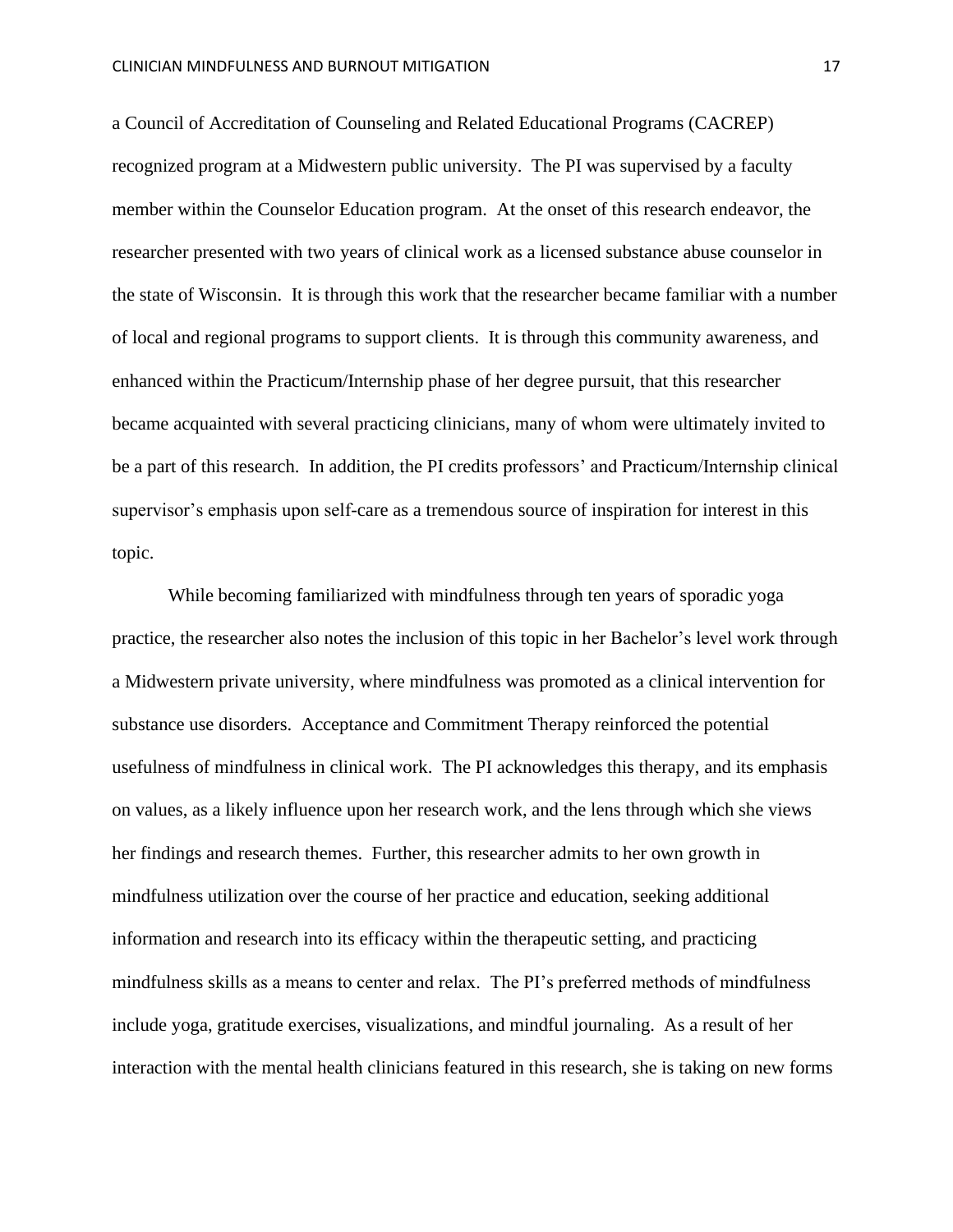a Council of Accreditation of Counseling and Related Educational Programs (CACREP) recognized program at a Midwestern public university. The PI was supervised by a faculty member within the Counselor Education program. At the onset of this research endeavor, the researcher presented with two years of clinical work as a licensed substance abuse counselor in the state of Wisconsin. It is through this work that the researcher became familiar with a number of local and regional programs to support clients. It is through this community awareness, and enhanced within the Practicum/Internship phase of her degree pursuit, that this researcher became acquainted with several practicing clinicians, many of whom were ultimately invited to be a part of this research. In addition, the PI credits professors' and Practicum/Internship clinical supervisor's emphasis upon self-care as a tremendous source of inspiration for interest in this topic.

While becoming familiarized with mindfulness through ten years of sporadic yoga practice, the researcher also notes the inclusion of this topic in her Bachelor's level work through a Midwestern private university, where mindfulness was promoted as a clinical intervention for substance use disorders. Acceptance and Commitment Therapy reinforced the potential usefulness of mindfulness in clinical work. The PI acknowledges this therapy, and its emphasis on values, as a likely influence upon her research work, and the lens through which she views her findings and research themes. Further, this researcher admits to her own growth in mindfulness utilization over the course of her practice and education, seeking additional information and research into its efficacy within the therapeutic setting, and practicing mindfulness skills as a means to center and relax. The PI's preferred methods of mindfulness include yoga, gratitude exercises, visualizations, and mindful journaling. As a result of her interaction with the mental health clinicians featured in this research, she is taking on new forms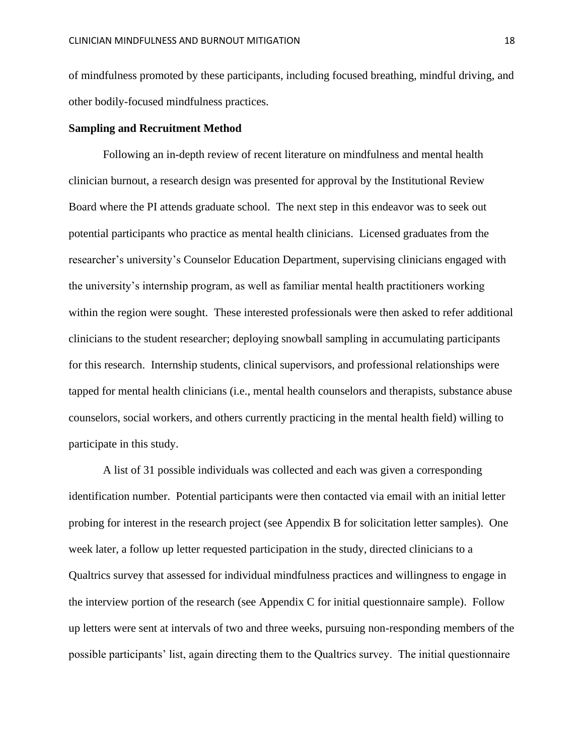of mindfulness promoted by these participants, including focused breathing, mindful driving, and other bodily-focused mindfulness practices.

**Sampling and Recruitment Method**

Following an in-depth review of recent literature on mindfulness and mental health clinician burnout, a research design was presented for approval by the Institutional Review Board where the PI attends graduate school. The next step in this endeavor was to seek out potential participants who practice as mental health clinicians. Licensed graduates from the researcher's university's Counselor Education Department, supervising clinicians engaged with the university's internship program, as well as familiar mental health practitioners working within the region were sought. These interested professionals were then asked to refer additional clinicians to the student researcher; deploying snowball sampling in accumulating participants for this research. Internship students, clinical supervisors, and professional relationships were tapped for mental health clinicians (i.e., mental health counselors and therapists, substance abuse counselors, social workers, and others currently practicing in the mental health field) willing to participate in this study.

A list of 31 possible individuals was collected and each was given a corresponding identification number. Potential participants were then contacted via email with an initial letter probing for interest in the research project (see Appendix B for solicitation letter samples). One week later, a follow up letter requested participation in the study, directed clinicians to a Qualtrics survey that assessed for individual mindfulness practices and willingness to engage in the interview portion of the research (see Appendix C for initial questionnaire sample). Follow up letters were sent at intervals of two and three weeks, pursuing non-responding members of the possible participants' list, again directing them to the Qualtrics survey. The initial questionnaire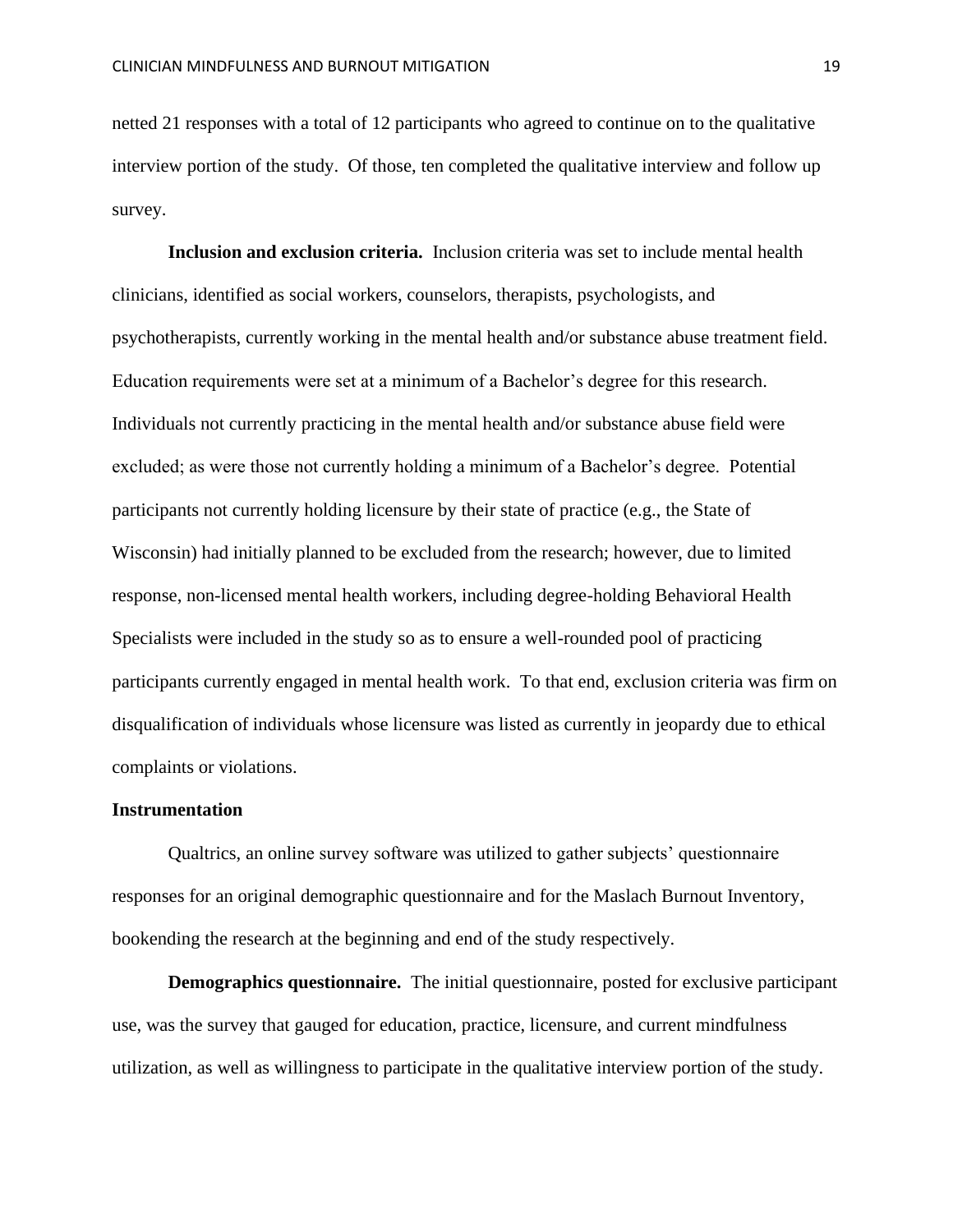netted 21 responses with a total of 12 participants who agreed to continue on to the qualitative interview portion of the study. Of those, ten completed the qualitative interview and follow up survey.

**Inclusion and exclusion criteria.** Inclusion criteria was set to include mental health clinicians, identified as social workers, counselors, therapists, psychologists, and psychotherapists, currently working in the mental health and/or substance abuse treatment field. Education requirements were set at a minimum of a Bachelor's degree for this research. Individuals not currently practicing in the mental health and/or substance abuse field were excluded; as were those not currently holding a minimum of a Bachelor's degree. Potential participants not currently holding licensure by their state of practice (e.g., the State of Wisconsin) had initially planned to be excluded from the research; however, due to limited response, non-licensed mental health workers, including degree-holding Behavioral Health Specialists were included in the study so as to ensure a well-rounded pool of practicing participants currently engaged in mental health work. To that end, exclusion criteria was firm on disqualification of individuals whose licensure was listed as currently in jeopardy due to ethical complaints or violations.

## Instrumentation

Qualtrics, an online survey software was utilized to gather subjects' questionnaire responses for an original demographic questionnaire and for the Maslach Burnout Inventory, bookending the research at the beginning and end of the study respectively.

**Demographics questionnaire.** The initial questionnaire, posted for exclusive participant use, was the survey that gauged for education, practice, licensure, and current mindfulness utilization, as well as willingness to participate in the qualitative interview portion of the study.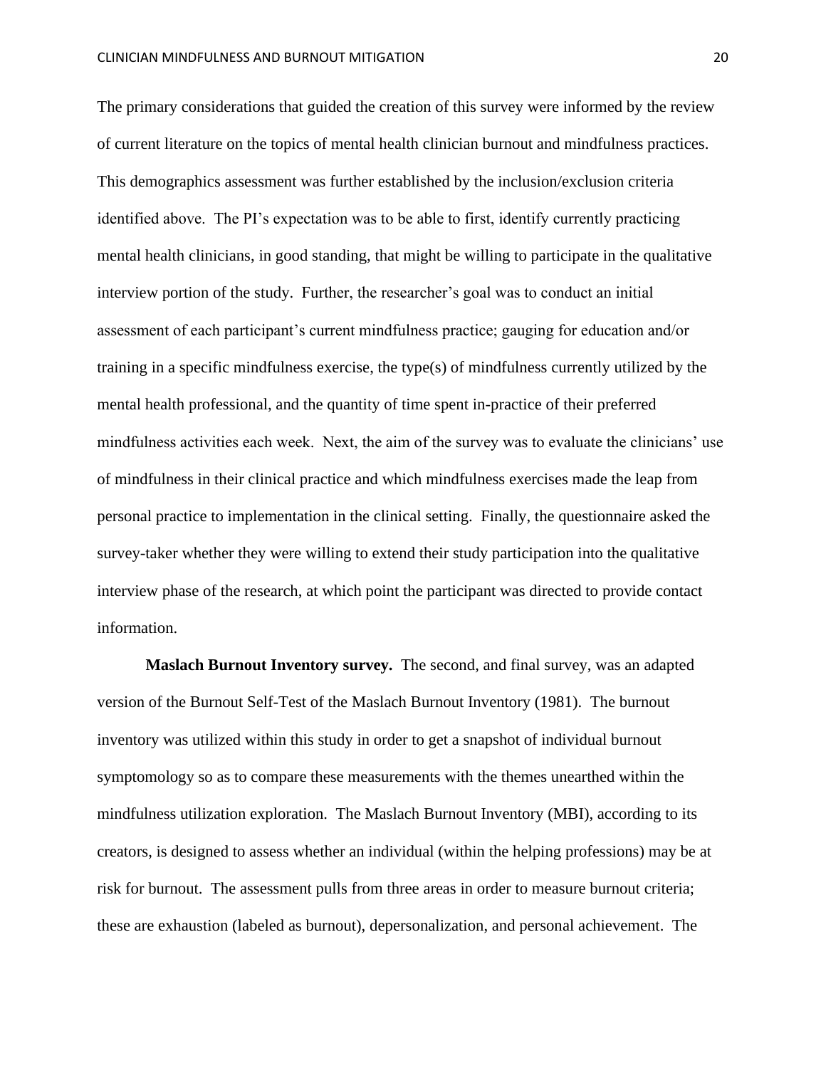The primary considerations that guided the creation of this survey were informed by the review of current literature on the topics of mental health clinician burnout and mindfulness practices. This demographics assessment was further established by the inclusion/exclusion criteria identified above. The PI's expectation was to be able to first, identify currently practicing mental health clinicians, in good standing, that might be willing to participate in the qualitative interview portion of the study. Further, the researcher's goal was to conduct an initial assessment of each participant's current mindfulness practice; gauging for education and/or training in a specific mindfulness exercise, the type(s) of mindfulness currently utilized by the mental health professional, and the quantity of time spent in-practice of their preferred mindfulness activities each week. Next, the aim of the survey was to evaluate the clinicians' use of mindfulness in their clinical practice and which mindfulness exercises made the leap from personal practice to implementation in the clinical setting. Finally, the questionnaire asked the survey-taker whether they were willing to extend their study participation into the qualitative interview phase of the research, at which point the participant was directed to provide contact information.

**Maslach Burnout Inventory survey.** The second, and final survey, was an adapted version of the Burnout Self-Test of the Maslach Burnout Inventory (1981). The burnout inventory was utilized within this study in order to get a snapshot of individual burnout symptomology so as to compare these measurements with the themes unearthed within the mindfulness utilization exploration. The Maslach Burnout Inventory (MBI), according to its creators, is designed to assess whether an individual (within the helping professions) may be at risk for burnout. The assessment pulls from three areas in order to measure burnout criteria; these are exhaustion (labeled as burnout), depersonalization, and personal achievement. The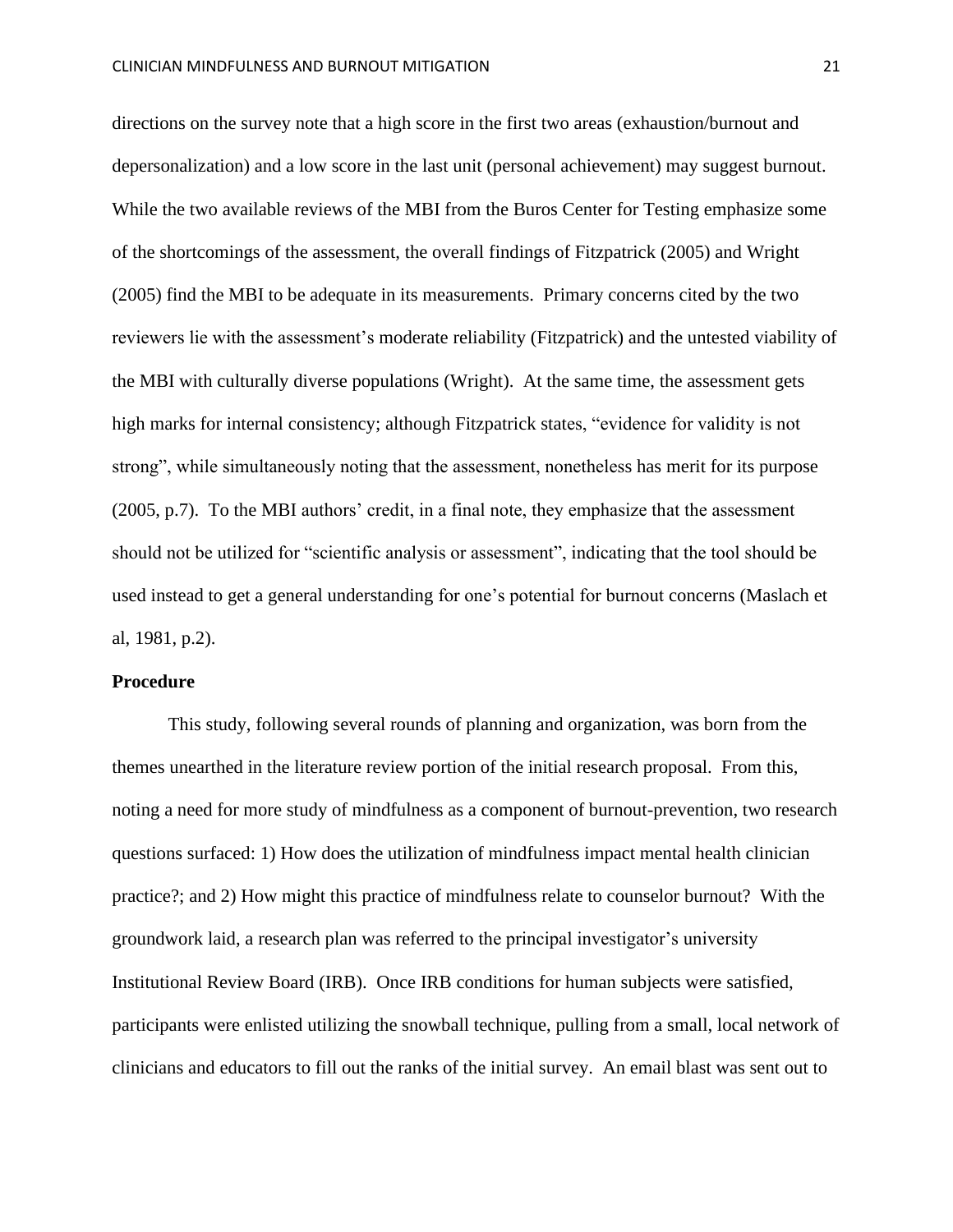directions on the survey note that a high score in the first two areas (exhaustion/burnout and depersonalization) and a low score in the last unit (personal achievement) may suggest burnout. While the two available reviews of the MBI from the Buros Center for Testing emphasize some of the shortcomings of the assessment, the overall findings of Fitzpatrick (2005) and Wright (2005) find the MBI to be adequate in its measurements. Primary concerns cited by the two reviewers lie with the assessment's moderate reliability (Fitzpatrick) and the untested viability of the MBI with culturally diverse populations (Wright). At the same time, the assessment gets high marks for internal consistency; although Fitzpatrick states, "evidence for validity is not strong", while simultaneously noting that the assessment, nonetheless has merit for its purpose (2005, p.7). To the MBI authors' credit, in a final note, they emphasize that the assessment should not be utilized for "scientific analysis or assessment", indicating that the tool should be used instead to get a general understanding for one's potential for burnout concerns (Maslach et al, 1981, p.2).

**Procedure**

This study, following several rounds of planning and organization, was born from the themes unearthed in the literature review portion of the initial research proposal. From this, noting a need for more study of mindfulness as a component of burnout-prevention, two research questions surfaced: 1) How does the utilization of mindfulness impact mental health clinician practice?; and 2) How might this practice of mindfulness relate to counselor burnout? With the groundwork laid, a research plan was referred to the principal investigator's university Institutional Review Board (IRB). Once IRB conditions for human subjects were satisfied, participants were enlisted utilizing the snowball technique, pulling from a small, local network of clinicians and educators to fill out the ranks of the initial survey. An email blast was sent out to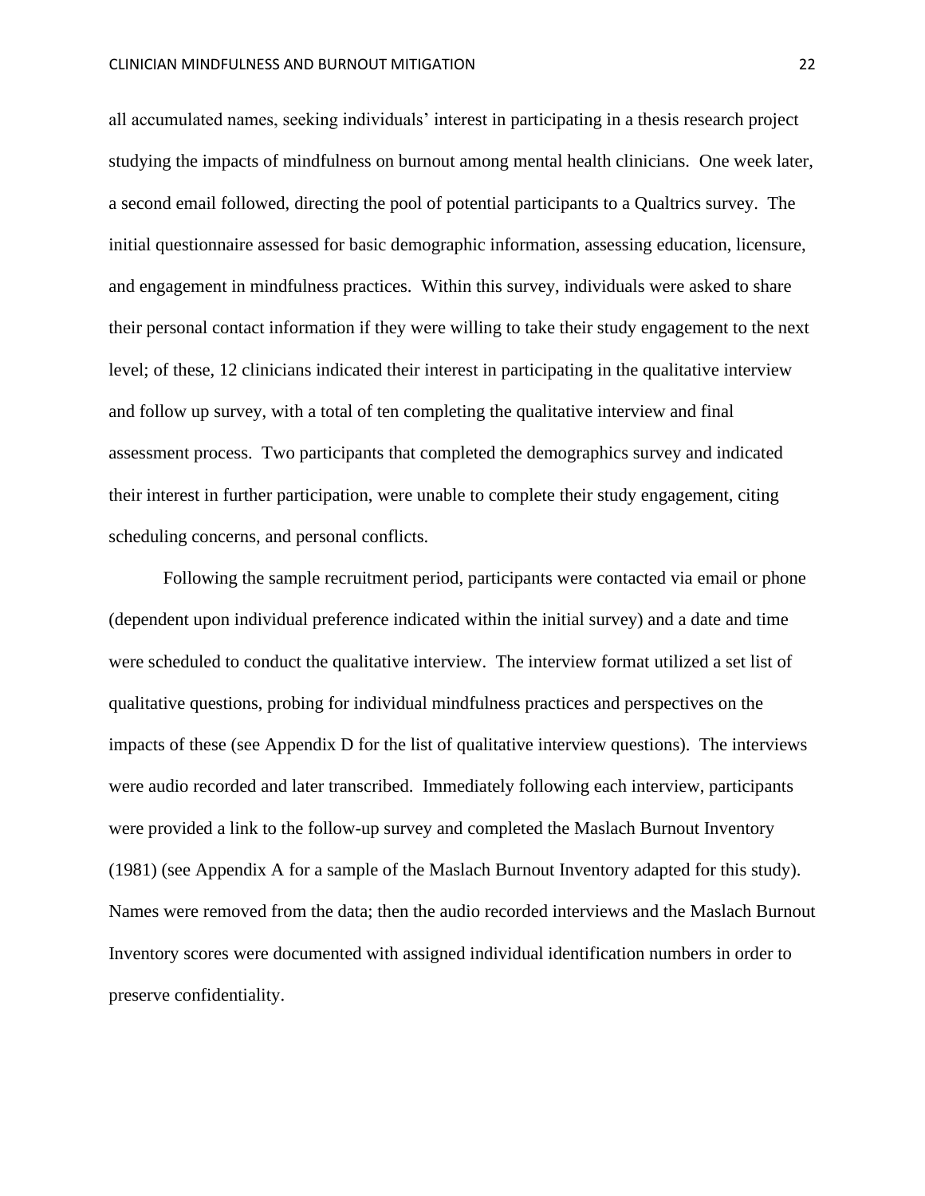all accumulated names, seeking individuals' interest in participating in a thesis research project studying the impacts of mindfulness on burnout among mental health clinicians. One week later, a second email followed, directing the pool of potential participants to a Qualtrics survey. The initial questionnaire assessed for basic demographic information, assessing education, licensure, and engagement in mindfulness practices. Within this survey, individuals were asked to share their personal contact information if they were willing to take their study engagement to the next level; of these, 12 clinicians indicated their interest in participating in the qualitative interview and follow up survey, with a total of ten completing the qualitative interview and final assessment process. Two participants that completed the demographics survey and indicated their interest in further participation, were unable to complete their study engagement, citing scheduling concerns, and personal conflicts.

Following the sample recruitment period, participants were contacted via email or phone (dependent upon individual preference indicated within the initial survey) and a date and time were scheduled to conduct the qualitative interview. The interview format utilized a set list of qualitative questions, probing for individual mindfulness practices and perspectives on the impacts of these (see Appendix D for the list of qualitative interview questions). The interviews were audio recorded and later transcribed. Immediately following each interview, participants were provided a link to the follow-up survey and completed the Maslach Burnout Inventory (1981) (see Appendix A for a sample of the Maslach Burnout Inventory adapted for this study). Names were removed from the data; then the audio recorded interviews and the Maslach Burnout Inventory scores were documented with assigned individual identification numbers in order to preserve confidentiality.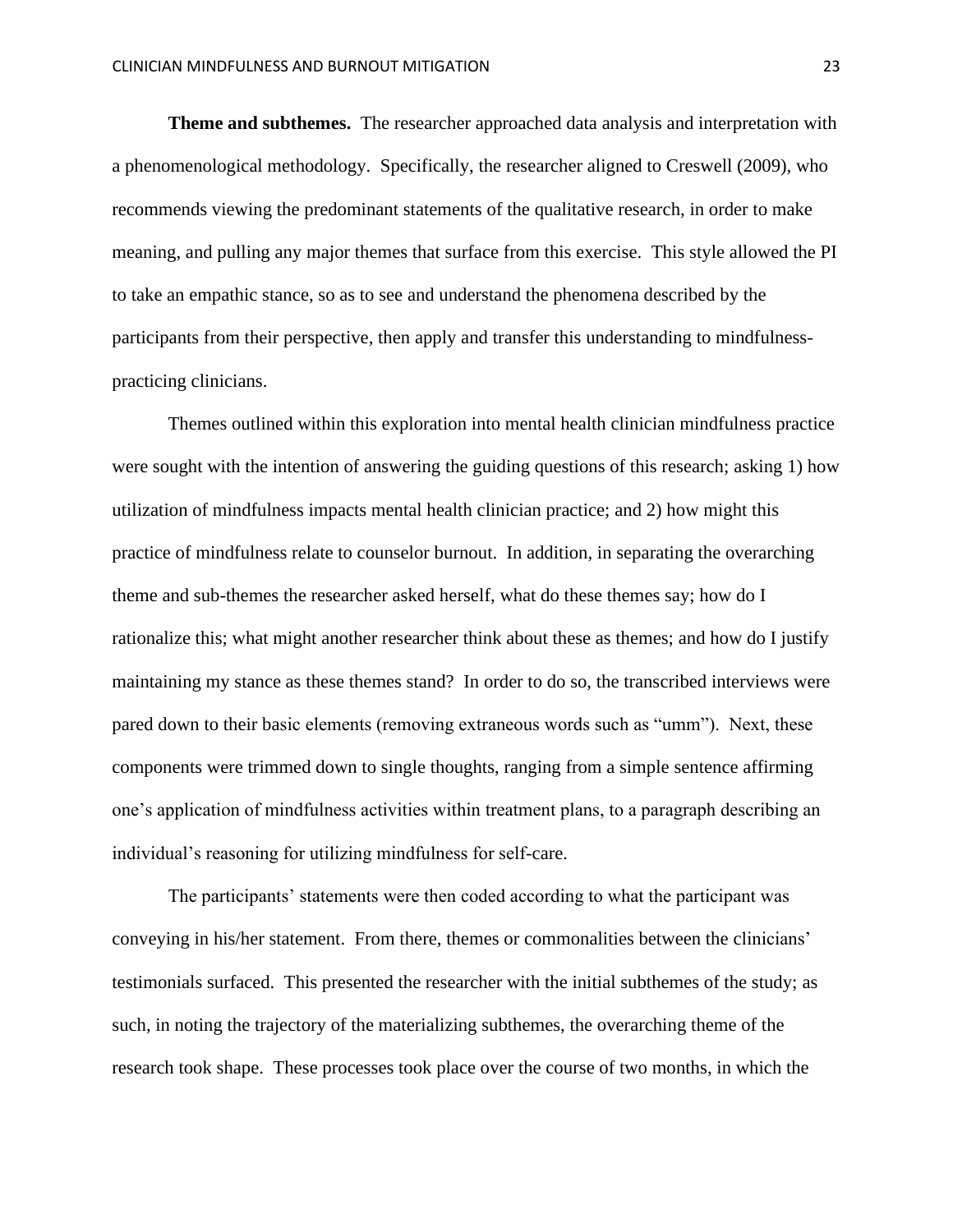**Theme and subthemes.** The researcher approached data analysis and interpretation with a phenomenological methodology. Specifically, the researcher aligned to Creswell (2009), who recommends viewing the predominant statements of the qualitative research, in order to make meaning, and pulling any major themes that surface from this exercise. This style allowed the PI to take an empathic stance, so as to see and understand the phenomena described by the participants from their perspective, then apply and transfer this understanding to mindfulness-practicing clinicians.

Themes outlined within this exploration into mental health clinician mindfulness practice were sought with the intention of answering the guiding questions of this research; asking 1) how utilization of mindfulness impacts mental health clinician practice; and 2) how might this practice of mindfulness relate to counselor burnout. In addition, in separating the overarching theme and sub-themes the researcher asked herself, what do these themes say; how do I rationalize this; what might another researcher think about these as themes; and how do I justify maintaining my stance as these themes stand? In order to do so, the transcribed interviews were pared down to their basic elements (removing extraneous words such as "umm"). Next, these components were trimmed down to single thoughts, ranging from a simple sentence affirming one's application of mindfulness activities within treatment plans, to a paragraph describing an individual's reasoning for utilizing mindfulness for self-care.

The participants' statements were then coded according to what the participant was conveying in his/her statement. From there, themes or commonalities between the clinicians' testimonials surfaced. This presented the researcher with the initial subthemes of the study; as such, in noting the trajectory of the materializing subthemes, the overarching theme of the research took shape. These processes took place over the course of two months, in which the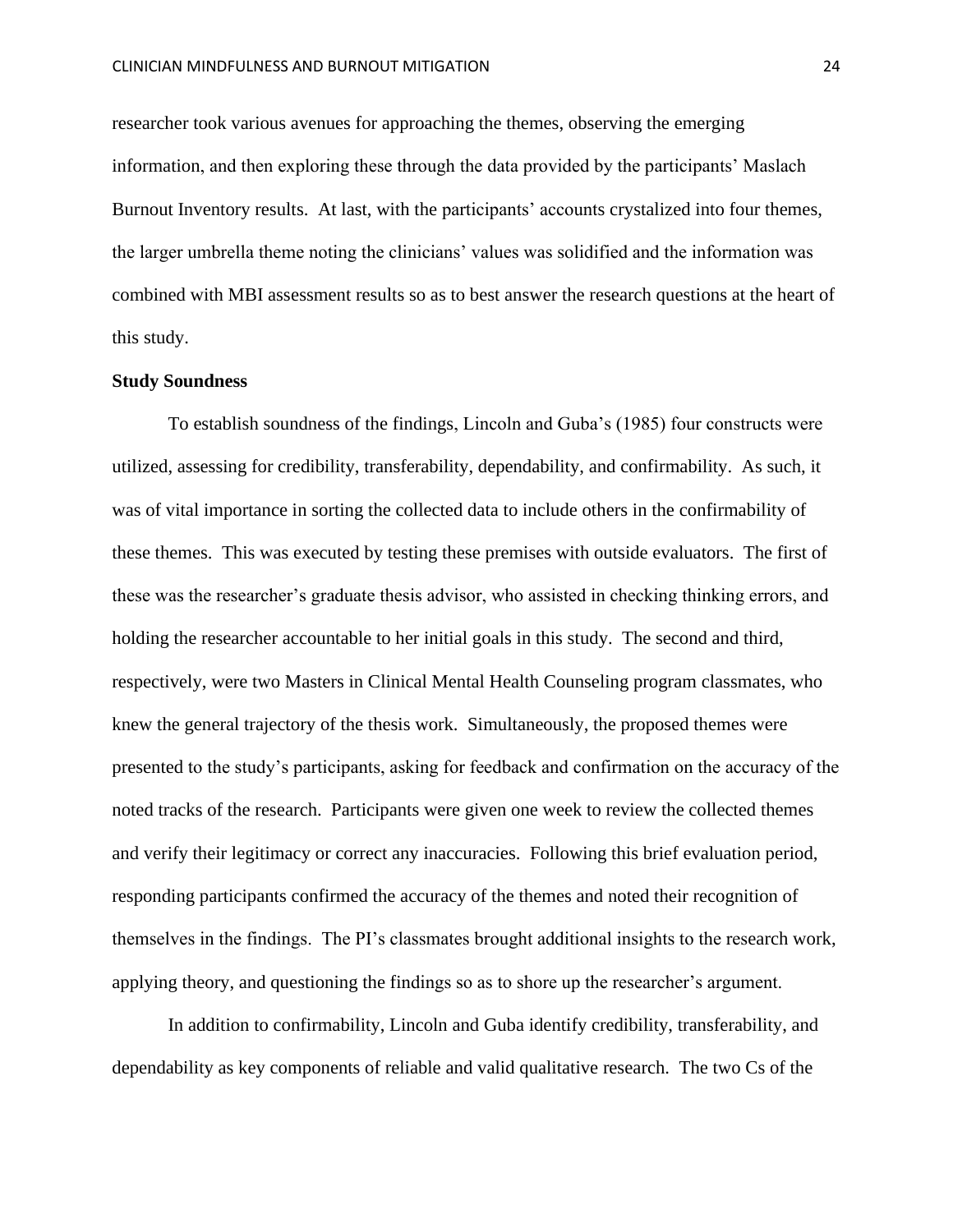researcher took various avenues for approaching the themes, observing the emerging information, and then exploring these through the data provided by the participants' Maslach Burnout Inventory results. At last, with the participants' accounts crystalized into four themes, the larger umbrella theme noting the clinicians' values was solidified and the information was combined with MBI assessment results so as to best answer the research questions at the heart of this study.

**Study Soundness**

To establish soundness of the findings, Lincoln and Guba's (1985) four constructs were utilized, assessing for credibility, transferability, dependability, and confirmability. As such, it was of vital importance in sorting the collected data to include others in the confirmability of these themes. This was executed by testing these premises with outside evaluators. The first of these was the researcher's graduate thesis advisor, who assisted in checking thinking errors, and holding the researcher accountable to her initial goals in this study. The second and third, respectively, were two Masters in Clinical Mental Health Counseling program classmates, who knew the general trajectory of the thesis work. Simultaneously, the proposed themes were presented to the study's participants, asking for feedback and confirmation on the accuracy of the noted tracks of the research. Participants were given one week to review the collected themes and verify their legitimacy or correct any inaccuracies. Following this brief evaluation period, responding participants confirmed the accuracy of the themes and noted their recognition of themselves in the findings. The PI's classmates brought additional insights to the research work, applying theory, and questioning the findings so as to shore up the researcher's argument.

In addition to confirmability, Lincoln and Guba identify credibility, transferability, and dependability as key components of reliable and valid qualitative research. The two Cs of the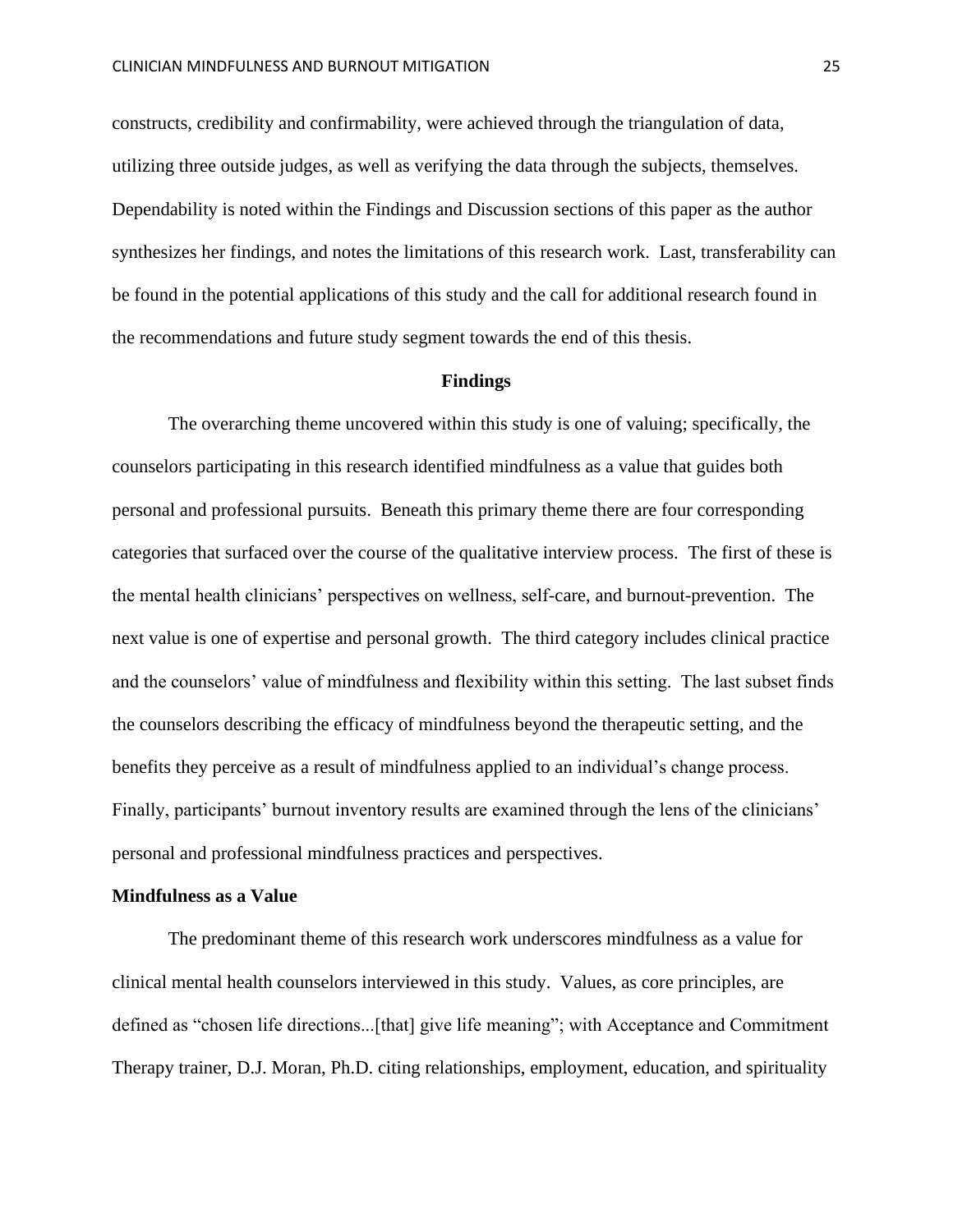constructs, credibility and confirmability, were achieved through the triangulation of data, utilizing three outside judges, as well as verifying the data through the subjects, themselves. Dependability is noted within the Findings and Discussion sections of this paper as the author synthesizes her findings, and notes the limitations of this research work. Last, transferability can be found in the potential applications of this study and the call for additional research found in the recommendations and future study segment towards the end of this thesis.

## Findings

The overarching theme uncovered within this study is one of valuing; specifically, the counselors participating in this research identified mindfulness as a value that guides both personal and professional pursuits. Beneath this primary theme there are four corresponding categories that surfaced over the course of the qualitative interview process. The first of these is the mental health clinicians' perspectives on wellness, self-care, and burnout-prevention. The next value is one of expertise and personal growth. The third category includes clinical practice and the counselors' value of mindfulness and flexibility within this setting. The last subset finds the counselors describing the efficacy of mindfulness beyond the therapeutic setting, and the benefits they perceive as a result of mindfulness applied to an individual's change process. Finally, participants' burnout inventory results are examined through the lens of the clinicians' personal and professional mindfulness practices and perspectives.

### Mindfulness as a Value

The predominant theme of this research work underscores mindfulness as a value for clinical mental health counselors interviewed in this study. Values, as core principles, are defined as "chosen life directions...[that] give life meaning"; with Acceptance and Commitment Therapy trainer, D.J. Moran, Ph.D. citing relationships, employment, education, and spirituality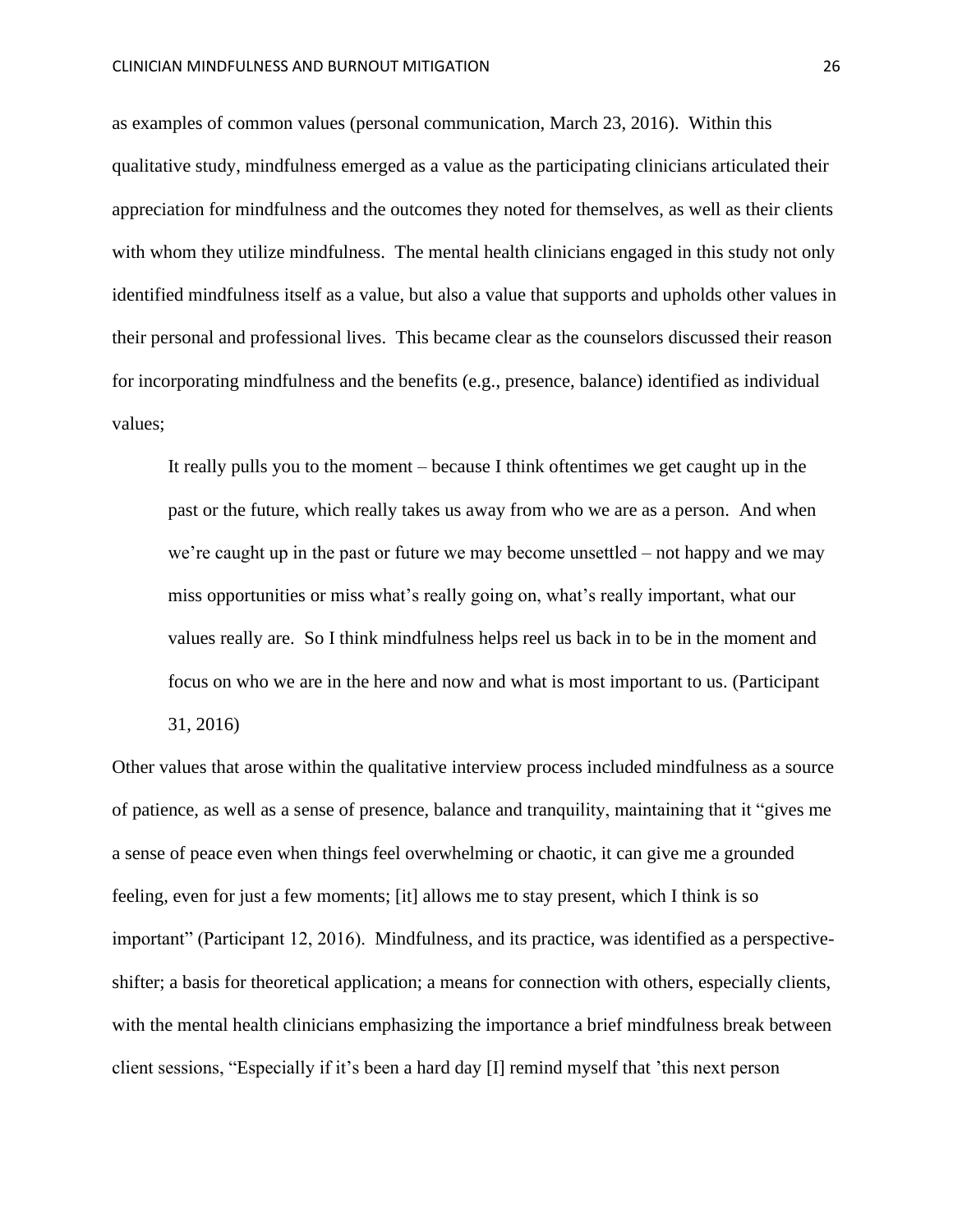as examples of common values (personal communication, March 23, 2016). Within this qualitative study, mindfulness emerged as a value as the participating clinicians articulated their appreciation for mindfulness and the outcomes they noted for themselves, as well as their clients with whom they utilize mindfulness. The mental health clinicians engaged in this study not only identified mindfulness itself as a value, but also a value that supports and upholds other values in their personal and professional lives. This became clear as the counselors discussed their reason for incorporating mindfulness and the benefits (e.g., presence, balance) identified as individual values;

> It really pulls you to the moment – because I think oftentimes we get caught up in the past or the future, which really takes us away from who we are as a person. And when we're caught up in the past or future we may become unsettled – not happy and we may miss opportunities or miss what's really going on, what's really important, what our values really are. So I think mindfulness helps reel us back in to be in the moment and focus on who we are in the here and now and what is most important to us. (Participant 31, 2016)

Other values that arose within the qualitative interview process included mindfulness as a source of patience, as well as a sense of presence, balance and tranquility, maintaining that it "gives me a sense of peace even when things feel overwhelming or chaotic, it can give me a grounded feeling, even for just a few moments; [it] allows me to stay present, which I think is so important" (Participant 12, 2016). Mindfulness, and its practice, was identified as a perspective-shifter; a basis for theoretical application; a means for connection with others, especially clients, with the mental health clinicians emphasizing the importance a brief mindfulness break between client sessions, "Especially if it's been a hard day [I] remind myself that 'this next person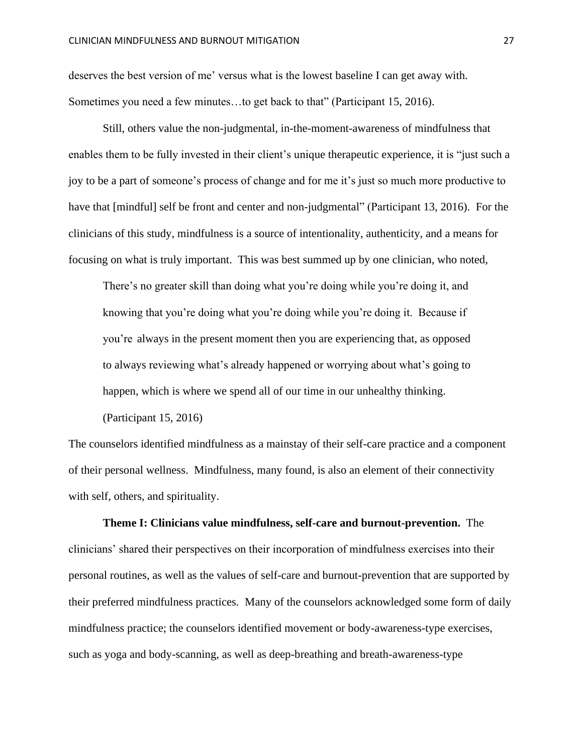deserves the best version of me' versus what is the lowest baseline I can get away with. Sometimes you need a few minutes…to get back to that" (Participant 15, 2016).

Still, others value the non-judgmental, in-the-moment-awareness of mindfulness that enables them to be fully invested in their client's unique therapeutic experience, it is "just such a joy to be a part of someone's process of change and for me it's just so much more productive to have that [mindful] self be front and center and non-judgmental" (Participant 13, 2016). For the clinicians of this study, mindfulness is a source of intentionality, authenticity, and a means for focusing on what is truly important. This was best summed up by one clinician, who noted,

> There's no greater skill than doing what you're doing while you're doing it, and knowing that you're doing what you're doing while you're doing it. Because if you're always in the present moment then you are experiencing that, as opposed to always reviewing what's already happened or worrying about what's going to happen, which is where we spend all of our time in our unhealthy thinking. (Participant 15, 2016)

The counselors identified mindfulness as a mainstay of their self-care practice and a component of their personal wellness. Mindfulness, many found, is also an element of their connectivity with self, others, and spirituality.

**Theme I: Clinicians value mindfulness, self-care and burnout-prevention.** The clinicians' shared their perspectives on their incorporation of mindfulness exercises into their personal routines, as well as the values of self-care and burnout-prevention that are supported by their preferred mindfulness practices. Many of the counselors acknowledged some form of daily mindfulness practice; the counselors identified movement or body-awareness-type exercises, such as yoga and body-scanning, as well as deep-breathing and breath-awareness-type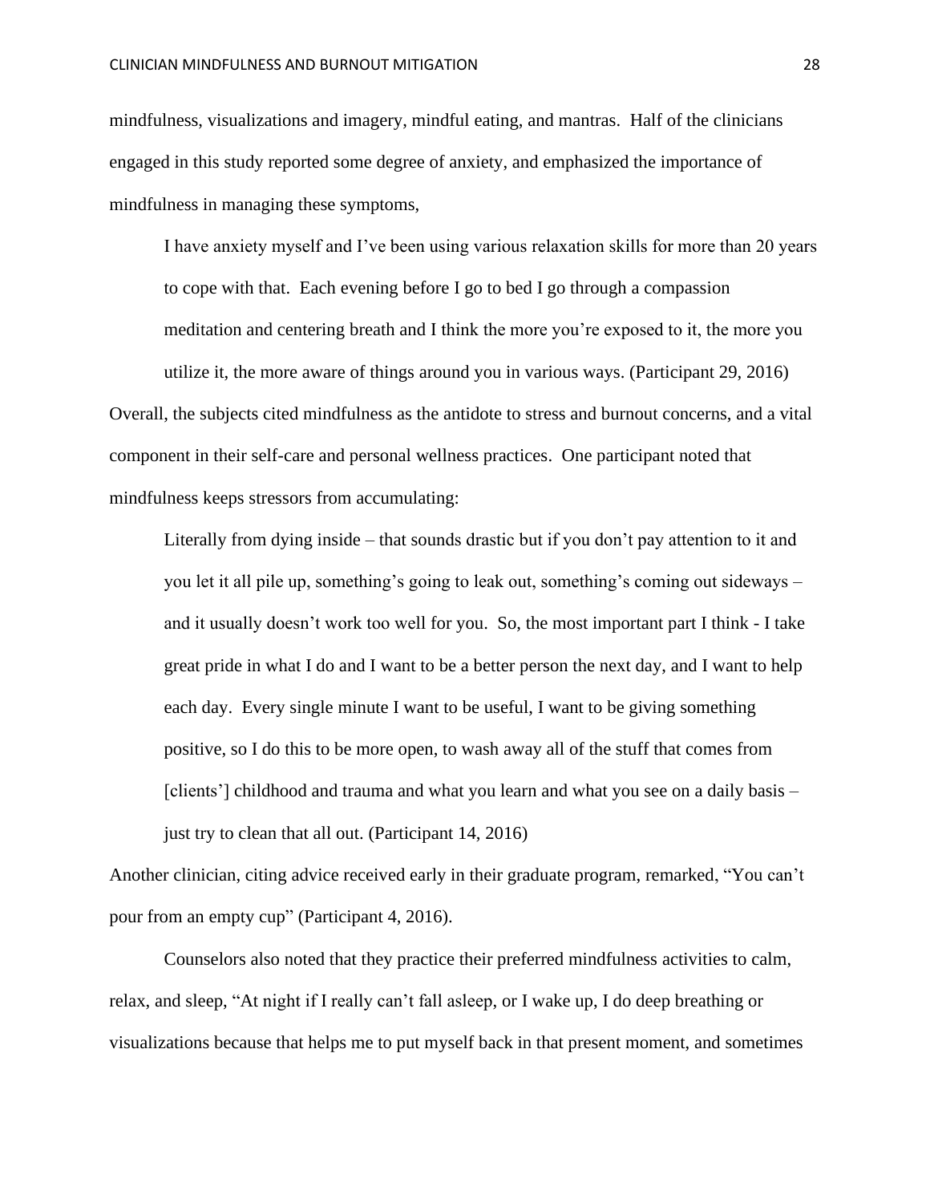mindfulness, visualizations and imagery, mindful eating, and mantras. Half of the clinicians engaged in this study reported some degree of anxiety, and emphasized the importance of mindfulness in managing these symptoms,

> I have anxiety myself and I've been using various relaxation skills for more than 20 years to cope with that. Each evening before I go to bed I go through a compassion meditation and centering breath and I think the more you're exposed to it, the more you utilize it, the more aware of things around you in various ways. (Participant 29, 2016)

Overall, the subjects cited mindfulness as the antidote to stress and burnout concerns, and a vital component in their self-care and personal wellness practices. One participant noted that mindfulness keeps stressors from accumulating:

> Literally from dying inside – that sounds drastic but if you don't pay attention to it and you let it all pile up, something's going to leak out, something's coming out sideways – and it usually doesn't work too well for you. So, the most important part I think - I take great pride in what I do and I want to be a better person the next day, and I want to help each day. Every single minute I want to be useful, I want to be giving something positive, so I do this to be more open, to wash away all of the stuff that comes from [clients'] childhood and trauma and what you learn and what you see on a daily basis – just try to clean that all out. (Participant 14, 2016)

Another clinician, citing advice received early in their graduate program, remarked, "You can't pour from an empty cup" (Participant 4, 2016).

Counselors also noted that they practice their preferred mindfulness activities to calm, relax, and sleep, "At night if I really can't fall asleep, or I wake up, I do deep breathing or visualizations because that helps me to put myself back in that present moment, and sometimes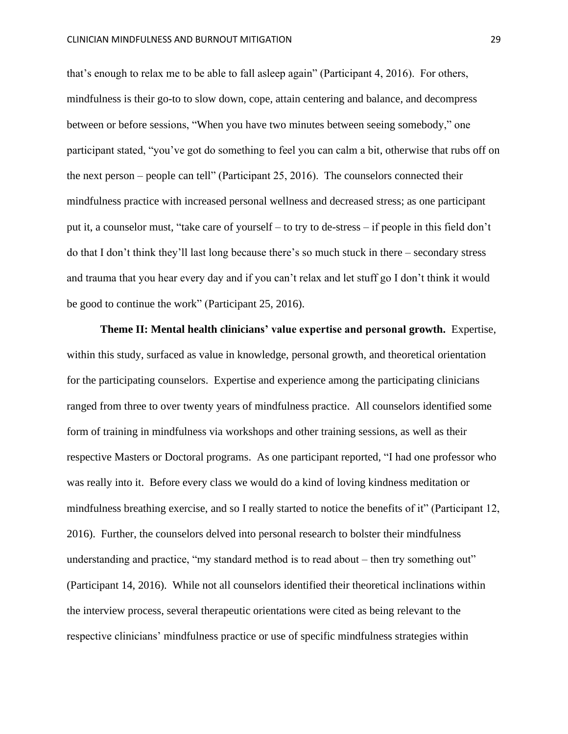that's enough to relax me to be able to fall asleep again" (Participant 4, 2016). For others, mindfulness is their go-to to slow down, cope, attain centering and balance, and decompress between or before sessions, "When you have two minutes between seeing somebody," one participant stated, "you've got do something to feel you can calm a bit, otherwise that rubs off on the next person – people can tell" (Participant 25, 2016). The counselors connected their mindfulness practice with increased personal wellness and decreased stress; as one participant put it, a counselor must, "take care of yourself – to try to de-stress – if people in this field don't do that I don't think they'll last long because there's so much stuck in there – secondary stress and trauma that you hear every day and if you can't relax and let stuff go I don't think it would be good to continue the work" (Participant 25, 2016).

**Theme II: Mental health clinicians' value expertise and personal growth.** Expertise, within this study, surfaced as value in knowledge, personal growth, and theoretical orientation for the participating counselors. Expertise and experience among the participating clinicians ranged from three to over twenty years of mindfulness practice. All counselors identified some form of training in mindfulness via workshops and other training sessions, as well as their respective Masters or Doctoral programs. As one participant reported, "I had one professor who was really into it. Before every class we would do a kind of loving kindness meditation or mindfulness breathing exercise, and so I really started to notice the benefits of it" (Participant 12, 2016). Further, the counselors delved into personal research to bolster their mindfulness understanding and practice, "my standard method is to read about – then try something out" (Participant 14, 2016). While not all counselors identified their theoretical inclinations within the interview process, several therapeutic orientations were cited as being relevant to the respective clinicians' mindfulness practice or use of specific mindfulness strategies within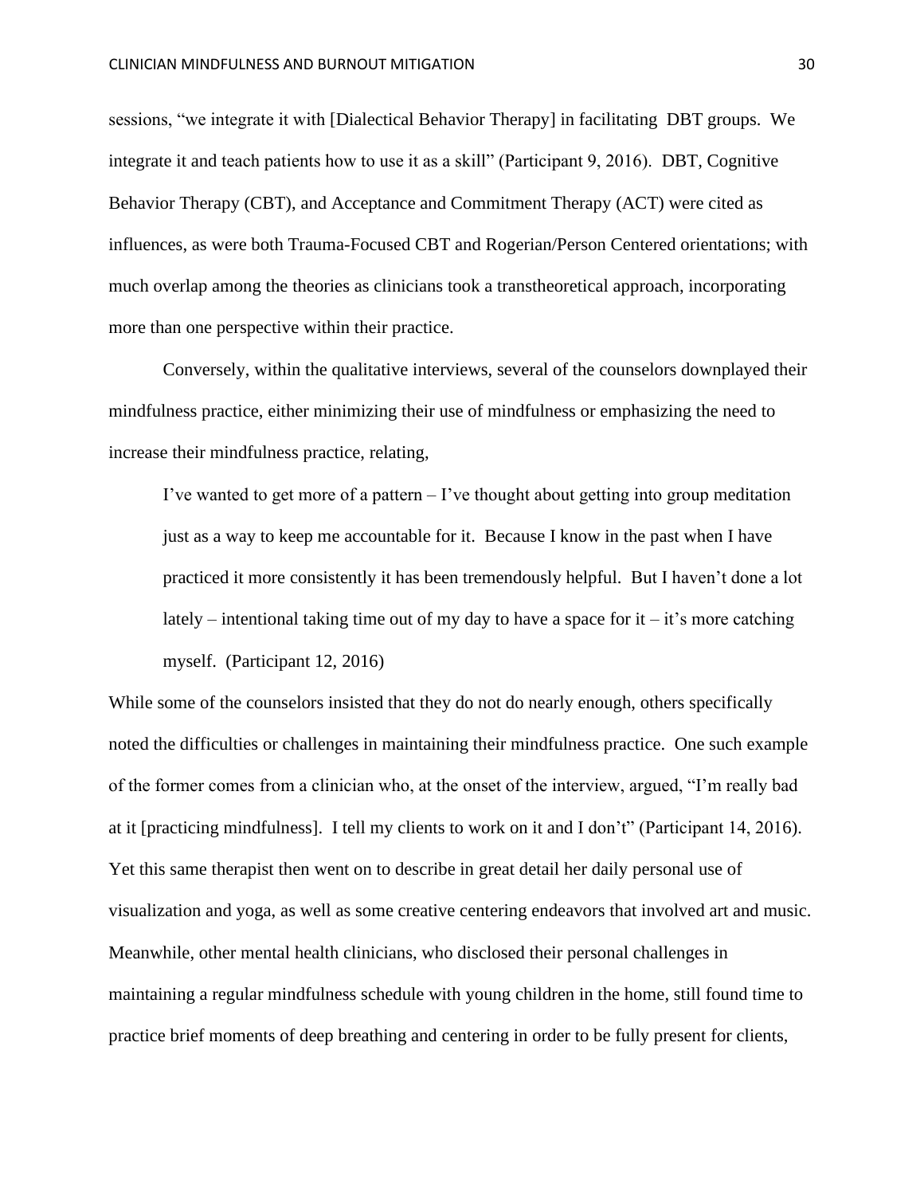sessions, "we integrate it with [Dialectical Behavior Therapy] in facilitating DBT groups. We integrate it and teach patients how to use it as a skill" (Participant 9, 2016). DBT, Cognitive Behavior Therapy (CBT), and Acceptance and Commitment Therapy (ACT) were cited as influences, as were both Trauma-Focused CBT and Rogerian/Person Centered orientations; with much overlap among the theories as clinicians took a transtheoretical approach, incorporating more than one perspective within their practice.

Conversely, within the qualitative interviews, several of the counselors downplayed their mindfulness practice, either minimizing their use of mindfulness or emphasizing the need to increase their mindfulness practice, relating,

> I've wanted to get more of a pattern – I've thought about getting into group meditation just as a way to keep me accountable for it. Because I know in the past when I have practiced it more consistently it has been tremendously helpful. But I haven't done a lot lately – intentional taking time out of my day to have a space for it – it's more catching myself. (Participant 12, 2016)

While some of the counselors insisted that they do not do nearly enough, others specifically noted the difficulties or challenges in maintaining their mindfulness practice. One such example of the former comes from a clinician who, at the onset of the interview, argued, "I'm really bad at it [practicing mindfulness]. I tell my clients to work on it and I don't" (Participant 14, 2016). Yet this same therapist then went on to describe in great detail her daily personal use of visualization and yoga, as well as some creative centering endeavors that involved art and music. Meanwhile, other mental health clinicians, who disclosed their personal challenges in maintaining a regular mindfulness schedule with young children in the home, still found time to practice brief moments of deep breathing and centering in order to be fully present for clients,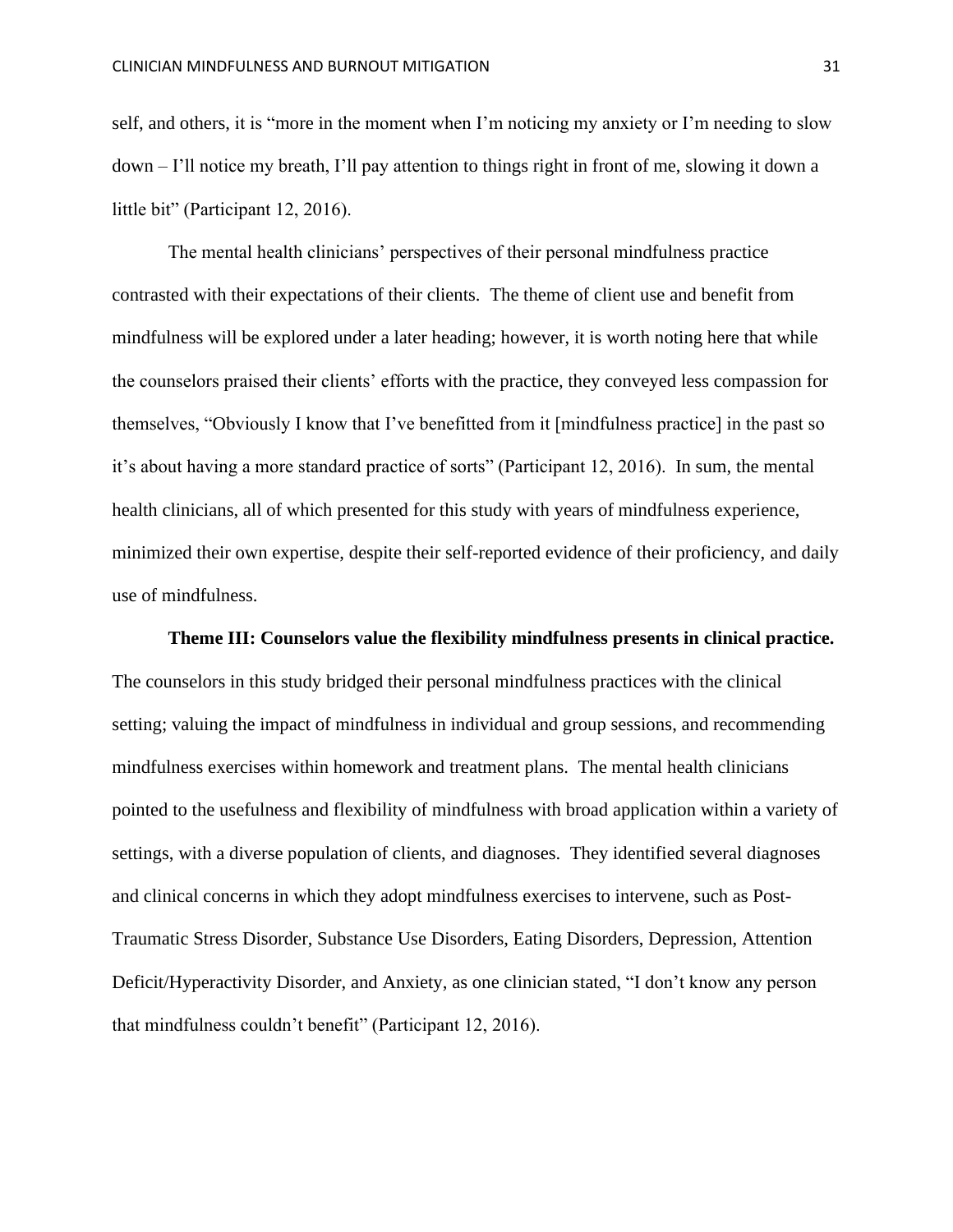self, and others, it is "more in the moment when I'm noticing my anxiety or I'm needing to slow down – I'll notice my breath, I'll pay attention to things right in front of me, slowing it down a little bit" (Participant 12, 2016).

The mental health clinicians' perspectives of their personal mindfulness practice contrasted with their expectations of their clients. The theme of client use and benefit from mindfulness will be explored under a later heading; however, it is worth noting here that while the counselors praised their clients' efforts with the practice, they conveyed less compassion for themselves, "Obviously I know that I've benefitted from it [mindfulness practice] in the past so it's about having a more standard practice of sorts" (Participant 12, 2016). In sum, the mental health clinicians, all of which presented for this study with years of mindfulness experience, minimized their own expertise, despite their self-reported evidence of their proficiency, and daily use of mindfulness.

**Theme III: Counselors value the flexibility mindfulness presents in clinical practice.** The counselors in this study bridged their personal mindfulness practices with the clinical setting; valuing the impact of mindfulness in individual and group sessions, and recommending mindfulness exercises within homework and treatment plans. The mental health clinicians pointed to the usefulness and flexibility of mindfulness with broad application within a variety of settings, with a diverse population of clients, and diagnoses. They identified several diagnoses and clinical concerns in which they adopt mindfulness exercises to intervene, such as Post-Traumatic Stress Disorder, Substance Use Disorders, Eating Disorders, Depression, Attention Deficit/Hyperactivity Disorder, and Anxiety, as one clinician stated, "I don't know any person that mindfulness couldn't benefit" (Participant 12, 2016).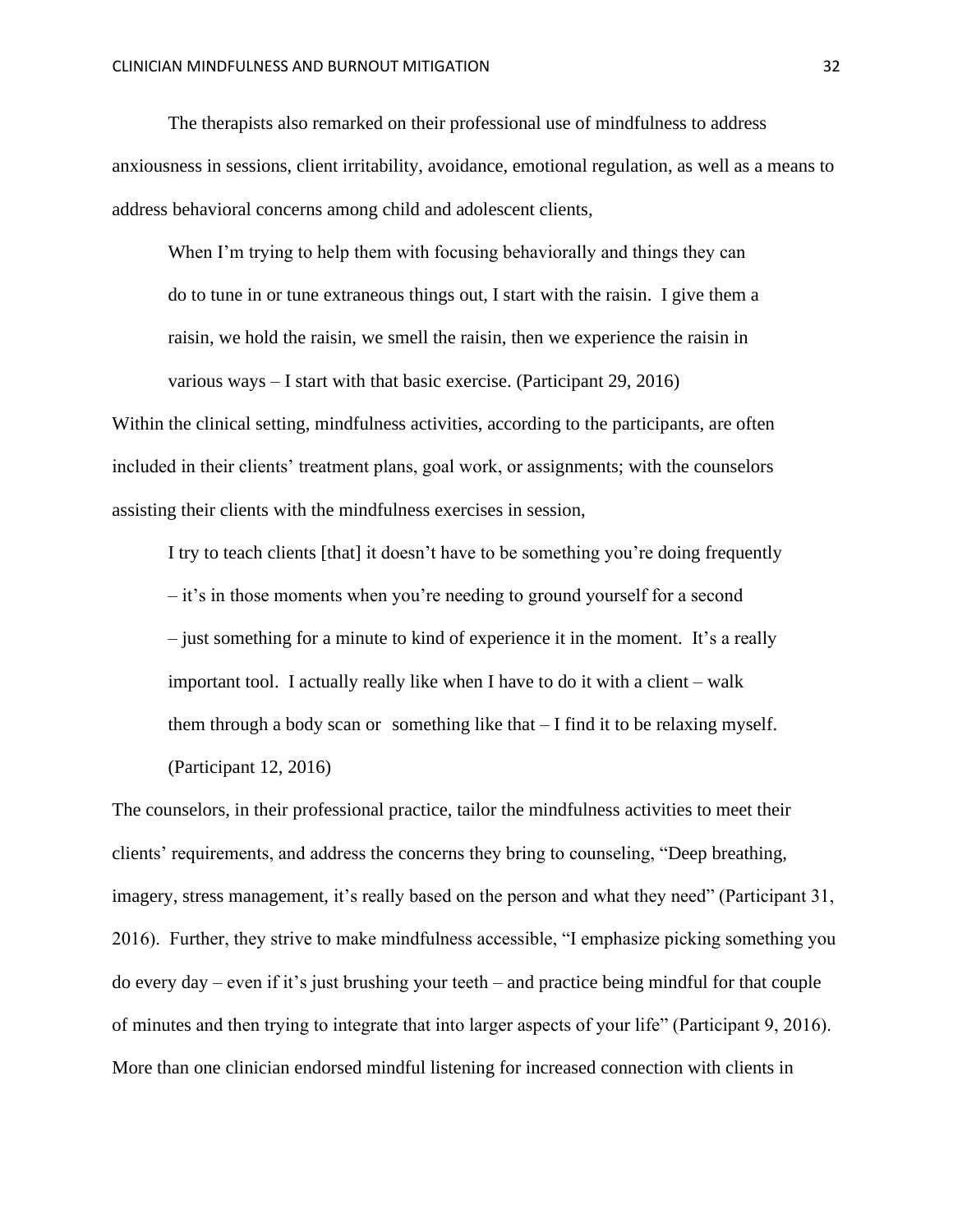The therapists also remarked on their professional use of mindfulness to address anxiousness in sessions, client irritability, avoidance, emotional regulation, as well as a means to address behavioral concerns among child and adolescent clients,

> When I'm trying to help them with focusing behaviorally and things they can do to tune in or tune extraneous things out, I start with the raisin. I give them a raisin, we hold the raisin, we smell the raisin, then we experience the raisin in various ways – I start with that basic exercise. (Participant 29, 2016)

Within the clinical setting, mindfulness activities, according to the participants, are often included in their clients' treatment plans, goal work, or assignments; with the counselors assisting their clients with the mindfulness exercises in session,

> I try to teach clients [that] it doesn't have to be something you're doing frequently – it's in those moments when you're needing to ground yourself for a second – just something for a minute to kind of experience it in the moment. It's a really important tool. I actually really like when I have to do it with a client – walk them through a body scan or something like that – I find it to be relaxing myself. (Participant 12, 2016)

The counselors, in their professional practice, tailor the mindfulness activities to meet their clients' requirements, and address the concerns they bring to counseling, "Deep breathing, imagery, stress management, it's really based on the person and what they need" (Participant 31, 2016). Further, they strive to make mindfulness accessible, "I emphasize picking something you do every day – even if it's just brushing your teeth – and practice being mindful for that couple of minutes and then trying to integrate that into larger aspects of your life" (Participant 9, 2016). More than one clinician endorsed mindful listening for increased connection with clients in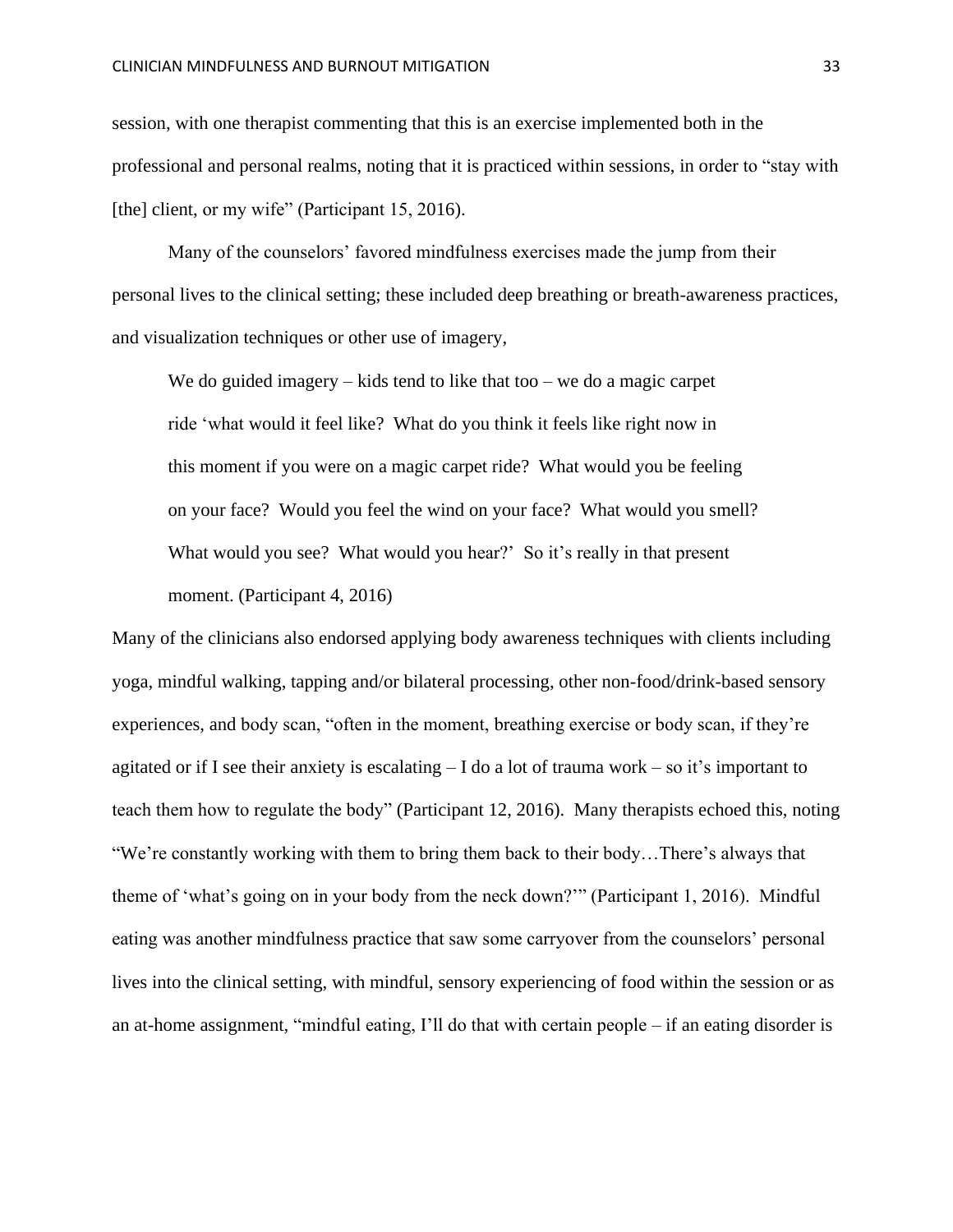session, with one therapist commenting that this is an exercise implemented both in the professional and personal realms, noting that it is practiced within sessions, in order to "stay with [the] client, or my wife" (Participant 15, 2016).

Many of the counselors' favored mindfulness exercises made the jump from their personal lives to the clinical setting; these included deep breathing or breath-awareness practices, and visualization techniques or other use of imagery,

> We do guided imagery – kids tend to like that too – we do a magic carpet ride 'what would it feel like? What do you think it feels like right now in this moment if you were on a magic carpet ride? What would you be feeling on your face? Would you feel the wind on your face? What would you smell? What would you see? What would you hear?' So it's really in that present moment. (Participant 4, 2016)

Many of the clinicians also endorsed applying body awareness techniques with clients including yoga, mindful walking, tapping and/or bilateral processing, other non-food/drink-based sensory experiences, and body scan, "often in the moment, breathing exercise or body scan, if they're agitated or if I see their anxiety is escalating – I do a lot of trauma work – so it's important to teach them how to regulate the body" (Participant 12, 2016). Many therapists echoed this, noting "We're constantly working with them to bring them back to their body…There's always that theme of 'what's going on in your body from the neck down?'" (Participant 1, 2016). Mindful eating was another mindfulness practice that saw some carryover from the counselors' personal lives into the clinical setting, with mindful, sensory experiencing of food within the session or as an at-home assignment, "mindful eating, I'll do that with certain people – if an eating disorder is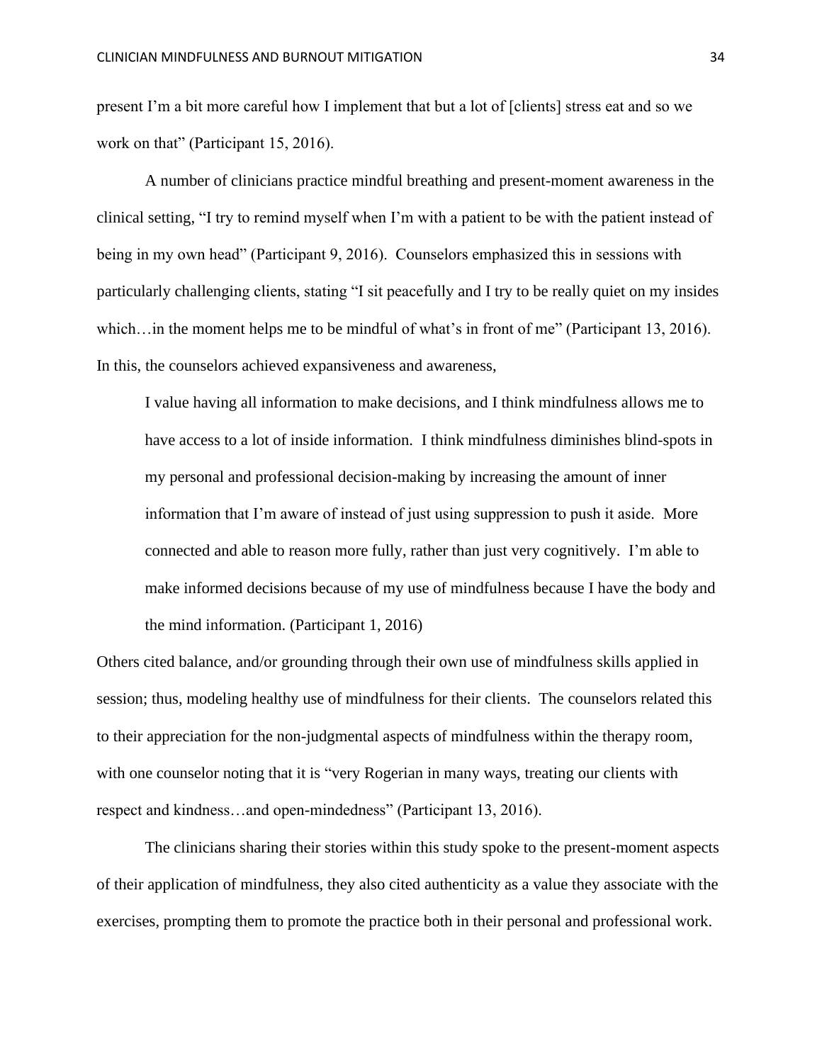present I'm a bit more careful how I implement that but a lot of [clients] stress eat and so we work on that" (Participant 15, 2016).

A number of clinicians practice mindful breathing and present-moment awareness in the clinical setting, "I try to remind myself when I'm with a patient to be with the patient instead of being in my own head" (Participant 9, 2016). Counselors emphasized this in sessions with particularly challenging clients, stating "I sit peacefully and I try to be really quiet on my insides which…in the moment helps me to be mindful of what's in front of me" (Participant 13, 2016). In this, the counselors achieved expansiveness and awareness,

> I value having all information to make decisions, and I think mindfulness allows me to have access to a lot of inside information. I think mindfulness diminishes blind-spots in my personal and professional decision-making by increasing the amount of inner information that I'm aware of instead of just using suppression to push it aside. More connected and able to reason more fully, rather than just very cognitively. I'm able to make informed decisions because of my use of mindfulness because I have the body and the mind information. (Participant 1, 2016)

Others cited balance, and/or grounding through their own use of mindfulness skills applied in session; thus, modeling healthy use of mindfulness for their clients. The counselors related this to their appreciation for the non-judgmental aspects of mindfulness within the therapy room, with one counselor noting that it is "very Rogerian in many ways, treating our clients with respect and kindness…and open-mindedness" (Participant 13, 2016).

The clinicians sharing their stories within this study spoke to the present-moment aspects of their application of mindfulness, they also cited authenticity as a value they associate with the exercises, prompting them to promote the practice both in their personal and professional work.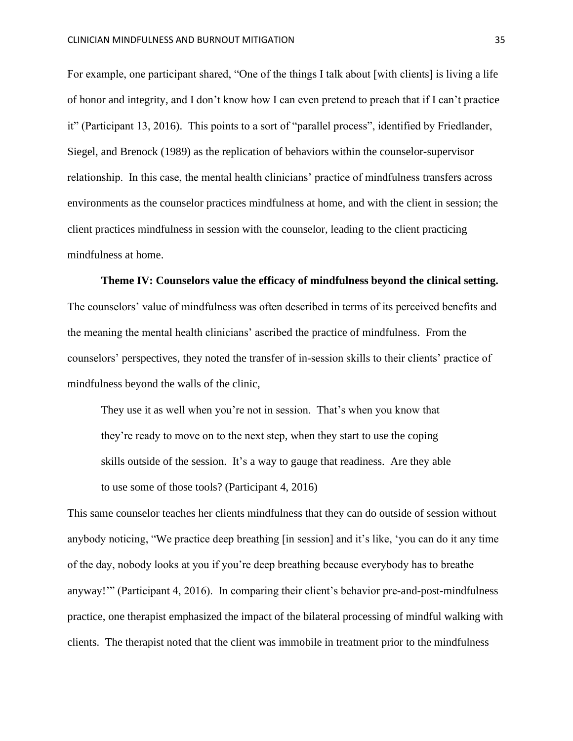For example, one participant shared, “One of the things I talk about [with clients] is living a life of honor and integrity, and I don’t know how I can even pretend to preach that if I can’t practice it” (Participant 13, 2016). This points to a sort of “parallel process”, identified by Friedlander, Siegel, and Brenock (1989) as the replication of behaviors within the counselor-supervisor relationship. In this case, the mental health clinicians’ practice of mindfulness transfers across environments as the counselor practices mindfulness at home, and with the client in session; the client practices mindfulness in session with the counselor, leading to the client practicing mindfulness at home.

**Theme IV: Counselors value the efficacy of mindfulness beyond the clinical setting.** The counselors’ value of mindfulness was often described in terms of its perceived benefits and the meaning the mental health clinicians’ ascribed the practice of mindfulness. From the counselors’ perspectives, they noted the transfer of in-session skills to their clients’ practice of mindfulness beyond the walls of the clinic,

> They use it as well when you’re not in session. That’s when you know that they’re ready to move on to the next step, when they start to use the coping skills outside of the session. It’s a way to gauge that readiness. Are they able to use some of those tools? (Participant 4, 2016)

This same counselor teaches her clients mindfulness that they can do outside of session without anybody noticing, “We practice deep breathing [in session] and it’s like, ‘you can do it any time of the day, nobody looks at you if you’re deep breathing because everybody has to breathe anyway!’” (Participant 4, 2016). In comparing their client’s behavior pre-and-post-mindfulness practice, one therapist emphasized the impact of the bilateral processing of mindful walking with clients. The therapist noted that the client was immobile in treatment prior to the mindfulness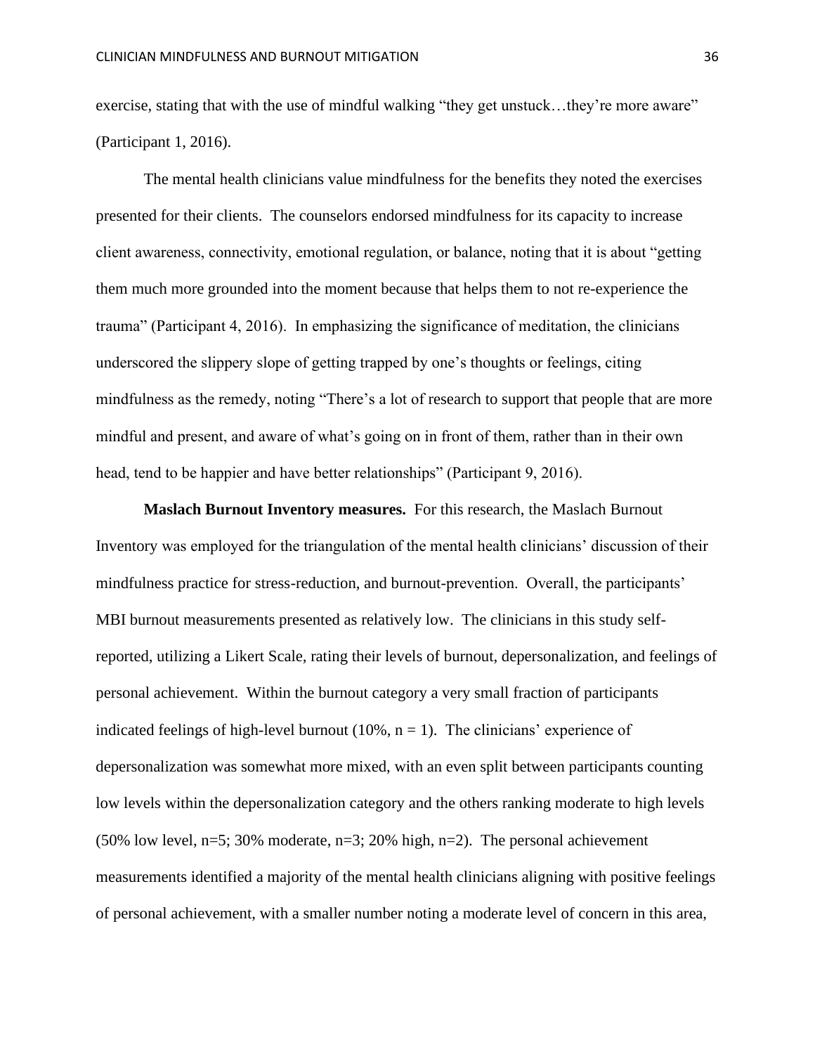exercise, stating that with the use of mindful walking “they get unstuck…they’re more aware” (Participant 1, 2016).

The mental health clinicians value mindfulness for the benefits they noted the exercises presented for their clients. The counselors endorsed mindfulness for its capacity to increase client awareness, connectivity, emotional regulation, or balance, noting that it is about “getting them much more grounded into the moment because that helps them to not re-experience the trauma” (Participant 4, 2016). In emphasizing the significance of meditation, the clinicians underscored the slippery slope of getting trapped by one’s thoughts or feelings, citing mindfulness as the remedy, noting “There’s a lot of research to support that people that are more mindful and present, and aware of what’s going on in front of them, rather than in their own head, tend to be happier and have better relationships” (Participant 9, 2016).

**Maslach Burnout Inventory measures.** For this research, the Maslach Burnout Inventory was employed for the triangulation of the mental health clinicians’ discussion of their mindfulness practice for stress-reduction, and burnout-prevention. Overall, the participants’ MBI burnout measurements presented as relatively low. The clinicians in this study self-reported, utilizing a Likert Scale, rating their levels of burnout, depersonalization, and feelings of personal achievement. Within the burnout category a very small fraction of participants indicated feelings of high-level burnout (10%, n = 1). The clinicians’ experience of depersonalization was somewhat more mixed, with an even split between participants counting low levels within the depersonalization category and the others ranking moderate to high levels (50% low level, n=5; 30% moderate, n=3; 20% high, n=2). The personal achievement measurements identified a majority of the mental health clinicians aligning with positive feelings of personal achievement, with a smaller number noting a moderate level of concern in this area,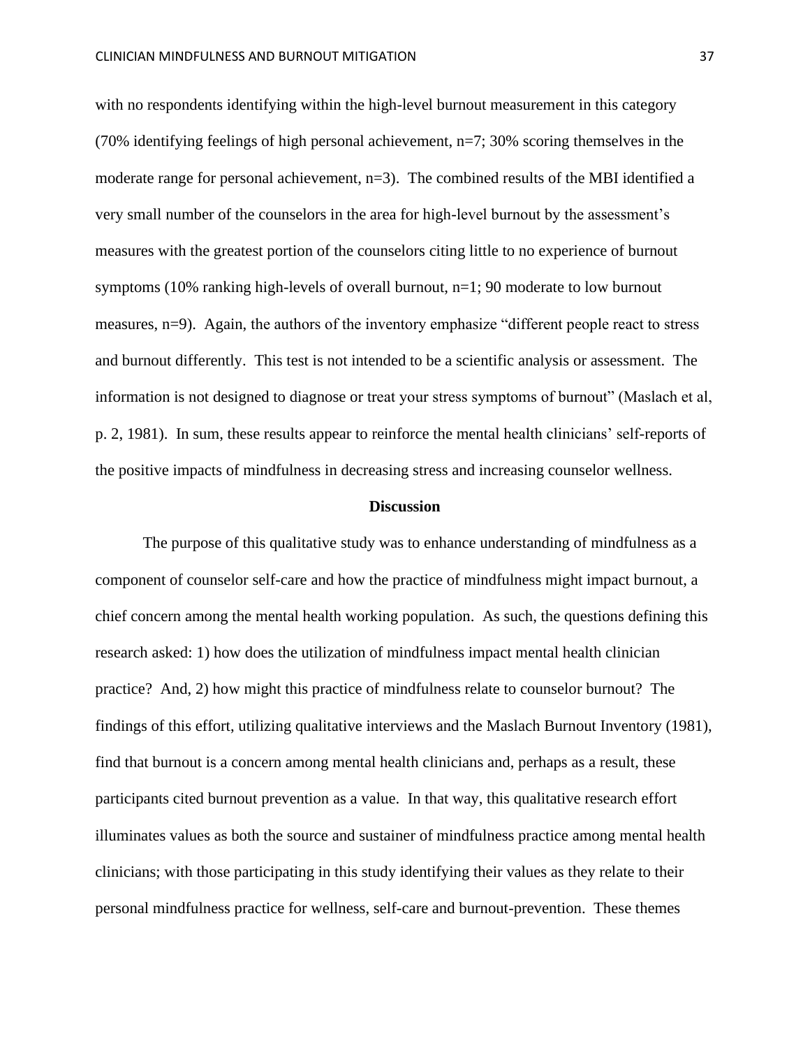with no respondents identifying within the high-level burnout measurement in this category (70% identifying feelings of high personal achievement, n=7; 30% scoring themselves in the moderate range for personal achievement, n=3). The combined results of the MBI identified a very small number of the counselors in the area for high-level burnout by the assessment's measures with the greatest portion of the counselors citing little to no experience of burnout symptoms (10% ranking high-levels of overall burnout, n=1; 90 moderate to low burnout measures, n=9). Again, the authors of the inventory emphasize "different people react to stress and burnout differently. This test is not intended to be a scientific analysis or assessment. The information is not designed to diagnose or treat your stress symptoms of burnout" (Maslach et al, p. 2, 1981). In sum, these results appear to reinforce the mental health clinicians' self-reports of the positive impacts of mindfulness in decreasing stress and increasing counselor wellness.

## Discussion

The purpose of this qualitative study was to enhance understanding of mindfulness as a component of counselor self-care and how the practice of mindfulness might impact burnout, a chief concern among the mental health working population. As such, the questions defining this research asked: 1) how does the utilization of mindfulness impact mental health clinician practice? And, 2) how might this practice of mindfulness relate to counselor burnout? The findings of this effort, utilizing qualitative interviews and the Maslach Burnout Inventory (1981), find that burnout is a concern among mental health clinicians and, perhaps as a result, these participants cited burnout prevention as a value. In that way, this qualitative research effort illuminates values as both the source and sustainer of mindfulness practice among mental health clinicians; with those participating in this study identifying their values as they relate to their personal mindfulness practice for wellness, self-care and burnout-prevention. These themes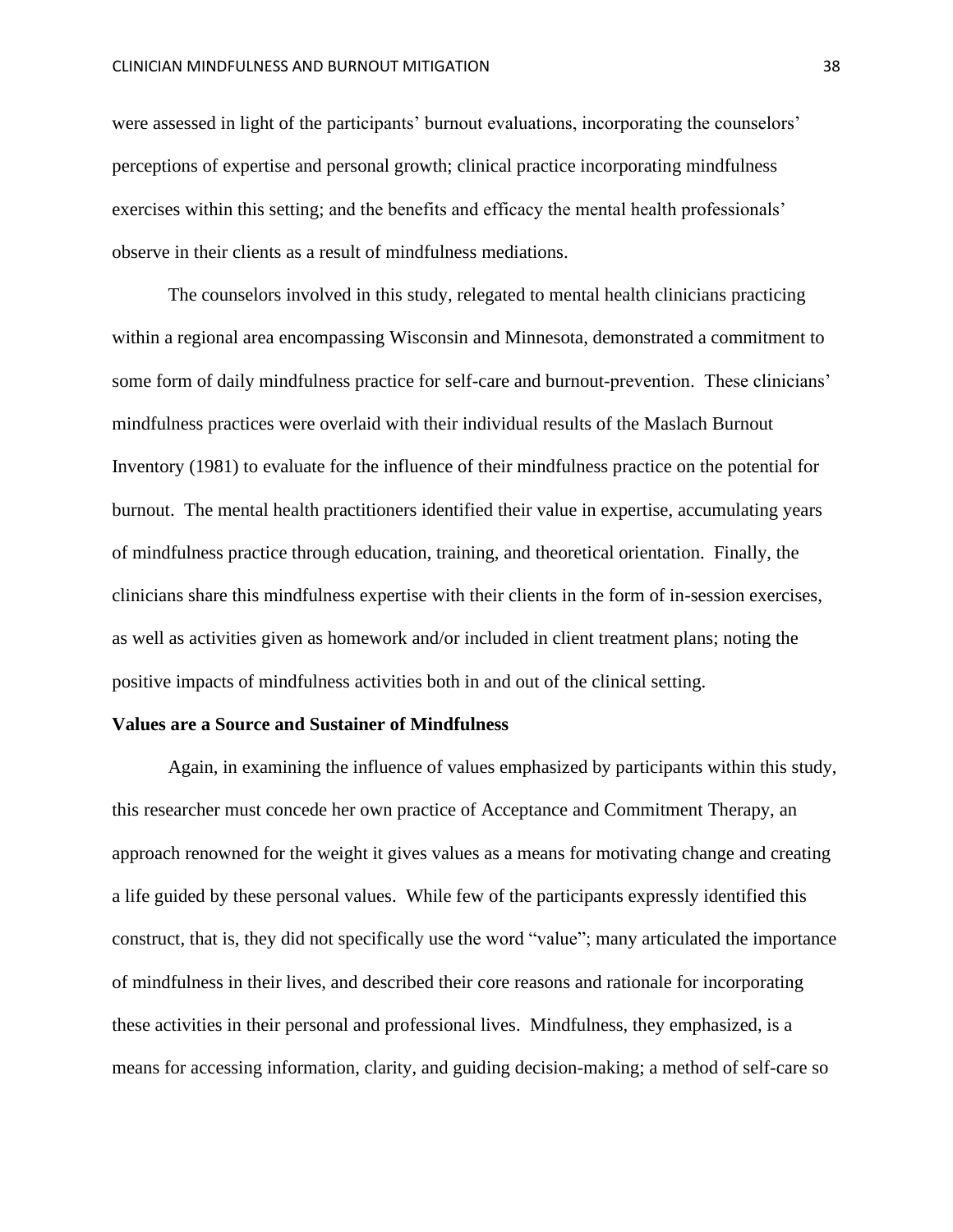were assessed in light of the participants' burnout evaluations, incorporating the counselors' perceptions of expertise and personal growth; clinical practice incorporating mindfulness exercises within this setting; and the benefits and efficacy the mental health professionals' observe in their clients as a result of mindfulness mediations.

The counselors involved in this study, relegated to mental health clinicians practicing within a regional area encompassing Wisconsin and Minnesota, demonstrated a commitment to some form of daily mindfulness practice for self-care and burnout-prevention. These clinicians' mindfulness practices were overlaid with their individual results of the Maslach Burnout Inventory (1981) to evaluate for the influence of their mindfulness practice on the potential for burnout. The mental health practitioners identified their value in expertise, accumulating years of mindfulness practice through education, training, and theoretical orientation. Finally, the clinicians share this mindfulness expertise with their clients in the form of in-session exercises, as well as activities given as homework and/or included in client treatment plans; noting the positive impacts of mindfulness activities both in and out of the clinical setting.

**Values are a Source and Sustainer of Mindfulness**

Again, in examining the influence of values emphasized by participants within this study, this researcher must concede her own practice of Acceptance and Commitment Therapy, an approach renowned for the weight it gives values as a means for motivating change and creating a life guided by these personal values. While few of the participants expressly identified this construct, that is, they did not specifically use the word "value"; many articulated the importance of mindfulness in their lives, and described their core reasons and rationale for incorporating these activities in their personal and professional lives. Mindfulness, they emphasized, is a means for accessing information, clarity, and guiding decision-making; a method of self-care so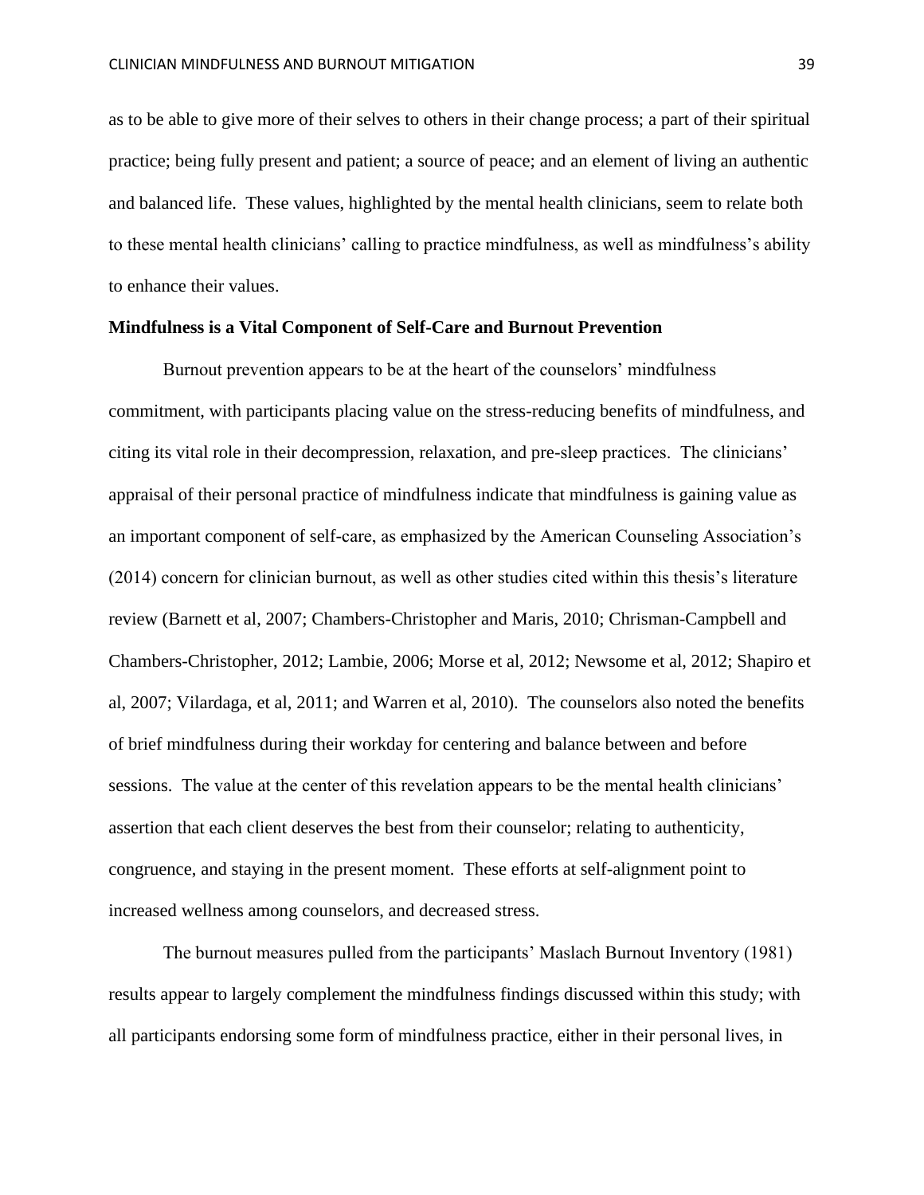as to be able to give more of their selves to others in their change process; a part of their spiritual practice; being fully present and patient; a source of peace; and an element of living an authentic and balanced life.  These values, highlighted by the mental health clinicians, seem to relate both to these mental health clinicians' calling to practice mindfulness, as well as mindfulness's ability to enhance their values.

**Mindfulness is a Vital Component of Self-Care and Burnout Prevention**

Burnout prevention appears to be at the heart of the counselors' mindfulness commitment, with participants placing value on the stress-reducing benefits of mindfulness, and citing its vital role in their decompression, relaxation, and pre-sleep practices.  The clinicians' appraisal of their personal practice of mindfulness indicate that mindfulness is gaining value as an important component of self-care, as emphasized by the American Counseling Association's (2014) concern for clinician burnout, as well as other studies cited within this thesis's literature review (Barnett et al, 2007; Chambers-Christopher and Maris, 2010; Chrisman-Campbell and Chambers-Christopher, 2012; Lambie, 2006; Morse et al, 2012; Newsome et al, 2012; Shapiro et al, 2007; Vilardaga, et al, 2011; and Warren et al, 2010).  The counselors also noted the benefits of brief mindfulness during their workday for centering and balance between and before sessions.  The value at the center of this revelation appears to be the mental health clinicians' assertion that each client deserves the best from their counselor; relating to authenticity, congruence, and staying in the present moment.  These efforts at self-alignment point to increased wellness among counselors, and decreased stress.

The burnout measures pulled from the participants' Maslach Burnout Inventory (1981) results appear to largely complement the mindfulness findings discussed within this study; with all participants endorsing some form of mindfulness practice, either in their personal lives, in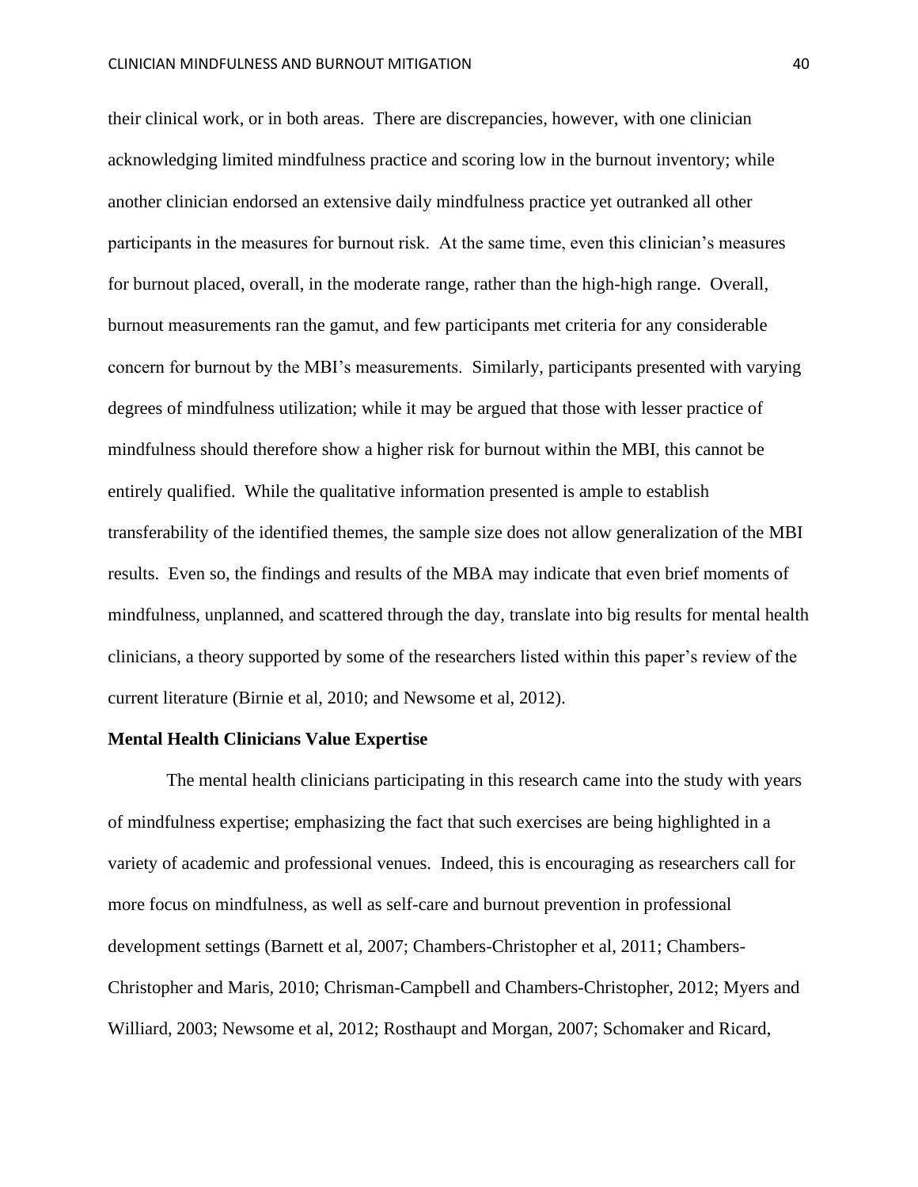their clinical work, or in both areas. There are discrepancies, however, with one clinician acknowledging limited mindfulness practice and scoring low in the burnout inventory; while another clinician endorsed an extensive daily mindfulness practice yet outranked all other participants in the measures for burnout risk. At the same time, even this clinician's measures for burnout placed, overall, in the moderate range, rather than the high-high range. Overall, burnout measurements ran the gamut, and few participants met criteria for any considerable concern for burnout by the MBI's measurements. Similarly, participants presented with varying degrees of mindfulness utilization; while it may be argued that those with lesser practice of mindfulness should therefore show a higher risk for burnout within the MBI, this cannot be entirely qualified. While the qualitative information presented is ample to establish transferability of the identified themes, the sample size does not allow generalization of the MBI results. Even so, the findings and results of the MBA may indicate that even brief moments of mindfulness, unplanned, and scattered through the day, translate into big results for mental health clinicians, a theory supported by some of the researchers listed within this paper's review of the current literature (Birnie et al, 2010; and Newsome et al, 2012).

**Mental Health Clinicians Value Expertise**

The mental health clinicians participating in this research came into the study with years of mindfulness expertise; emphasizing the fact that such exercises are being highlighted in a variety of academic and professional venues. Indeed, this is encouraging as researchers call for more focus on mindfulness, as well as self-care and burnout prevention in professional development settings (Barnett et al, 2007; Chambers-Christopher et al, 2011; Chambers-Christopher and Maris, 2010; Chrisman-Campbell and Chambers-Christopher, 2012; Myers and Williard, 2003; Newsome et al, 2012; Rosthaupt and Morgan, 2007; Schomaker and Ricard,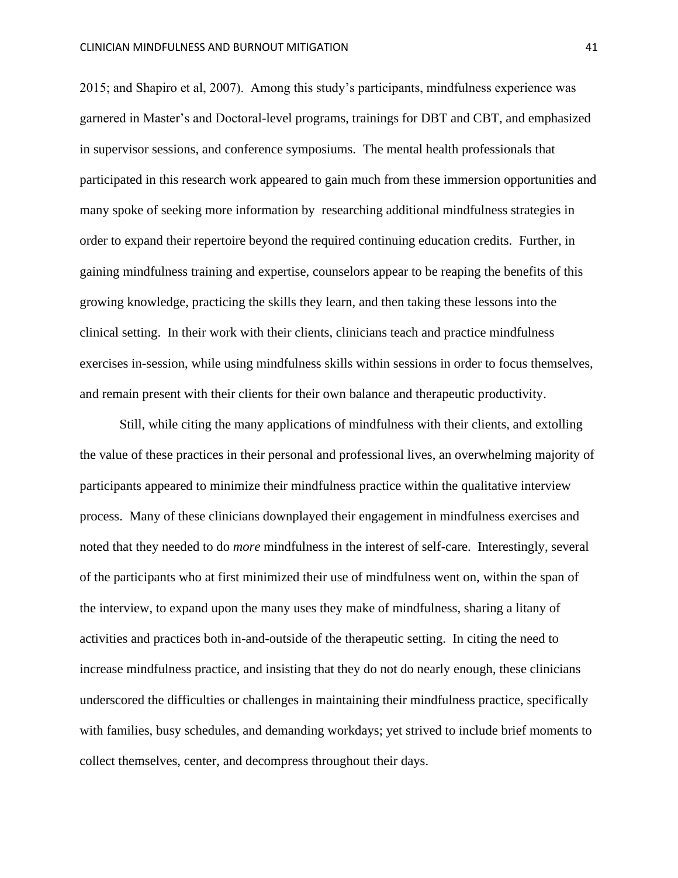2015; and Shapiro et al, 2007). Among this study's participants, mindfulness experience was garnered in Master's and Doctoral-level programs, trainings for DBT and CBT, and emphasized in supervisor sessions, and conference symposiums. The mental health professionals that participated in this research work appeared to gain much from these immersion opportunities and many spoke of seeking more information by researching additional mindfulness strategies in order to expand their repertoire beyond the required continuing education credits. Further, in gaining mindfulness training and expertise, counselors appear to be reaping the benefits of this growing knowledge, practicing the skills they learn, and then taking these lessons into the clinical setting. In their work with their clients, clinicians teach and practice mindfulness exercises in-session, while using mindfulness skills within sessions in order to focus themselves, and remain present with their clients for their own balance and therapeutic productivity.

Still, while citing the many applications of mindfulness with their clients, and extolling the value of these practices in their personal and professional lives, an overwhelming majority of participants appeared to minimize their mindfulness practice within the qualitative interview process. Many of these clinicians downplayed their engagement in mindfulness exercises and noted that they needed to do *more* mindfulness in the interest of self-care. Interestingly, several of the participants who at first minimized their use of mindfulness went on, within the span of the interview, to expand upon the many uses they make of mindfulness, sharing a litany of activities and practices both in-and-outside of the therapeutic setting. In citing the need to increase mindfulness practice, and insisting that they do not do nearly enough, these clinicians underscored the difficulties or challenges in maintaining their mindfulness practice, specifically with families, busy schedules, and demanding workdays; yet strived to include brief moments to collect themselves, center, and decompress throughout their days.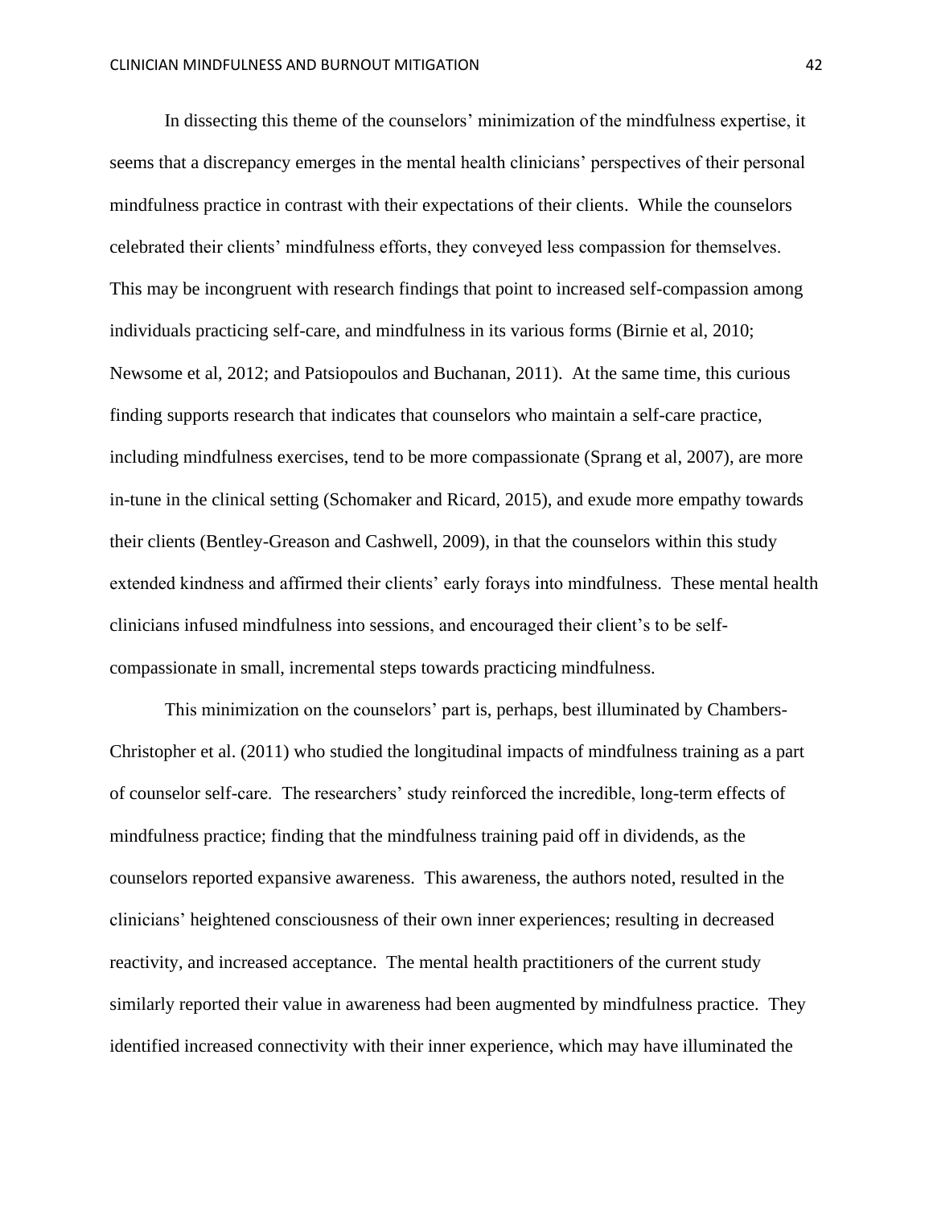In dissecting this theme of the counselors' minimization of the mindfulness expertise, it seems that a discrepancy emerges in the mental health clinicians' perspectives of their personal mindfulness practice in contrast with their expectations of their clients. While the counselors celebrated their clients' mindfulness efforts, they conveyed less compassion for themselves. This may be incongruent with research findings that point to increased self-compassion among individuals practicing self-care, and mindfulness in its various forms (Birnie et al, 2010; Newsome et al, 2012; and Patsiopoulos and Buchanan, 2011). At the same time, this curious finding supports research that indicates that counselors who maintain a self-care practice, including mindfulness exercises, tend to be more compassionate (Sprang et al, 2007), are more in-tune in the clinical setting (Schomaker and Ricard, 2015), and exude more empathy towards their clients (Bentley-Greason and Cashwell, 2009), in that the counselors within this study extended kindness and affirmed their clients' early forays into mindfulness. These mental health clinicians infused mindfulness into sessions, and encouraged their client's to be self-compassionate in small, incremental steps towards practicing mindfulness.

This minimization on the counselors' part is, perhaps, best illuminated by Chambers-Christopher et al. (2011) who studied the longitudinal impacts of mindfulness training as a part of counselor self-care. The researchers' study reinforced the incredible, long-term effects of mindfulness practice; finding that the mindfulness training paid off in dividends, as the counselors reported expansive awareness. This awareness, the authors noted, resulted in the clinicians' heightened consciousness of their own inner experiences; resulting in decreased reactivity, and increased acceptance. The mental health practitioners of the current study similarly reported their value in awareness had been augmented by mindfulness practice. They identified increased connectivity with their inner experience, which may have illuminated the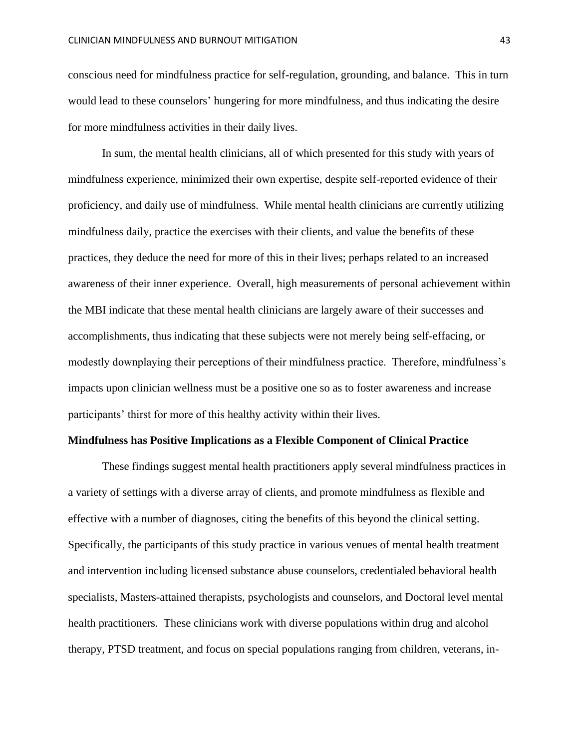conscious need for mindfulness practice for self-regulation, grounding, and balance. This in turn would lead to these counselors' hungering for more mindfulness, and thus indicating the desire for more mindfulness activities in their daily lives.

In sum, the mental health clinicians, all of which presented for this study with years of mindfulness experience, minimized their own expertise, despite self-reported evidence of their proficiency, and daily use of mindfulness. While mental health clinicians are currently utilizing mindfulness daily, practice the exercises with their clients, and value the benefits of these practices, they deduce the need for more of this in their lives; perhaps related to an increased awareness of their inner experience. Overall, high measurements of personal achievement within the MBI indicate that these mental health clinicians are largely aware of their successes and accomplishments, thus indicating that these subjects were not merely being self-effacing, or modestly downplaying their perceptions of their mindfulness practice. Therefore, mindfulness's impacts upon clinician wellness must be a positive one so as to foster awareness and increase participants' thirst for more of this healthy activity within their lives.

**Mindfulness has Positive Implications as a Flexible Component of Clinical Practice**

These findings suggest mental health practitioners apply several mindfulness practices in a variety of settings with a diverse array of clients, and promote mindfulness as flexible and effective with a number of diagnoses, citing the benefits of this beyond the clinical setting. Specifically, the participants of this study practice in various venues of mental health treatment and intervention including licensed substance abuse counselors, credentialed behavioral health specialists, Masters-attained therapists, psychologists and counselors, and Doctoral level mental health practitioners. These clinicians work with diverse populations within drug and alcohol therapy, PTSD treatment, and focus on special populations ranging from children, veterans, in-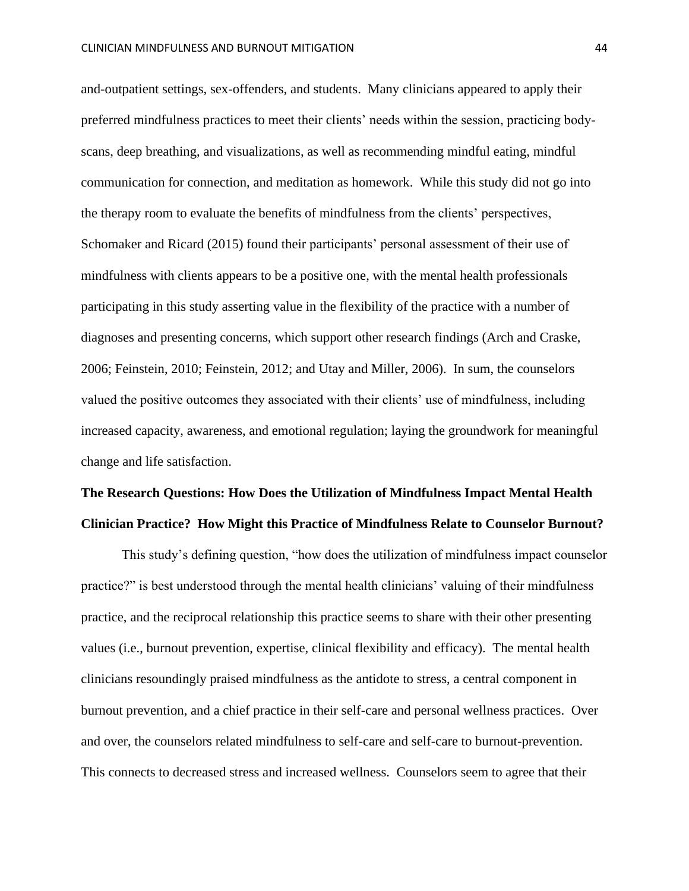and-outpatient settings, sex-offenders, and students. Many clinicians appeared to apply their preferred mindfulness practices to meet their clients' needs within the session, practicing body-scans, deep breathing, and visualizations, as well as recommending mindful eating, mindful communication for connection, and meditation as homework. While this study did not go into the therapy room to evaluate the benefits of mindfulness from the clients' perspectives, Schomaker and Ricard (2015) found their participants' personal assessment of their use of mindfulness with clients appears to be a positive one, with the mental health professionals participating in this study asserting value in the flexibility of the practice with a number of diagnoses and presenting concerns, which support other research findings (Arch and Craske, 2006; Feinstein, 2010; Feinstein, 2012; and Utay and Miller, 2006). In sum, the counselors valued the positive outcomes they associated with their clients' use of mindfulness, including increased capacity, awareness, and emotional regulation; laying the groundwork for meaningful change and life satisfaction.

## The Research Questions: How Does the Utilization of Mindfulness Impact Mental Health Clinician Practice? How Might this Practice of Mindfulness Relate to Counselor Burnout?

This study's defining question, "how does the utilization of mindfulness impact counselor practice?" is best understood through the mental health clinicians' valuing of their mindfulness practice, and the reciprocal relationship this practice seems to share with their other presenting values (i.e., burnout prevention, expertise, clinical flexibility and efficacy). The mental health clinicians resoundingly praised mindfulness as the antidote to stress, a central component in burnout prevention, and a chief practice in their self-care and personal wellness practices. Over and over, the counselors related mindfulness to self-care and self-care to burnout-prevention. This connects to decreased stress and increased wellness. Counselors seem to agree that their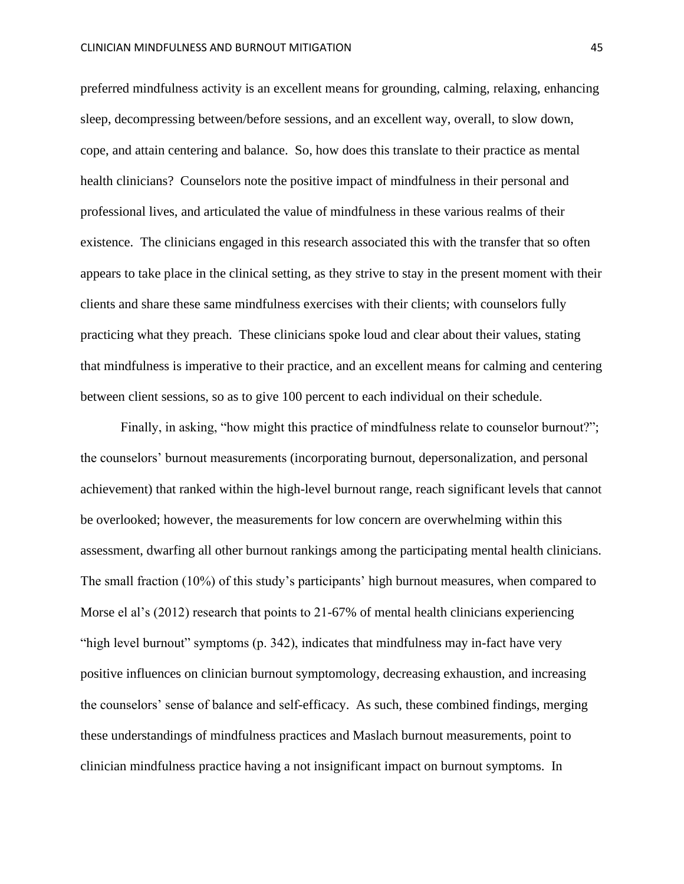preferred mindfulness activity is an excellent means for grounding, calming, relaxing, enhancing sleep, decompressing between/before sessions, and an excellent way, overall, to slow down, cope, and attain centering and balance. So, how does this translate to their practice as mental health clinicians? Counselors note the positive impact of mindfulness in their personal and professional lives, and articulated the value of mindfulness in these various realms of their existence. The clinicians engaged in this research associated this with the transfer that so often appears to take place in the clinical setting, as they strive to stay in the present moment with their clients and share these same mindfulness exercises with their clients; with counselors fully practicing what they preach. These clinicians spoke loud and clear about their values, stating that mindfulness is imperative to their practice, and an excellent means for calming and centering between client sessions, so as to give 100 percent to each individual on their schedule.

Finally, in asking, "how might this practice of mindfulness relate to counselor burnout?"; the counselors' burnout measurements (incorporating burnout, depersonalization, and personal achievement) that ranked within the high-level burnout range, reach significant levels that cannot be overlooked; however, the measurements for low concern are overwhelming within this assessment, dwarfing all other burnout rankings among the participating mental health clinicians. The small fraction (10%) of this study's participants' high burnout measures, when compared to Morse el al's (2012) research that points to 21-67% of mental health clinicians experiencing "high level burnout" symptoms (p. 342), indicates that mindfulness may in-fact have very positive influences on clinician burnout symptomology, decreasing exhaustion, and increasing the counselors' sense of balance and self-efficacy. As such, these combined findings, merging these understandings of mindfulness practices and Maslach burnout measurements, point to clinician mindfulness practice having a not insignificant impact on burnout symptoms. In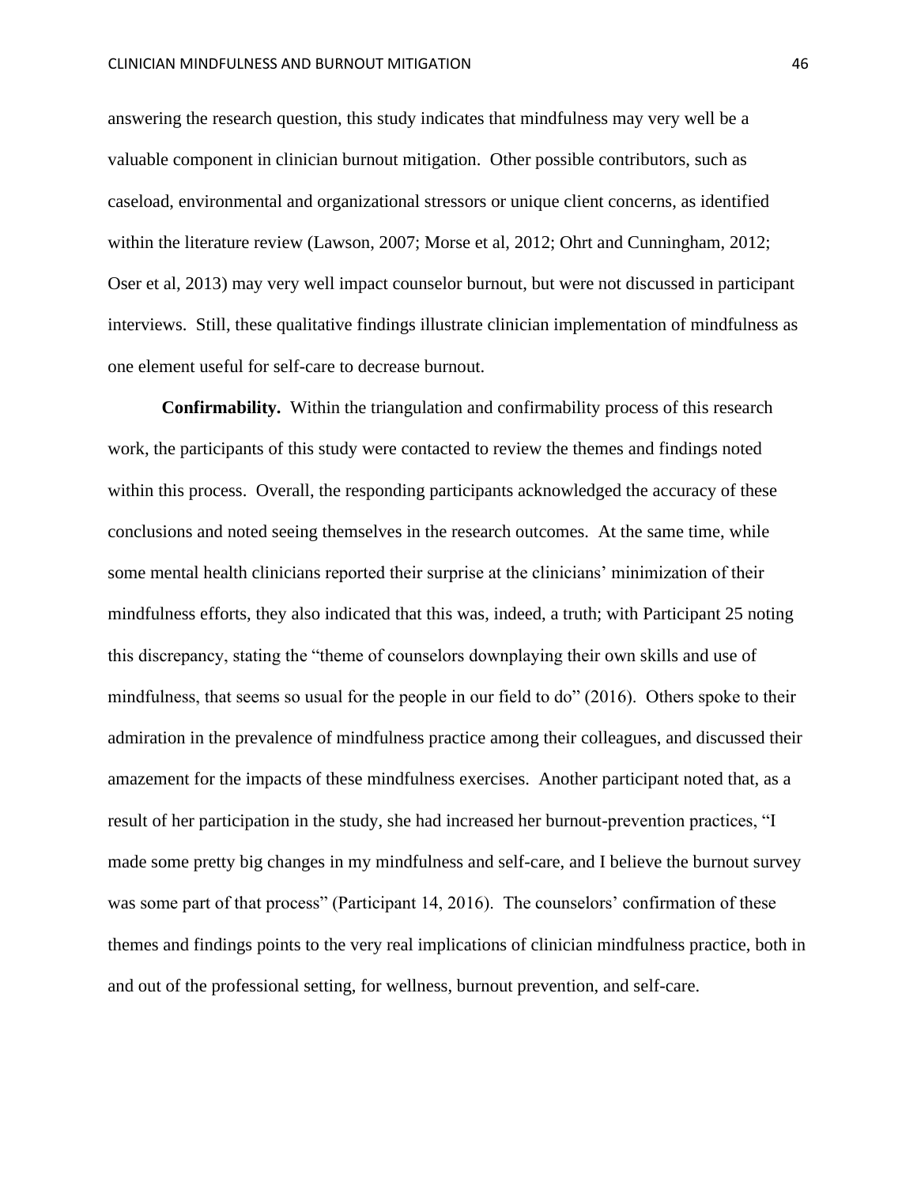answering the research question, this study indicates that mindfulness may very well be a valuable component in clinician burnout mitigation. Other possible contributors, such as caseload, environmental and organizational stressors or unique client concerns, as identified within the literature review (Lawson, 2007; Morse et al, 2012; Ohrt and Cunningham, 2012; Oser et al, 2013) may very well impact counselor burnout, but were not discussed in participant interviews. Still, these qualitative findings illustrate clinician implementation of mindfulness as one element useful for self-care to decrease burnout.

**Confirmability.** Within the triangulation and confirmability process of this research work, the participants of this study were contacted to review the themes and findings noted within this process. Overall, the responding participants acknowledged the accuracy of these conclusions and noted seeing themselves in the research outcomes. At the same time, while some mental health clinicians reported their surprise at the clinicians' minimization of their mindfulness efforts, they also indicated that this was, indeed, a truth; with Participant 25 noting this discrepancy, stating the "theme of counselors downplaying their own skills and use of mindfulness, that seems so usual for the people in our field to do" (2016). Others spoke to their admiration in the prevalence of mindfulness practice among their colleagues, and discussed their amazement for the impacts of these mindfulness exercises. Another participant noted that, as a result of her participation in the study, she had increased her burnout-prevention practices, "I made some pretty big changes in my mindfulness and self-care, and I believe the burnout survey was some part of that process" (Participant 14, 2016). The counselors' confirmation of these themes and findings points to the very real implications of clinician mindfulness practice, both in and out of the professional setting, for wellness, burnout prevention, and self-care.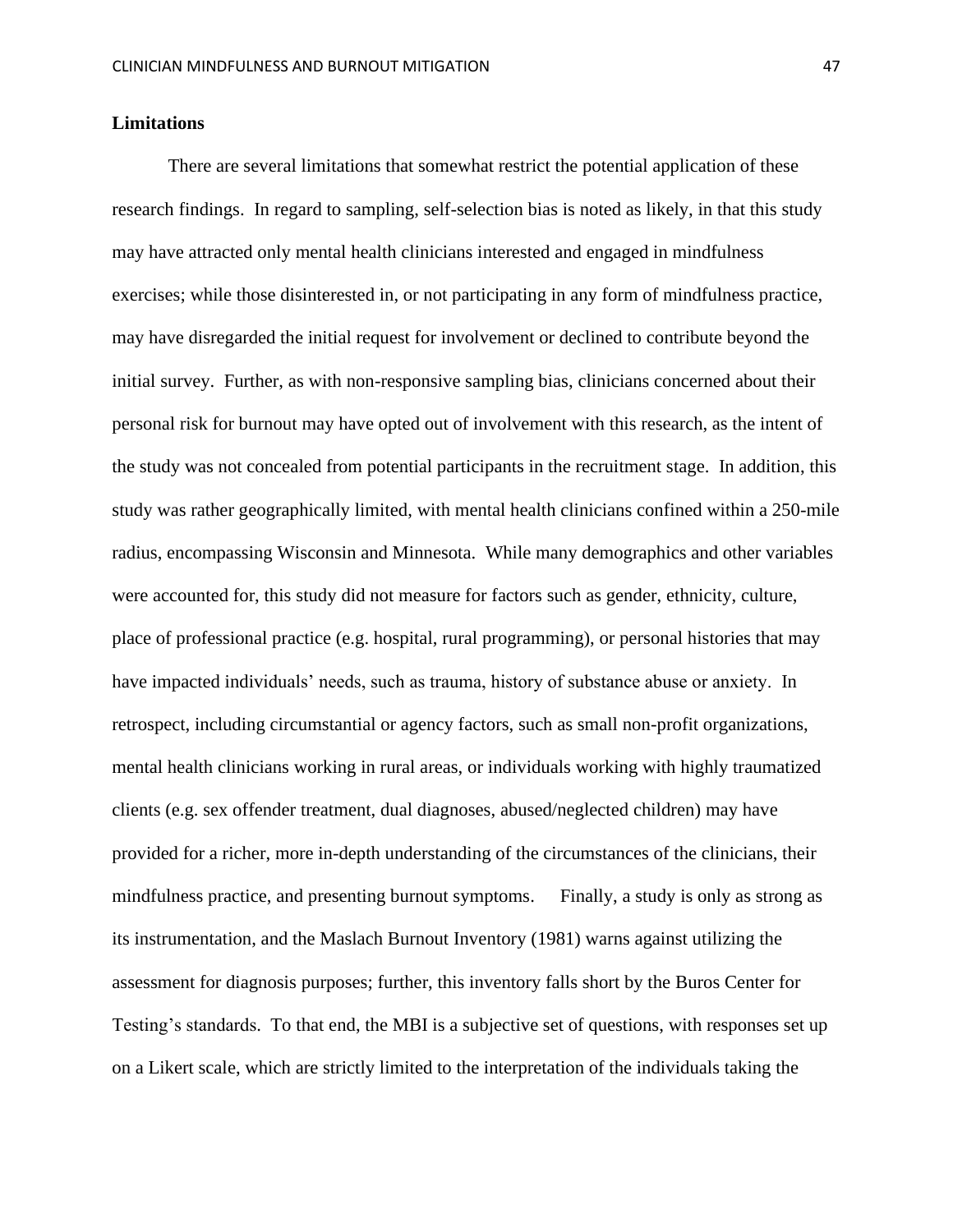## Limitations

There are several limitations that somewhat restrict the potential application of these research findings. In regard to sampling, self-selection bias is noted as likely, in that this study may have attracted only mental health clinicians interested and engaged in mindfulness exercises; while those disinterested in, or not participating in any form of mindfulness practice, may have disregarded the initial request for involvement or declined to contribute beyond the initial survey. Further, as with non-responsive sampling bias, clinicians concerned about their personal risk for burnout may have opted out of involvement with this research, as the intent of the study was not concealed from potential participants in the recruitment stage. In addition, this study was rather geographically limited, with mental health clinicians confined within a 250-mile radius, encompassing Wisconsin and Minnesota. While many demographics and other variables were accounted for, this study did not measure for factors such as gender, ethnicity, culture, place of professional practice (e.g. hospital, rural programming), or personal histories that may have impacted individuals' needs, such as trauma, history of substance abuse or anxiety. In retrospect, including circumstantial or agency factors, such as small non-profit organizations, mental health clinicians working in rural areas, or individuals working with highly traumatized clients (e.g. sex offender treatment, dual diagnoses, abused/neglected children) may have provided for a richer, more in-depth understanding of the circumstances of the clinicians, their mindfulness practice, and presenting burnout symptoms. Finally, a study is only as strong as its instrumentation, and the Maslach Burnout Inventory (1981) warns against utilizing the assessment for diagnosis purposes; further, this inventory falls short by the Buros Center for Testing's standards. To that end, the MBI is a subjective set of questions, with responses set up on a Likert scale, which are strictly limited to the interpretation of the individuals taking the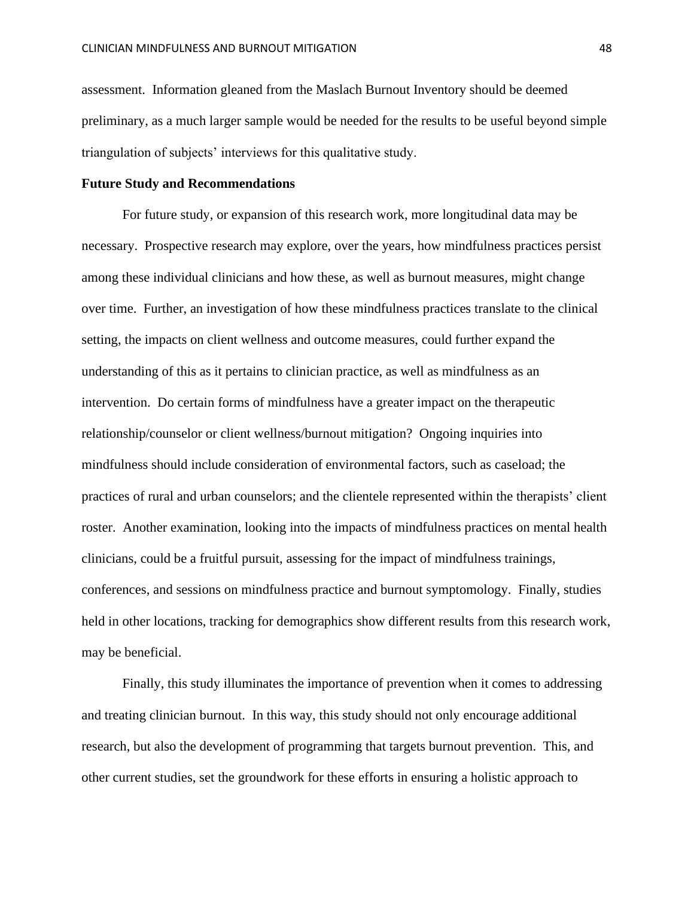assessment. Information gleaned from the Maslach Burnout Inventory should be deemed preliminary, as a much larger sample would be needed for the results to be useful beyond simple triangulation of subjects' interviews for this qualitative study.

**Future Study and Recommendations**

For future study, or expansion of this research work, more longitudinal data may be necessary. Prospective research may explore, over the years, how mindfulness practices persist among these individual clinicians and how these, as well as burnout measures, might change over time. Further, an investigation of how these mindfulness practices translate to the clinical setting, the impacts on client wellness and outcome measures, could further expand the understanding of this as it pertains to clinician practice, as well as mindfulness as an intervention. Do certain forms of mindfulness have a greater impact on the therapeutic relationship/counselor or client wellness/burnout mitigation? Ongoing inquiries into mindfulness should include consideration of environmental factors, such as caseload; the practices of rural and urban counselors; and the clientele represented within the therapists' client roster. Another examination, looking into the impacts of mindfulness practices on mental health clinicians, could be a fruitful pursuit, assessing for the impact of mindfulness trainings, conferences, and sessions on mindfulness practice and burnout symptomology. Finally, studies held in other locations, tracking for demographics show different results from this research work, may be beneficial.

Finally, this study illuminates the importance of prevention when it comes to addressing and treating clinician burnout. In this way, this study should not only encourage additional research, but also the development of programming that targets burnout prevention. This, and other current studies, set the groundwork for these efforts in ensuring a holistic approach to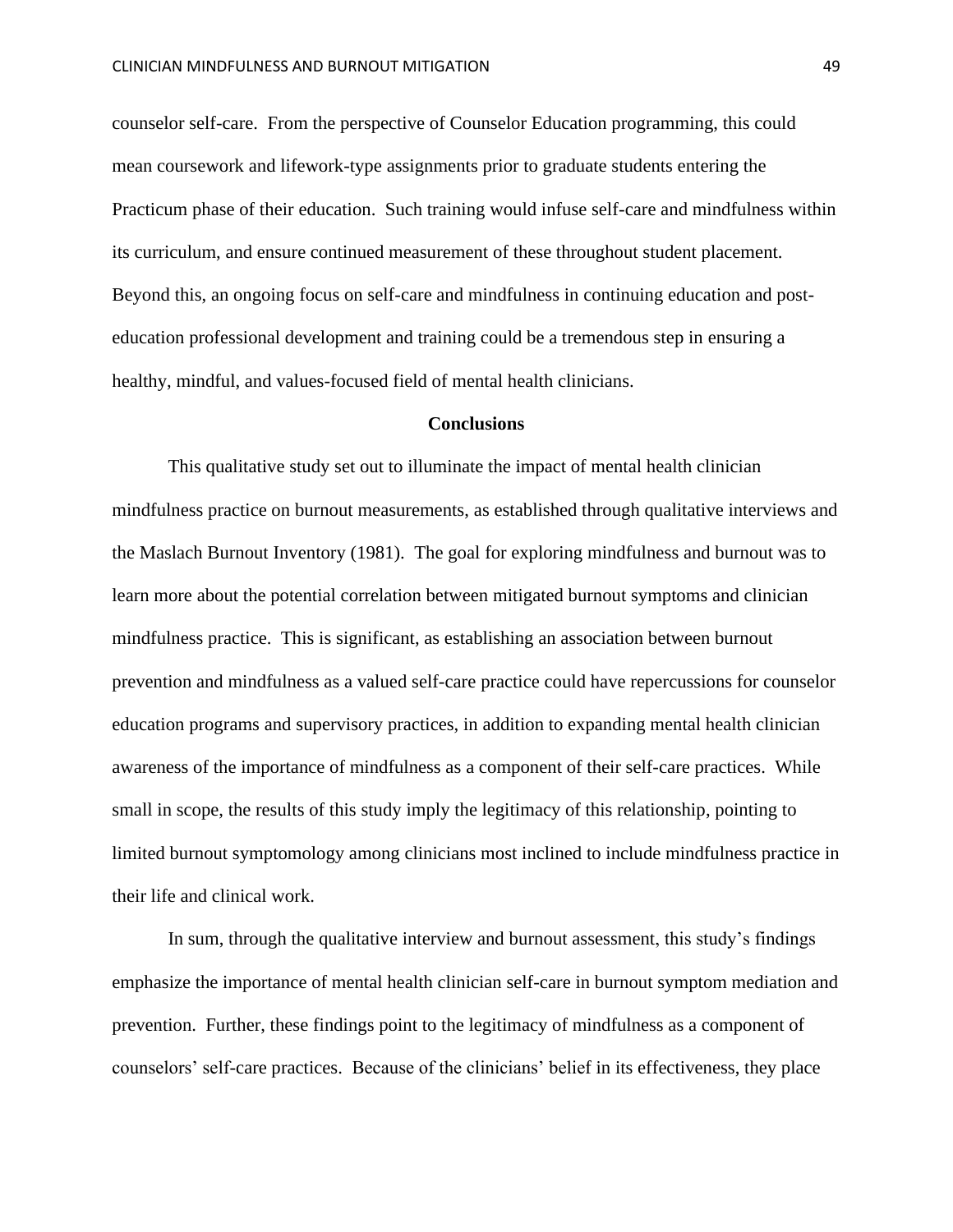counselor self-care. From the perspective of Counselor Education programming, this could mean coursework and lifework-type assignments prior to graduate students entering the Practicum phase of their education. Such training would infuse self-care and mindfulness within its curriculum, and ensure continued measurement of these throughout student placement. Beyond this, an ongoing focus on self-care and mindfulness in continuing education and post-education professional development and training could be a tremendous step in ensuring a healthy, mindful, and values-focused field of mental health clinicians.

## Conclusions

This qualitative study set out to illuminate the impact of mental health clinician mindfulness practice on burnout measurements, as established through qualitative interviews and the Maslach Burnout Inventory (1981). The goal for exploring mindfulness and burnout was to learn more about the potential correlation between mitigated burnout symptoms and clinician mindfulness practice. This is significant, as establishing an association between burnout prevention and mindfulness as a valued self-care practice could have repercussions for counselor education programs and supervisory practices, in addition to expanding mental health clinician awareness of the importance of mindfulness as a component of their self-care practices. While small in scope, the results of this study imply the legitimacy of this relationship, pointing to limited burnout symptomology among clinicians most inclined to include mindfulness practice in their life and clinical work.

In sum, through the qualitative interview and burnout assessment, this study's findings emphasize the importance of mental health clinician self-care in burnout symptom mediation and prevention. Further, these findings point to the legitimacy of mindfulness as a component of counselors' self-care practices. Because of the clinicians' belief in its effectiveness, they place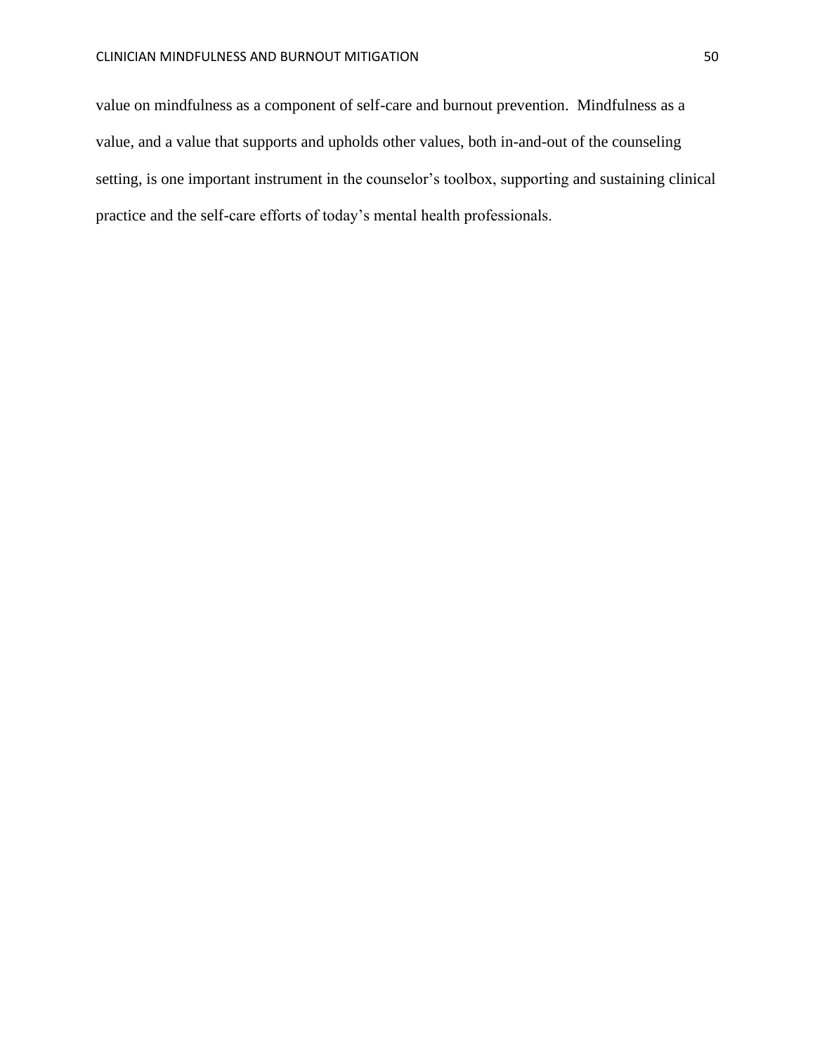value on mindfulness as a component of self-care and burnout prevention.  Mindfulness as a value, and a value that supports and upholds other values, both in-and-out of the counseling setting, is one important instrument in the counselor's toolbox, supporting and sustaining clinical practice and the self-care efforts of today's mental health professionals.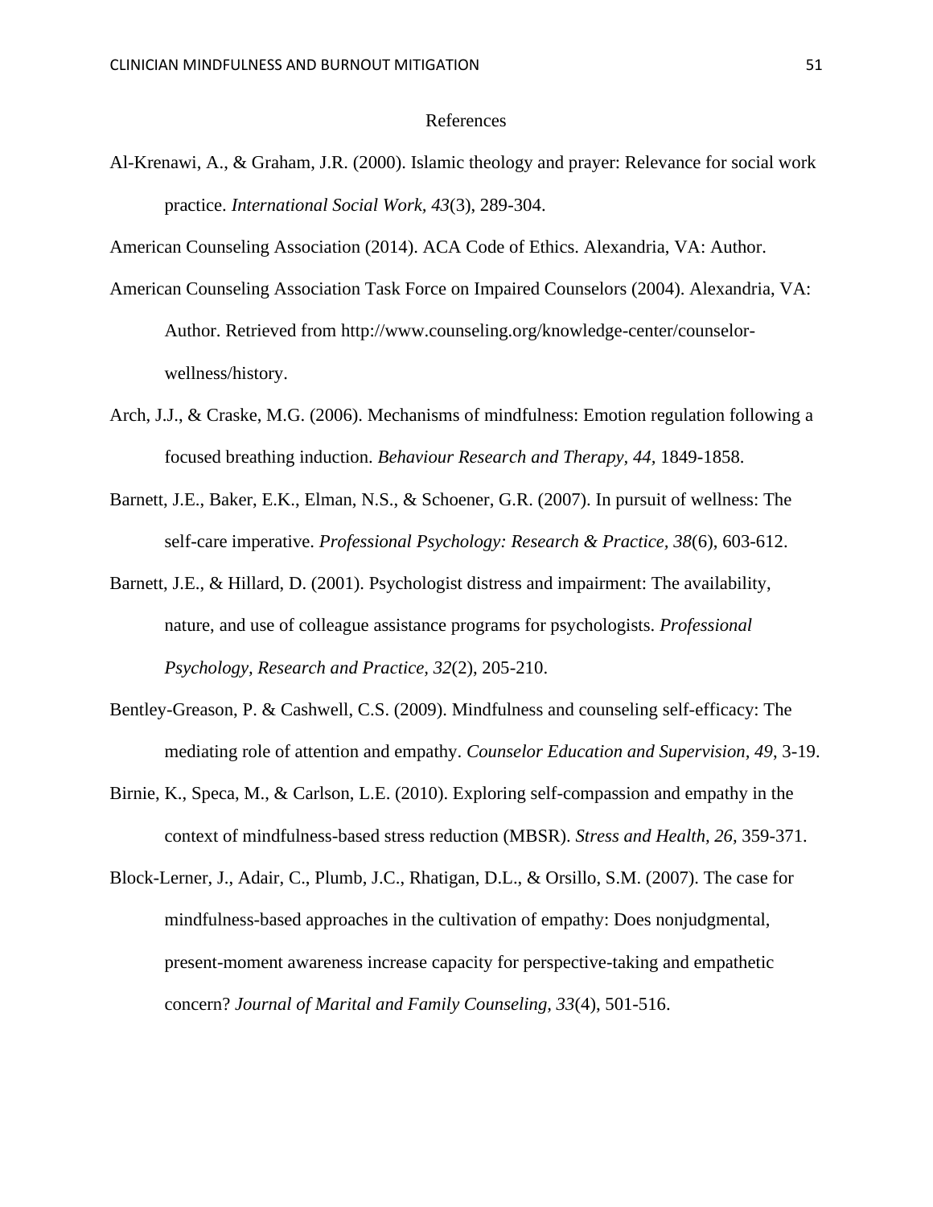# References

Al-Krenawi, A., & Graham, J.R. (2000). Islamic theology and prayer: Relevance for social work practice. *International Social Work, 43*(3), 289-304.

American Counseling Association (2014). ACA Code of Ethics. Alexandria, VA: Author.

American Counseling Association Task Force on Impaired Counselors (2004). Alexandria, VA: Author. Retrieved from http://www.counseling.org/knowledge-center/counselor-wellness/history.

Arch, J.J., & Craske, M.G. (2006). Mechanisms of mindfulness: Emotion regulation following a focused breathing induction. *Behaviour Research and Therapy, 44,* 1849-1858.

Barnett, J.E., Baker, E.K., Elman, N.S., & Schoener, G.R. (2007). In pursuit of wellness: The self-care imperative. *Professional Psychology: Research & Practice, 38*(6), 603-612.

Barnett, J.E., & Hillard, D. (2001). Psychologist distress and impairment: The availability, nature, and use of colleague assistance programs for psychologists. *Professional Psychology, Research and Practice, 32*(2), 205-210.

Bentley-Greason, P. & Cashwell, C.S. (2009). Mindfulness and counseling self-efficacy: The mediating role of attention and empathy. *Counselor Education and Supervision, 49*, 3-19.

Birnie, K., Speca, M., & Carlson, L.E. (2010). Exploring self-compassion and empathy in the context of mindfulness-based stress reduction (MBSR). *Stress and Health, 26,* 359-371.

Block-Lerner, J., Adair, C., Plumb, J.C., Rhatigan, D.L., & Orsillo, S.M. (2007). The case for mindfulness-based approaches in the cultivation of empathy: Does nonjudgmental, present-moment awareness increase capacity for perspective-taking and empathetic concern? *Journal of Marital and Family Counseling, 33*(4), 501-516.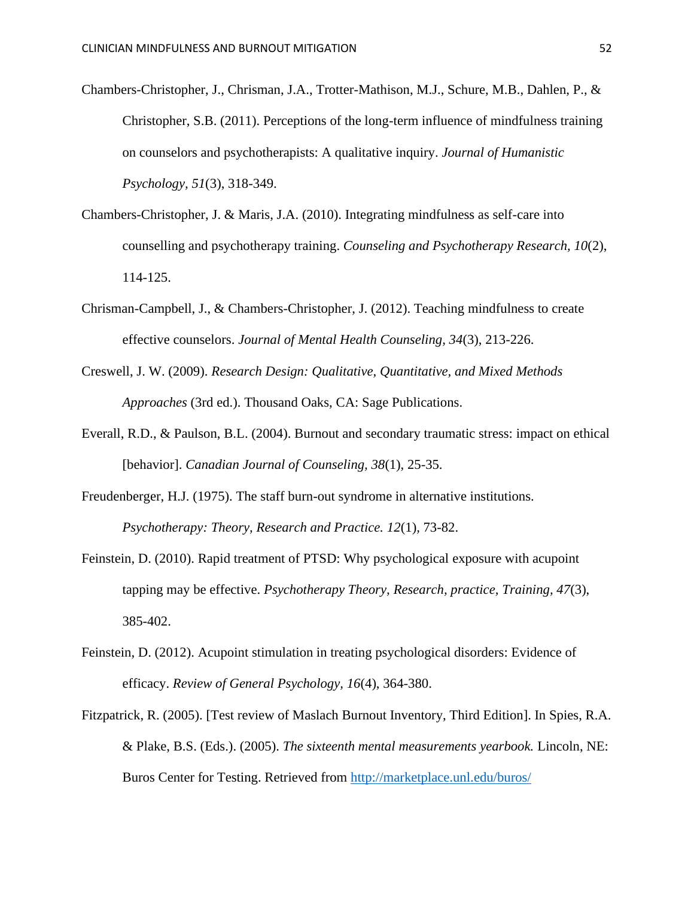Chambers-Christopher, J., Chrisman, J.A., Trotter-Mathison, M.J., Schure, M.B., Dahlen, P., & Christopher, S.B. (2011). Perceptions of the long-term influence of mindfulness training on counselors and psychotherapists: A qualitative inquiry. *Journal of Humanistic Psychology, 51*(3), 318-349.

Chambers-Christopher, J. & Maris, J.A. (2010). Integrating mindfulness as self-care into counselling and psychotherapy training. *Counseling and Psychotherapy Research*, *10*(2), 114-125.

Chrisman-Campbell, J., & Chambers-Christopher, J. (2012). Teaching mindfulness to create effective counselors. *Journal of Mental Health Counseling, 34*(3), 213-226.

Creswell, J. W. (2009). *Research Design: Qualitative, Quantitative, and Mixed Methods Approaches* (3rd ed.). Thousand Oaks, CA: Sage Publications.

Everall, R.D., & Paulson, B.L. (2004). Burnout and secondary traumatic stress: impact on ethical [behavior]. *Canadian Journal of Counseling, 38*(1), 25-35.

Freudenberger, H.J. (1975). The staff burn-out syndrome in alternative institutions. *Psychotherapy: Theory, Research and Practice. 12*(1), 73-82.

Feinstein, D. (2010). Rapid treatment of PTSD: Why psychological exposure with acupoint tapping may be effective. *Psychotherapy Theory, Research, practice, Training, 47*(3), 385-402.

Feinstein, D. (2012). Acupoint stimulation in treating psychological disorders: Evidence of efficacy. *Review of General Psychology, 16*(4), 364-380.

Fitzpatrick, R. (2005). [Test review of Maslach Burnout Inventory, Third Edition]. In Spies, R.A. & Plake, B.S. (Eds.). (2005). *The sixteenth mental measurements yearbook.* Lincoln, NE: Buros Center for Testing. Retrieved from http://marketplace.unl.edu/buros/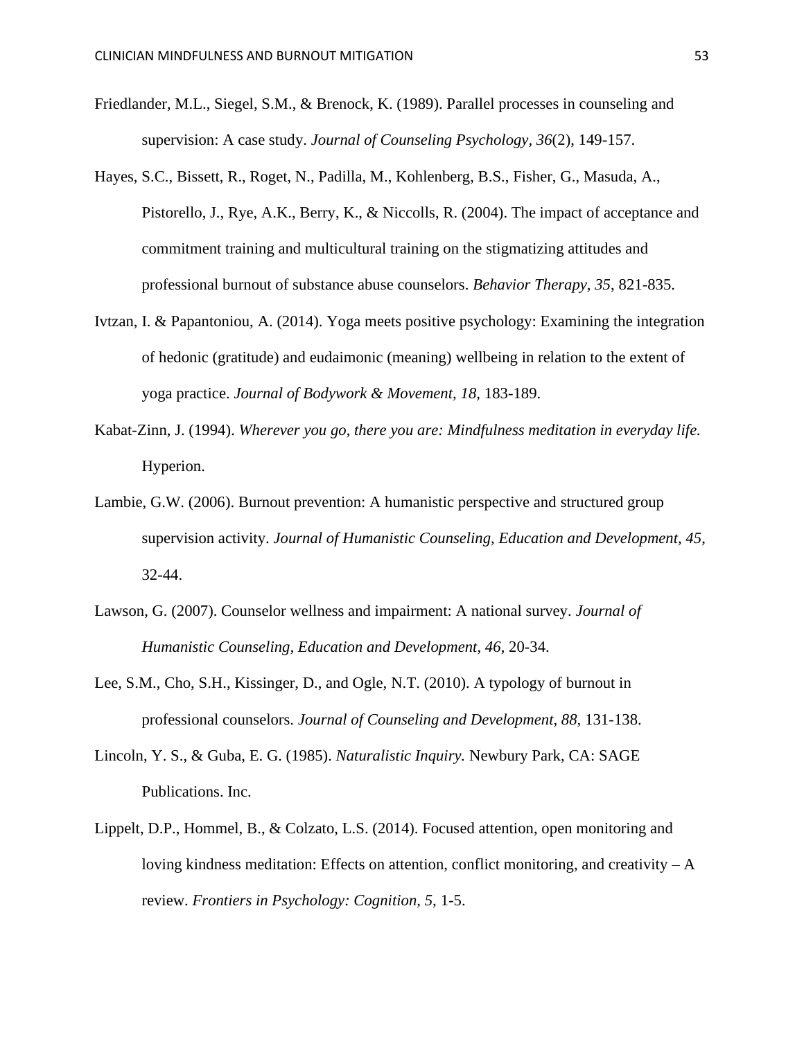Friedlander, M.L., Siegel, S.M., & Brenock, K. (1989). Parallel processes in counseling and supervision: A case study. *Journal of Counseling Psychology, 36*(2), 149-157.

Hayes, S.C., Bissett, R., Roget, N., Padilla, M., Kohlenberg, B.S., Fisher, G., Masuda, A., Pistorello, J., Rye, A.K., Berry, K., & Niccolls, R. (2004). The impact of acceptance and commitment training and multicultural training on the stigmatizing attitudes and professional burnout of substance abuse counselors. *Behavior Therapy, 35*, 821-835.

Ivtzan, I. & Papantoniou, A. (2014). Yoga meets positive psychology: Examining the integration of hedonic (gratitude) and eudaimonic (meaning) wellbeing in relation to the extent of yoga practice. *Journal of Bodywork & Movement, 18,* 183-189.

Kabat-Zinn, J. (1994). *Wherever you go, there you are: Mindfulness meditation in everyday life.* Hyperion.

Lambie, G.W. (2006). Burnout prevention: A humanistic perspective and structured group supervision activity. *Journal of Humanistic Counseling, Education and Development, 45,* 32-44.

Lawson, G. (2007). Counselor wellness and impairment: A national survey. *Journal of Humanistic Counseling, Education and Development, 46*, 20-34.

Lee, S.M., Cho, S.H., Kissinger, D., and Ogle, N.T. (2010). A typology of burnout in professional counselors. *Journal of Counseling and Development, 88*, 131-138.

Lincoln, Y. S., & Guba, E. G. (1985). *Naturalistic Inquiry.* Newbury Park, CA: SAGE Publications. Inc.

Lippelt, D.P., Hommel, B., & Colzato, L.S. (2014). Focused attention, open monitoring and loving kindness meditation: Effects on attention, conflict monitoring, and creativity – A review. *Frontiers in Psychology: Cognition, 5,* 1-5.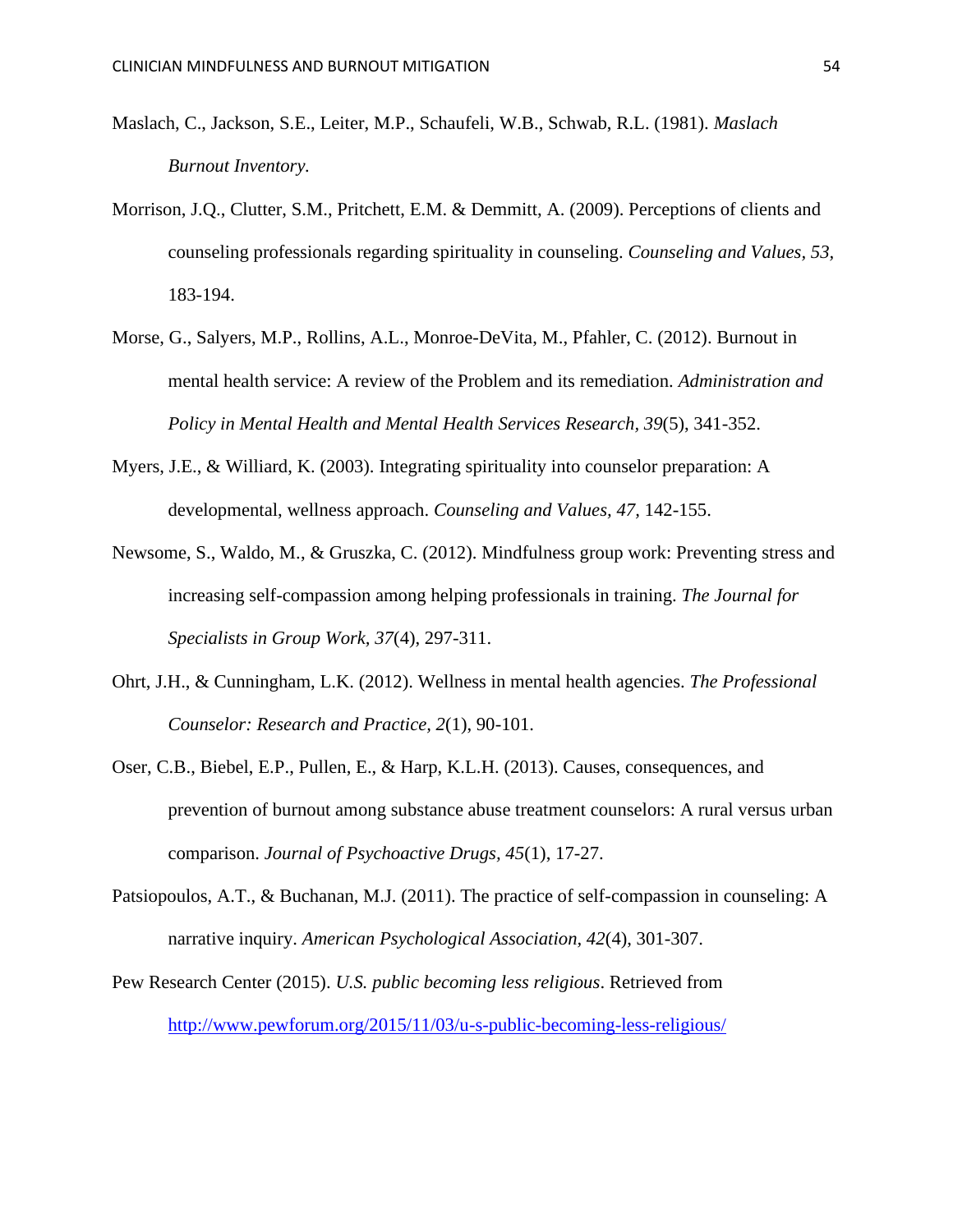Maslach, C., Jackson, S.E., Leiter, M.P., Schaufeli, W.B., Schwab, R.L. (1981). *Maslach Burnout Inventory.*

Morrison, J.Q., Clutter, S.M., Pritchett, E.M. & Demmitt, A. (2009). Perceptions of clients and counseling professionals regarding spirituality in counseling. *Counseling and Values, 53,* 183-194.

Morse, G., Salyers, M.P., Rollins, A.L., Monroe-DeVita, M., Pfahler, C. (2012). Burnout in mental health service: A review of the Problem and its remediation. *Administration and Policy in Mental Health and Mental Health Services Research, 39*(5), 341-352.

Myers, J.E., & Williard, K. (2003). Integrating spirituality into counselor preparation: A developmental, wellness approach. *Counseling and Values, 47,* 142-155.

Newsome, S., Waldo, M., & Gruszka, C. (2012). Mindfulness group work: Preventing stress and increasing self-compassion among helping professionals in training. *The Journal for Specialists in Group Work, 37*(4), 297-311.

Ohrt, J.H., & Cunningham, L.K. (2012). Wellness in mental health agencies. *The Professional Counselor: Research and Practice, 2*(1), 90-101.

Oser, C.B., Biebel, E.P., Pullen, E., & Harp, K.L.H. (2013). Causes, consequences, and prevention of burnout among substance abuse treatment counselors: A rural versus urban comparison. *Journal of Psychoactive Drugs, 45*(1), 17-27.

Patsiopoulos, A.T., & Buchanan, M.J. (2011). The practice of self-compassion in counseling: A narrative inquiry. *American Psychological Association, 42*(4), 301-307.

Pew Research Center (2015). *U.S. public becoming less religious*. Retrieved from http://www.pewforum.org/2015/11/03/u-s-public-becoming-less-religious/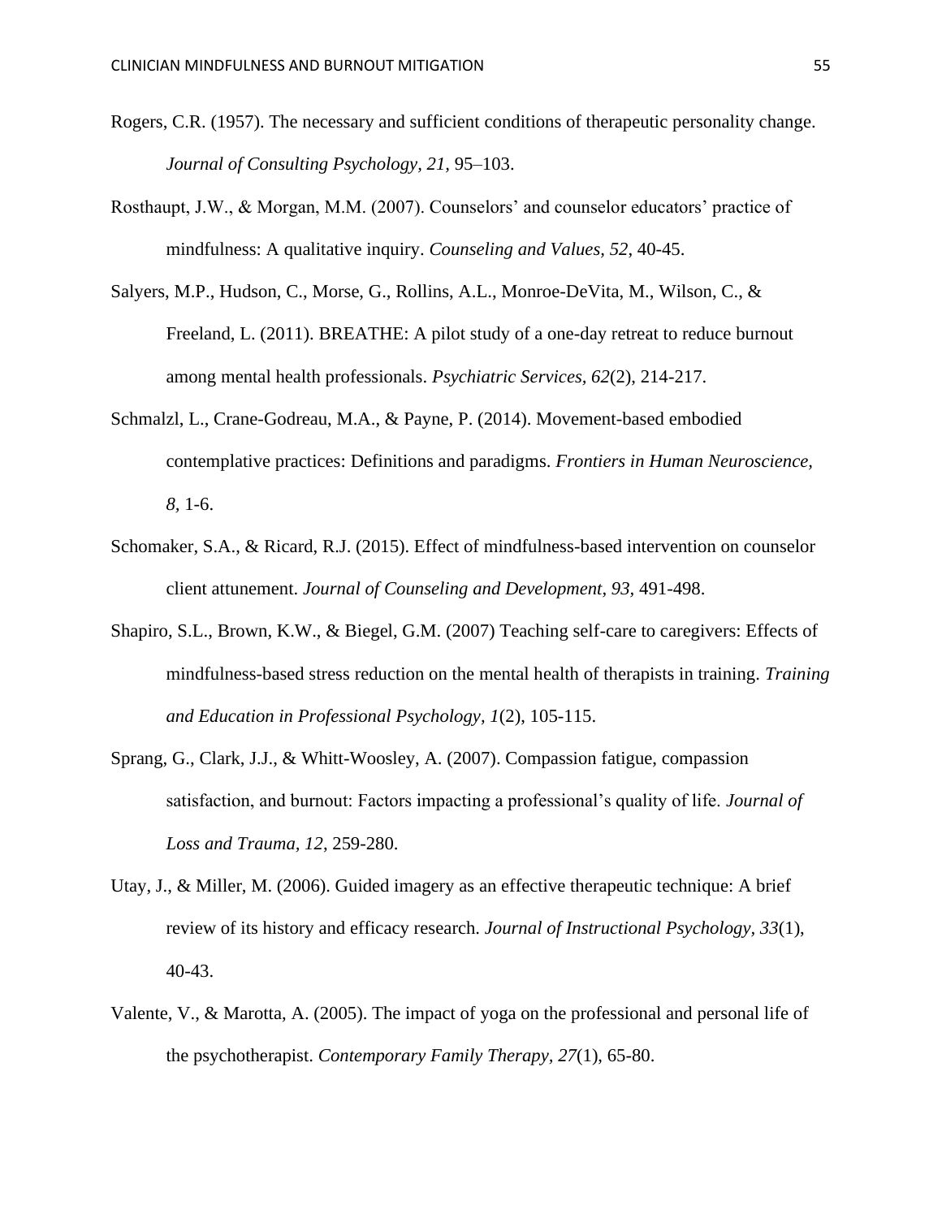Rogers, C.R. (1957). The necessary and sufficient conditions of therapeutic personality change. *Journal of Consulting Psychology, 21,* 95–103.

Rosthaupt, J.W., & Morgan, M.M. (2007). Counselors' and counselor educators' practice of mindfulness: A qualitative inquiry. *Counseling and Values, 52*, 40-45.

Salyers, M.P., Hudson, C., Morse, G., Rollins, A.L., Monroe-DeVita, M., Wilson, C., & Freeland, L. (2011). BREATHE: A pilot study of a one-day retreat to reduce burnout among mental health professionals. *Psychiatric Services, 62*(2), 214-217.

Schmalzl, L., Crane-Godreau, M.A., & Payne, P. (2014). Movement-based embodied contemplative practices: Definitions and paradigms. *Frontiers in Human Neuroscience, 8,* 1-6.

Schomaker, S.A., & Ricard, R.J. (2015). Effect of mindfulness-based intervention on counselor client attunement. *Journal of Counseling and Development, 93,* 491-498.

Shapiro, S.L., Brown, K.W., & Biegel, G.M. (2007) Teaching self-care to caregivers: Effects of mindfulness-based stress reduction on the mental health of therapists in training. *Training and Education in Professional Psychology, 1*(2), 105-115.

Sprang, G., Clark, J.J., & Whitt-Woosley, A. (2007). Compassion fatigue, compassion satisfaction, and burnout: Factors impacting a professional's quality of life. *Journal of Loss and Trauma, 12*, 259-280.

Utay, J., & Miller, M. (2006). Guided imagery as an effective therapeutic technique: A brief review of its history and efficacy research. *Journal of Instructional Psychology, 33*(1), 40-43.

Valente, V., & Marotta, A. (2005). The impact of yoga on the professional and personal life of the psychotherapist. *Contemporary Family Therapy, 27*(1), 65-80.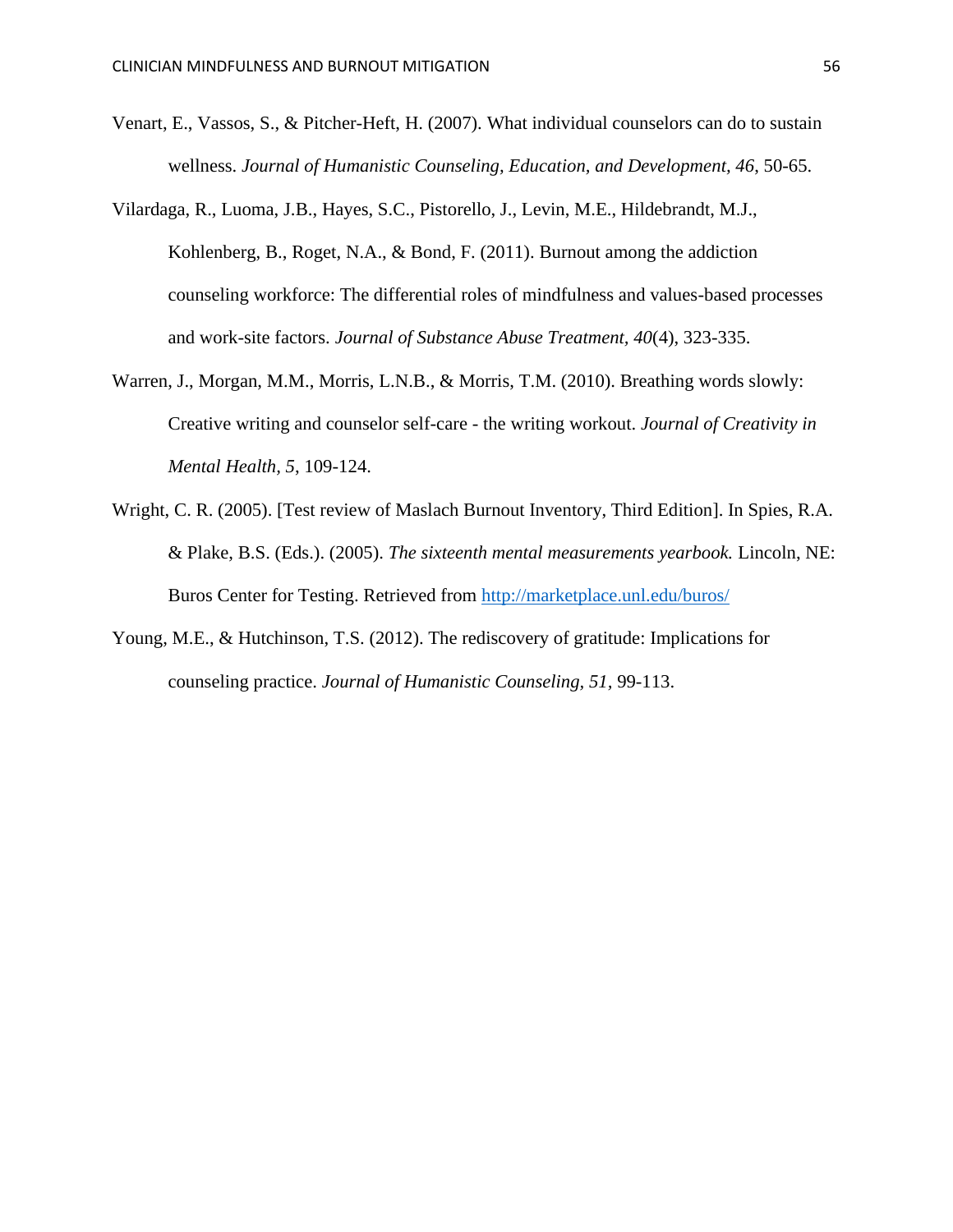Venart, E., Vassos, S., & Pitcher-Heft, H. (2007). What individual counselors can do to sustain wellness. *Journal of Humanistic Counseling, Education, and Development, 46*, 50-65.

Vilardaga, R., Luoma, J.B., Hayes, S.C., Pistorello, J., Levin, M.E., Hildebrandt, M.J., Kohlenberg, B., Roget, N.A., & Bond, F. (2011). Burnout among the addiction counseling workforce: The differential roles of mindfulness and values-based processes and work-site factors. *Journal of Substance Abuse Treatment*, *40*(4), 323-335.

Warren, J., Morgan, M.M., Morris, L.N.B., & Morris, T.M. (2010). Breathing words slowly: Creative writing and counselor self-care - the writing workout. *Journal of Creativity in Mental Health, 5*, 109-124.

Wright, C. R. (2005). [Test review of Maslach Burnout Inventory, Third Edition]. In Spies, R.A. & Plake, B.S. (Eds.). (2005). *The sixteenth mental measurements yearbook.* Lincoln, NE: Buros Center for Testing. Retrieved from http://marketplace.unl.edu/buros/

Young, M.E., & Hutchinson, T.S. (2012). The rediscovery of gratitude: Implications for counseling practice. *Journal of Humanistic Counseling, 51,* 99-113.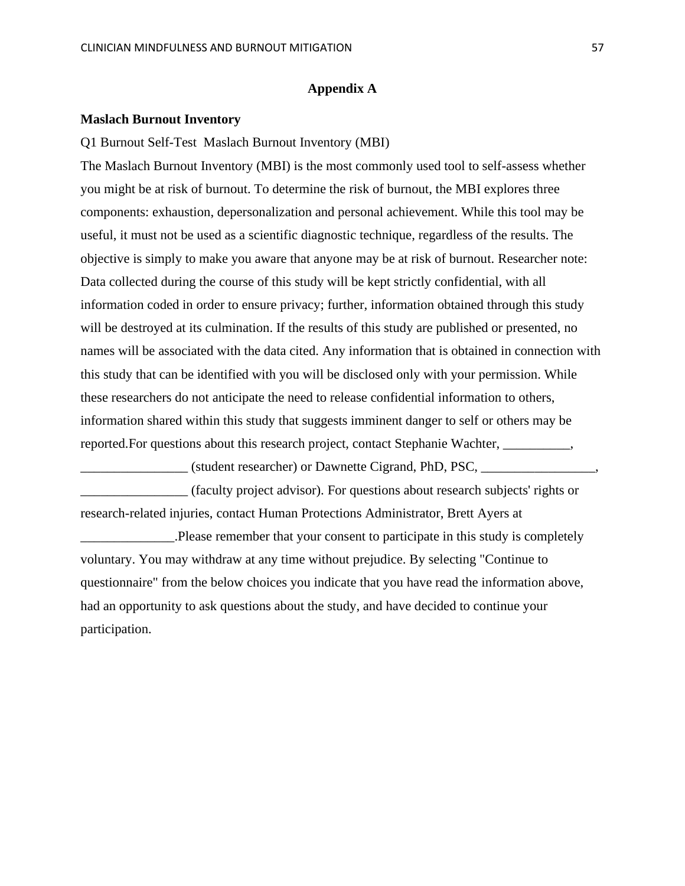# Appendix A

**Maslach Burnout Inventory**

Q1 Burnout Self-Test  Maslach Burnout Inventory (MBI)

The Maslach Burnout Inventory (MBI) is the most commonly used tool to self-assess whether you might be at risk of burnout. To determine the risk of burnout, the MBI explores three components: exhaustion, depersonalization and personal achievement. While this tool may be useful, it must not be used as a scientific diagnostic technique, regardless of the results. The objective is simply to make you aware that anyone may be at risk of burnout. Researcher note: Data collected during the course of this study will be kept strictly confidential, with all information coded in order to ensure privacy; further, information obtained through this study will be destroyed at its culmination. If the results of this study are published or presented, no names will be associated with the data cited. Any information that is obtained in connection with this study that can be identified with you will be disclosed only with your permission. While these researchers do not anticipate the need to release confidential information to others, information shared within this study that suggests imminent danger to self or others may be reported.For questions about this research project, contact Stephanie Wachter, __________, ________________ (student researcher) or Dawnette Cigrand, PhD, PSC, _________________, ________________ (faculty project advisor). For questions about research subjects' rights or research-related injuries, contact Human Protections Administrator, Brett Ayers at ______________.Please remember that your consent to participate in this study is completely voluntary. You may withdraw at any time without prejudice. By selecting "Continue to questionnaire" from the below choices you indicate that you have read the information above, had an opportunity to ask questions about the study, and have decided to continue your participation.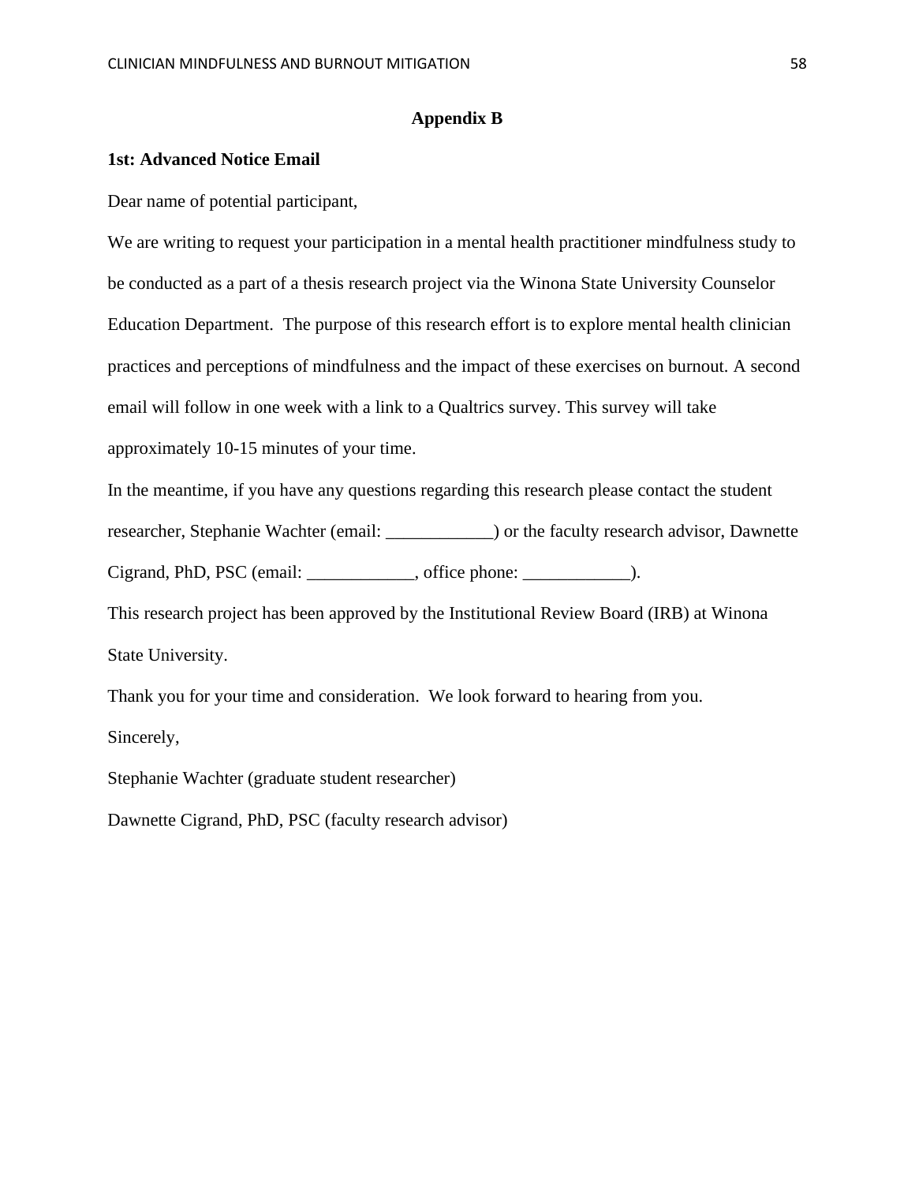# Appendix B

**1st: Advanced Notice Email**

Dear name of potential participant,

We are writing to request your participation in a mental health practitioner mindfulness study to be conducted as a part of a thesis research project via the Winona State University Counselor Education Department. The purpose of this research effort is to explore mental health clinician practices and perceptions of mindfulness and the impact of these exercises on burnout. A second email will follow in one week with a link to a Qualtrics survey. This survey will take approximately 10-15 minutes of your time.

In the meantime, if you have any questions regarding this research please contact the student researcher, Stephanie Wachter (email: ____________) or the faculty research advisor, Dawnette Cigrand, PhD, PSC (email: ____________, office phone: ____________).

This research project has been approved by the Institutional Review Board (IRB) at Winona State University.

Thank you for your time and consideration. We look forward to hearing from you.

Sincerely,

Stephanie Wachter (graduate student researcher)

Dawnette Cigrand, PhD, PSC (faculty research advisor)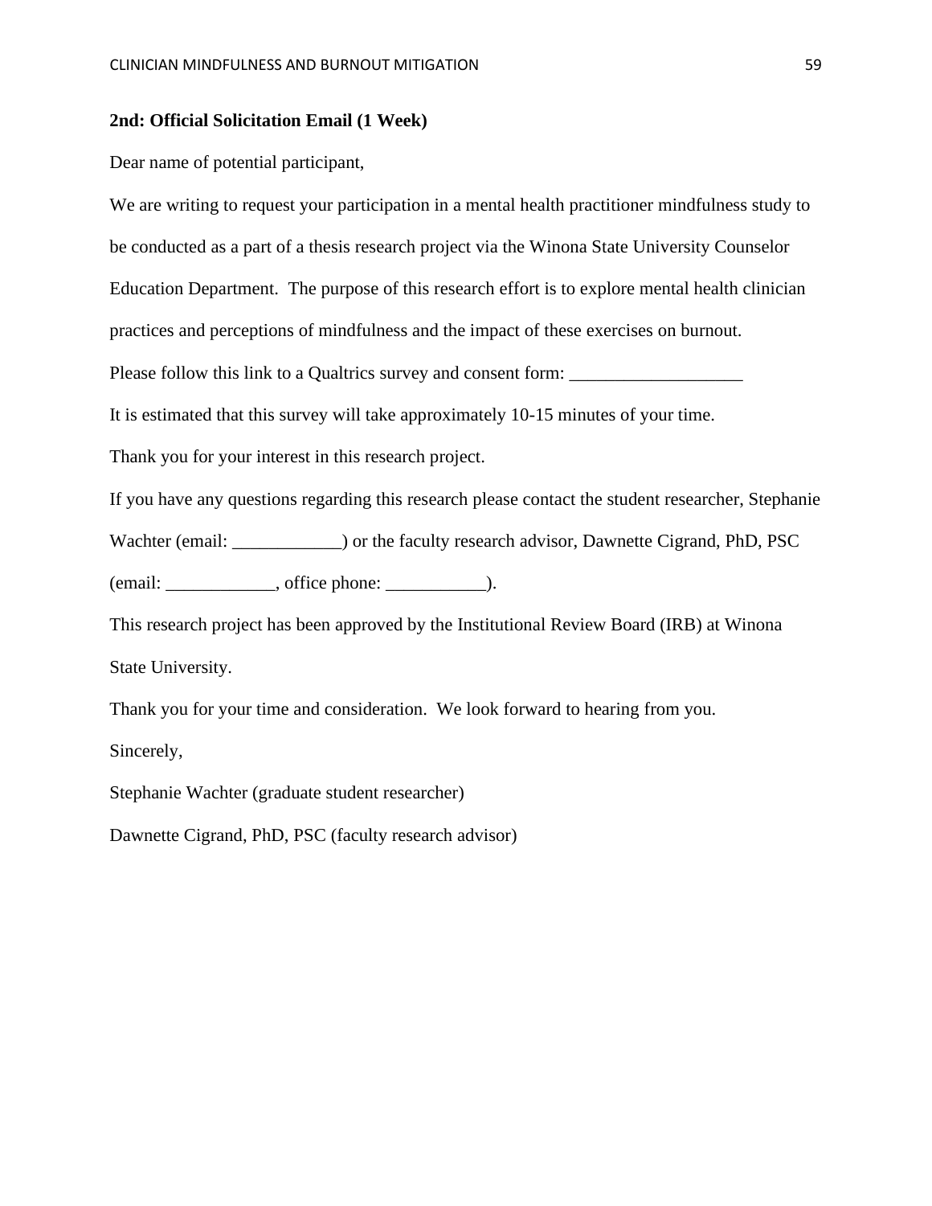**2nd: Official Solicitation Email (1 Week)**

Dear name of potential participant,

We are writing to request your participation in a mental health practitioner mindfulness study to be conducted as a part of a thesis research project via the Winona State University Counselor Education Department. The purpose of this research effort is to explore mental health clinician practices and perceptions of mindfulness and the impact of these exercises on burnout.

Please follow this link to a Qualtrics survey and consent form: ___________________

It is estimated that this survey will take approximately 10-15 minutes of your time.

Thank you for your interest in this research project.

If you have any questions regarding this research please contact the student researcher, Stephanie Wachter (email: ____________) or the faculty research advisor, Dawnette Cigrand, PhD, PSC (email: ____________, office phone: ___________).

This research project has been approved by the Institutional Review Board (IRB) at Winona State University.

Thank you for your time and consideration. We look forward to hearing from you.

Sincerely,

Stephanie Wachter (graduate student researcher)

Dawnette Cigrand, PhD, PSC (faculty research advisor)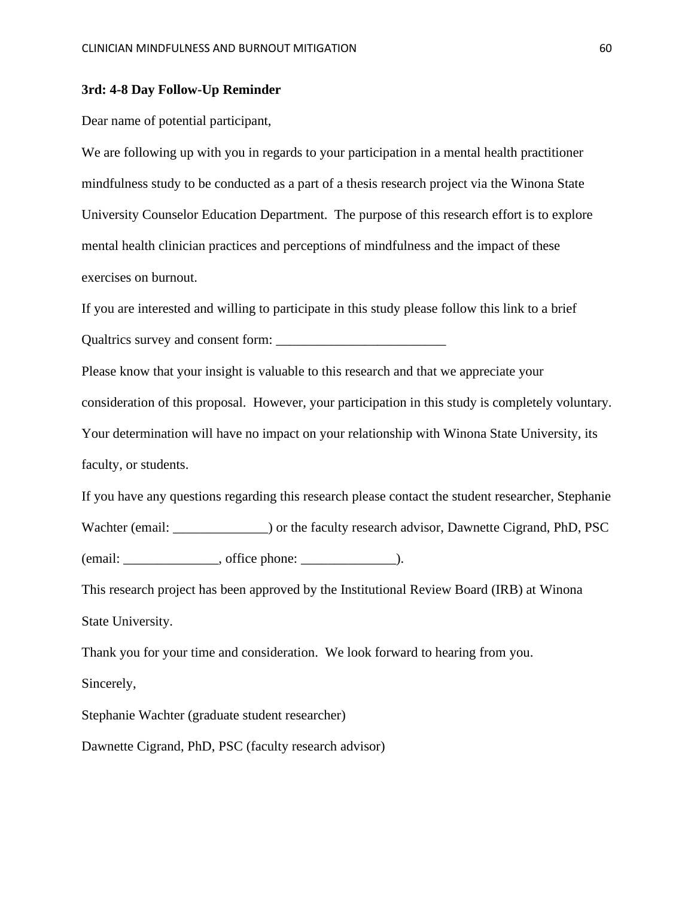**3rd: 4-8 Day Follow-Up Reminder**

Dear name of potential participant,

We are following up with you in regards to your participation in a mental health practitioner mindfulness study to be conducted as a part of a thesis research project via the Winona State University Counselor Education Department. The purpose of this research effort is to explore mental health clinician practices and perceptions of mindfulness and the impact of these exercises on burnout.

If you are interested and willing to participate in this study please follow this link to a brief Qualtrics survey and consent form: _________________________

Please know that your insight is valuable to this research and that we appreciate your consideration of this proposal. However, your participation in this study is completely voluntary. Your determination will have no impact on your relationship with Winona State University, its faculty, or students.

If you have any questions regarding this research please contact the student researcher, Stephanie Wachter (email: ______________) or the faculty research advisor, Dawnette Cigrand, PhD, PSC (email: ______________, office phone: ______________).

This research project has been approved by the Institutional Review Board (IRB) at Winona State University.

Thank you for your time and consideration. We look forward to hearing from you.

Sincerely,

Stephanie Wachter (graduate student researcher)

Dawnette Cigrand, PhD, PSC (faculty research advisor)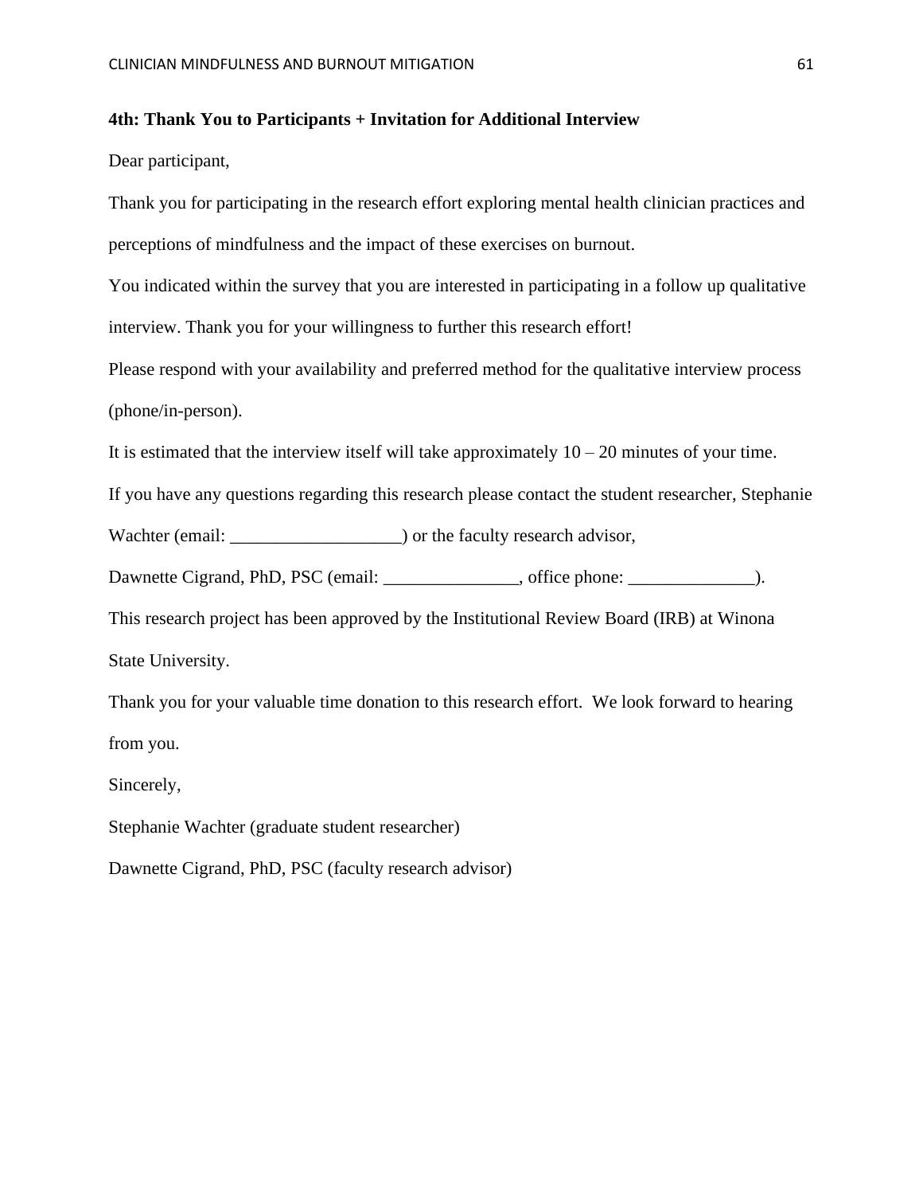**4th: Thank You to Participants + Invitation for Additional Interview**

Dear participant,

Thank you for participating in the research effort exploring mental health clinician practices and perceptions of mindfulness and the impact of these exercises on burnout.

You indicated within the survey that you are interested in participating in a follow up qualitative interview. Thank you for your willingness to further this research effort!

Please respond with your availability and preferred method for the qualitative interview process (phone/in-person).

It is estimated that the interview itself will take approximately 10 – 20 minutes of your time.

If you have any questions regarding this research please contact the student researcher, Stephanie Wachter (email: ___________________) or the faculty research advisor,

Dawnette Cigrand, PhD, PSC (email: _______________, office phone: ______________).

This research project has been approved by the Institutional Review Board (IRB) at Winona State University.

Thank you for your valuable time donation to this research effort. We look forward to hearing from you.

Sincerely,

Stephanie Wachter (graduate student researcher)

Dawnette Cigrand, PhD, PSC (faculty research advisor)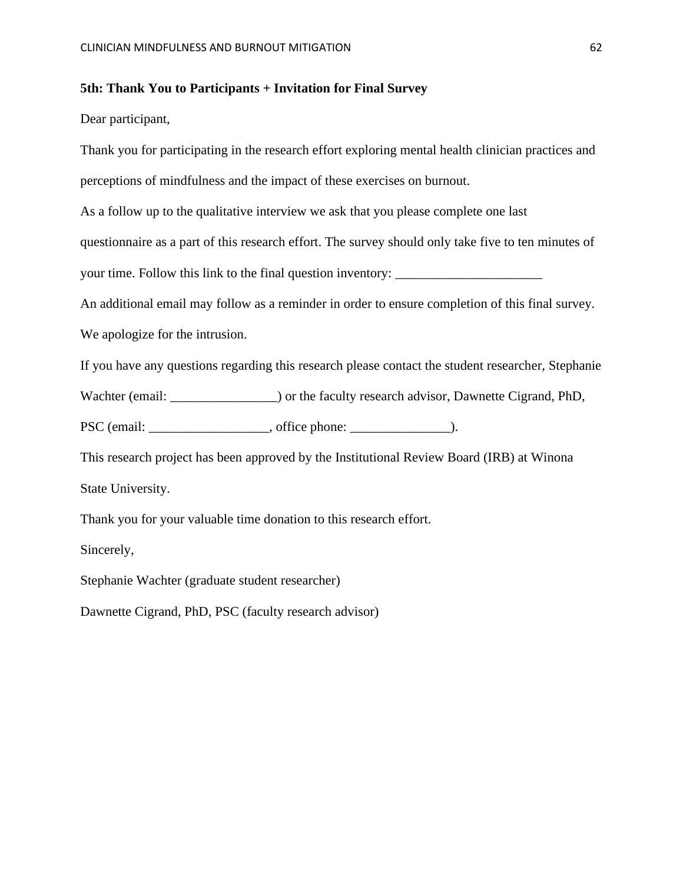**5th: Thank You to Participants + Invitation for Final Survey**

Dear participant,

Thank you for participating in the research effort exploring mental health clinician practices and perceptions of mindfulness and the impact of these exercises on burnout.

As a follow up to the qualitative interview we ask that you please complete one last questionnaire as a part of this research effort. The survey should only take five to ten minutes of your time. Follow this link to the final question inventory: ______________________

An additional email may follow as a reminder in order to ensure completion of this final survey. We apologize for the intrusion.

If you have any questions regarding this research please contact the student researcher, Stephanie Wachter (email: ________________) or the faculty research advisor, Dawnette Cigrand, PhD, PSC (email: __________________, office phone: _______________).

This research project has been approved by the Institutional Review Board (IRB) at Winona State University.

Thank you for your valuable time donation to this research effort.

Sincerely,

Stephanie Wachter (graduate student researcher)

Dawnette Cigrand, PhD, PSC (faculty research advisor)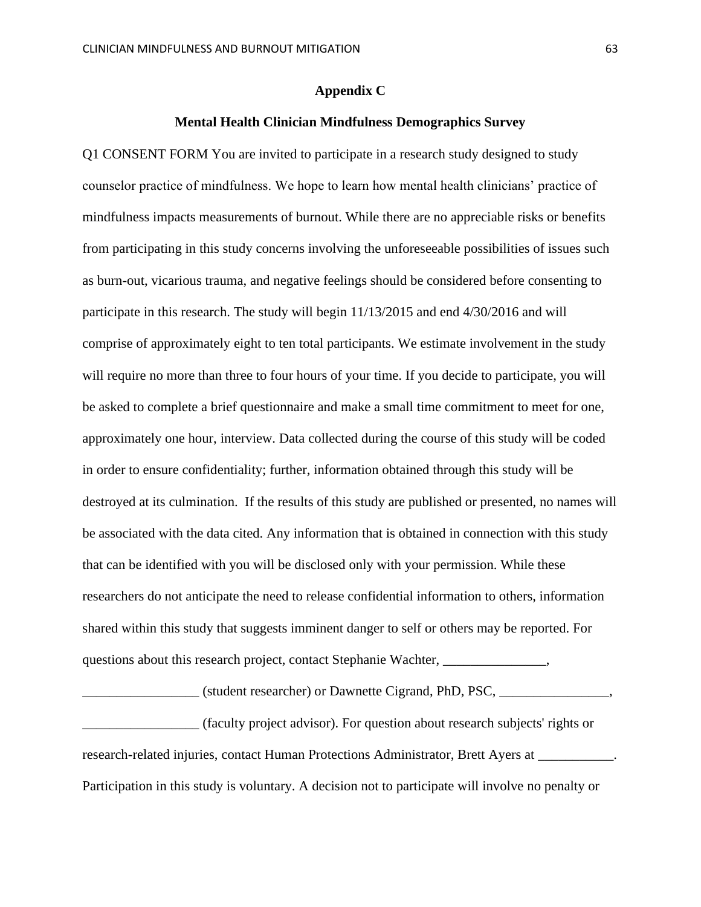## Appendix C

### Mental Health Clinician Mindfulness Demographics Survey

Q1 CONSENT FORM You are invited to participate in a research study designed to study counselor practice of mindfulness. We hope to learn how mental health clinicians' practice of mindfulness impacts measurements of burnout. While there are no appreciable risks or benefits from participating in this study concerns involving the unforeseeable possibilities of issues such as burn-out, vicarious trauma, and negative feelings should be considered before consenting to participate in this research. The study will begin 11/13/2015 and end 4/30/2016 and will comprise of approximately eight to ten total participants. We estimate involvement in the study will require no more than three to four hours of your time. If you decide to participate, you will be asked to complete a brief questionnaire and make a small time commitment to meet for one, approximately one hour, interview. Data collected during the course of this study will be coded in order to ensure confidentiality; further, information obtained through this study will be destroyed at its culmination. If the results of this study are published or presented, no names will be associated with the data cited. Any information that is obtained in connection with this study that can be identified with you will be disclosed only with your permission. While these researchers do not anticipate the need to release confidential information to others, information shared within this study that suggests imminent danger to self or others may be reported. For questions about this research project, contact Stephanie Wachter, _______________, _________________ (student researcher) or Dawnette Cigrand, PhD, PSC, ________________, _________________ (faculty project advisor). For question about research subjects' rights or research-related injuries, contact Human Protections Administrator, Brett Ayers at ___________. Participation in this study is voluntary. A decision not to participate will involve no penalty or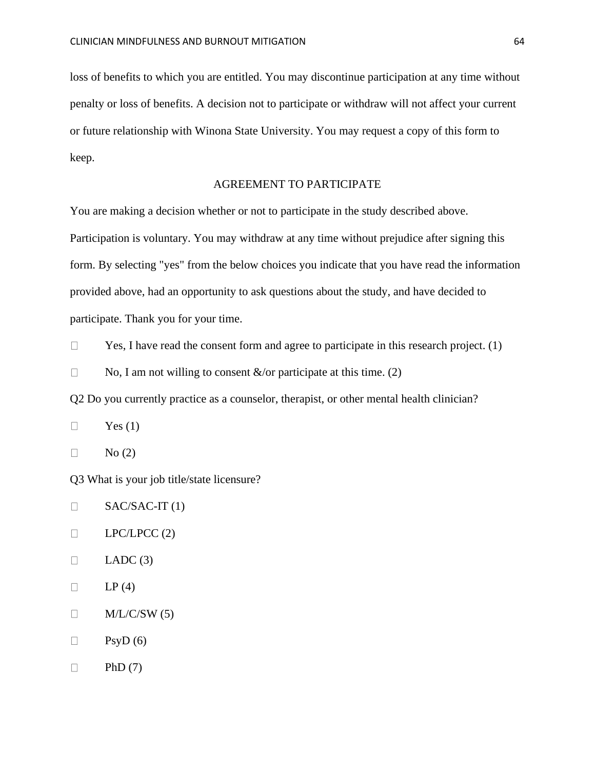loss of benefits to which you are entitled. You may discontinue participation at any time without penalty or loss of benefits. A decision not to participate or withdraw will not affect your current or future relationship with Winona State University. You may request a copy of this form to keep.

AGREEMENT TO PARTICIPATE

You are making a decision whether or not to participate in the study described above. Participation is voluntary. You may withdraw at any time without prejudice after signing this form. By selecting "yes" from the below choices you indicate that you have read the information provided above, had an opportunity to ask questions about the study, and have decided to participate. Thank you for your time.

- ☐ Yes, I have read the consent form and agree to participate in this research project. (1)
- ☐ No, I am not willing to consent &/or participate at this time. (2)

Q2 Do you currently practice as a counselor, therapist, or other mental health clinician?

- ☐ Yes (1)
- ☐ No (2)

Q3 What is your job title/state licensure?

- ☐ SAC/SAC-IT (1)
- ☐ LPC/LPCC (2)
- ☐ LADC (3)
- ☐ LP (4)
- ☐ M/L/C/SW (5)
- ☐ PsyD (6)
- ☐ PhD (7)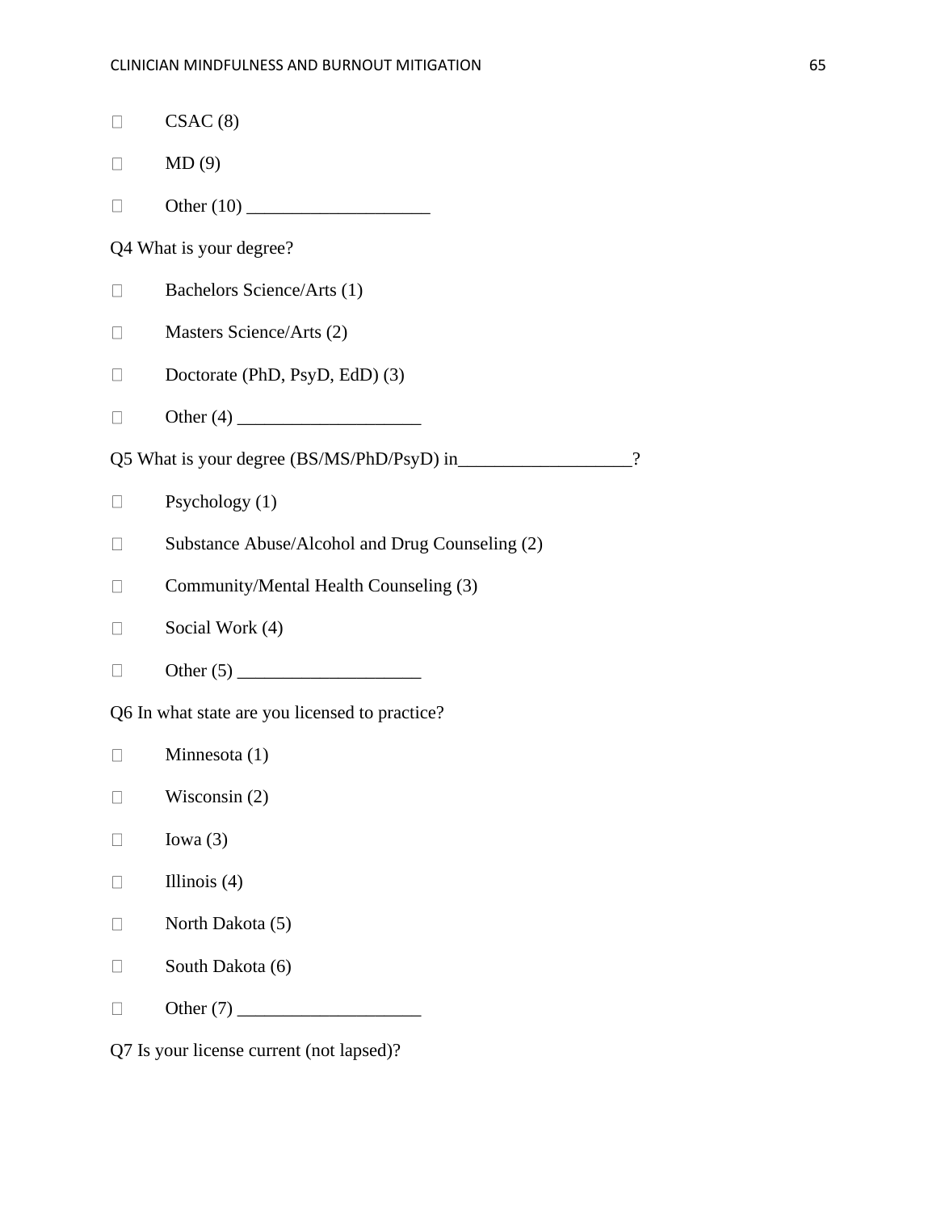- CSAC (8)
- MD (9)
- Other (10) ____________________

Q4 What is your degree?

- Bachelors Science/Arts (1)
- Masters Science/Arts (2)
- Doctorate (PhD, PsyD, EdD) (3)
- Other (4) ____________________

Q5 What is your degree (BS/MS/PhD/PsyD) in___________________?

- Psychology (1)
- Substance Abuse/Alcohol and Drug Counseling (2)
- Community/Mental Health Counseling (3)
- Social Work (4)
- Other (5) ____________________

Q6 In what state are you licensed to practice?

- Minnesota (1)
- Wisconsin (2)
- Iowa (3)
- Illinois (4)
- North Dakota (5)
- South Dakota (6)
- Other (7) ____________________

Q7 Is your license current (not lapsed)?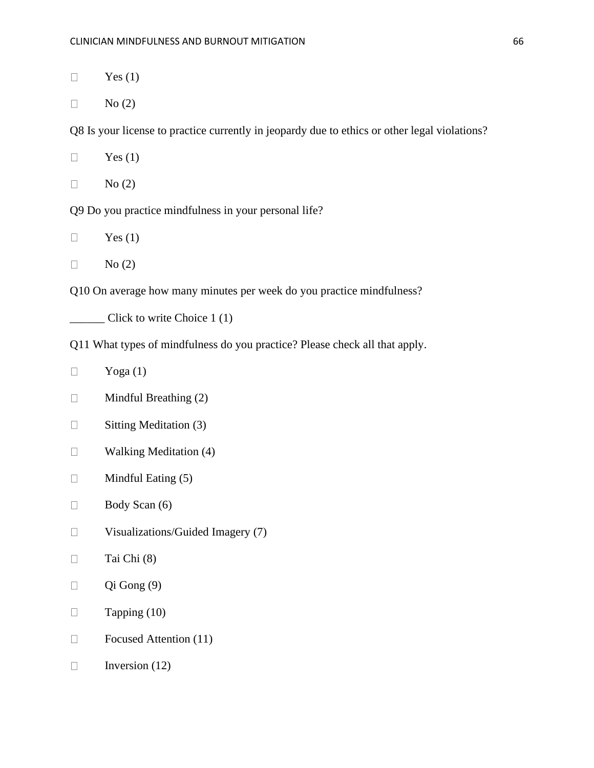- ☐ Yes (1)
- ☐ No (2)

Q8 Is your license to practice currently in jeopardy due to ethics or other legal violations?

- ☐ Yes (1)
- ☐ No (2)

Q9 Do you practice mindfulness in your personal life?

- ☐ Yes (1)
- ☐ No (2)

Q10 On average how many minutes per week do you practice mindfulness?

______ Click to write Choice 1 (1)

Q11 What types of mindfulness do you practice? Please check all that apply.

- ☐ Yoga (1)
- ☐ Mindful Breathing (2)
- ☐ Sitting Meditation (3)
- ☐ Walking Meditation (4)
- ☐ Mindful Eating (5)
- ☐ Body Scan (6)
- ☐ Visualizations/Guided Imagery (7)
- ☐ Tai Chi (8)
- ☐ Qi Gong (9)
- ☐ Tapping (10)
- ☐ Focused Attention (11)
- ☐ Inversion (12)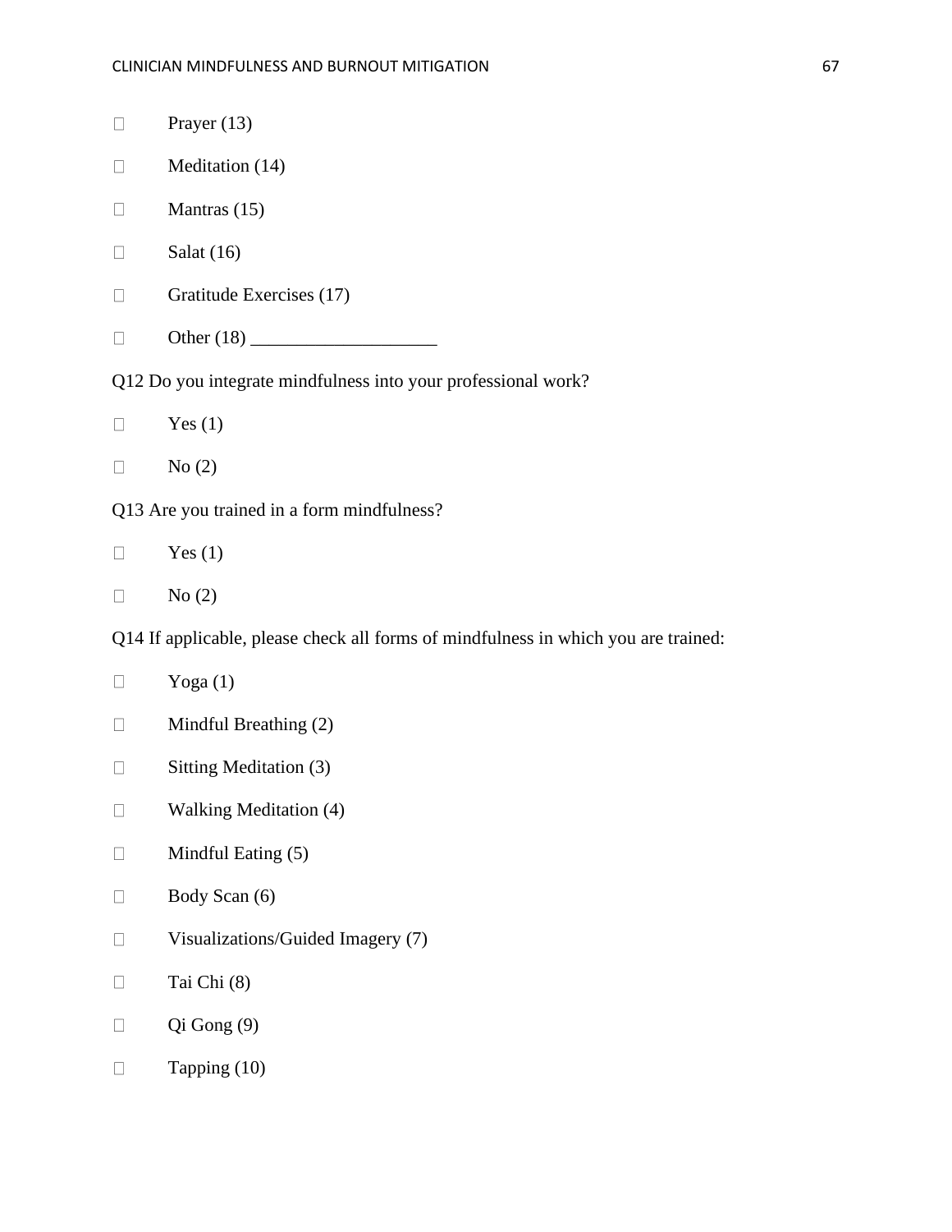- ☐ Prayer (13)
- ☐ Meditation (14)
- ☐ Mantras (15)
- ☐ Salat (16)
- ☐ Gratitude Exercises (17)
- ☐ Other (18) ____________________

Q12 Do you integrate mindfulness into your professional work?

- ☐ Yes (1)
- ☐ No (2)

Q13 Are you trained in a form mindfulness?

- ☐ Yes (1)
- ☐ No (2)

Q14 If applicable, please check all forms of mindfulness in which you are trained:

- ☐ Yoga (1)
- ☐ Mindful Breathing (2)
- ☐ Sitting Meditation (3)
- ☐ Walking Meditation (4)
- ☐ Mindful Eating (5)
- ☐ Body Scan (6)
- ☐ Visualizations/Guided Imagery (7)
- ☐ Tai Chi (8)
- ☐ Qi Gong (9)
- ☐ Tapping (10)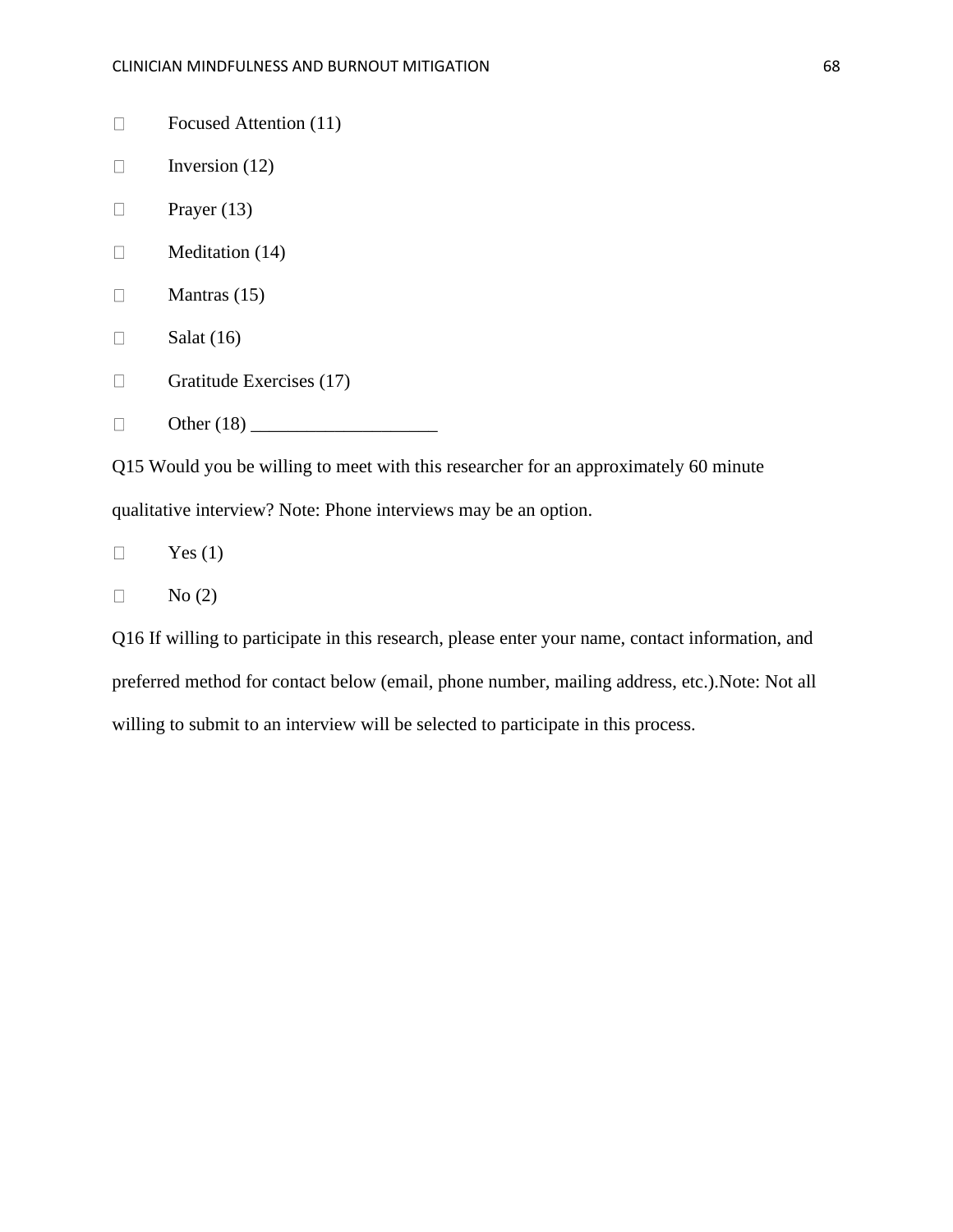- ☐ Focused Attention (11)
- ☐ Inversion (12)
- ☐ Prayer (13)
- ☐ Meditation (14)
- ☐ Mantras (15)
- ☐ Salat (16)
- ☐ Gratitude Exercises (17)
- ☐ Other (18) ____________________

Q15 Would you be willing to meet with this researcher for an approximately 60 minute qualitative interview? Note: Phone interviews may be an option.

- ☐ Yes (1)
- ☐ No (2)

Q16 If willing to participate in this research, please enter your name, contact information, and preferred method for contact below (email, phone number, mailing address, etc.).Note: Not all willing to submit to an interview will be selected to participate in this process.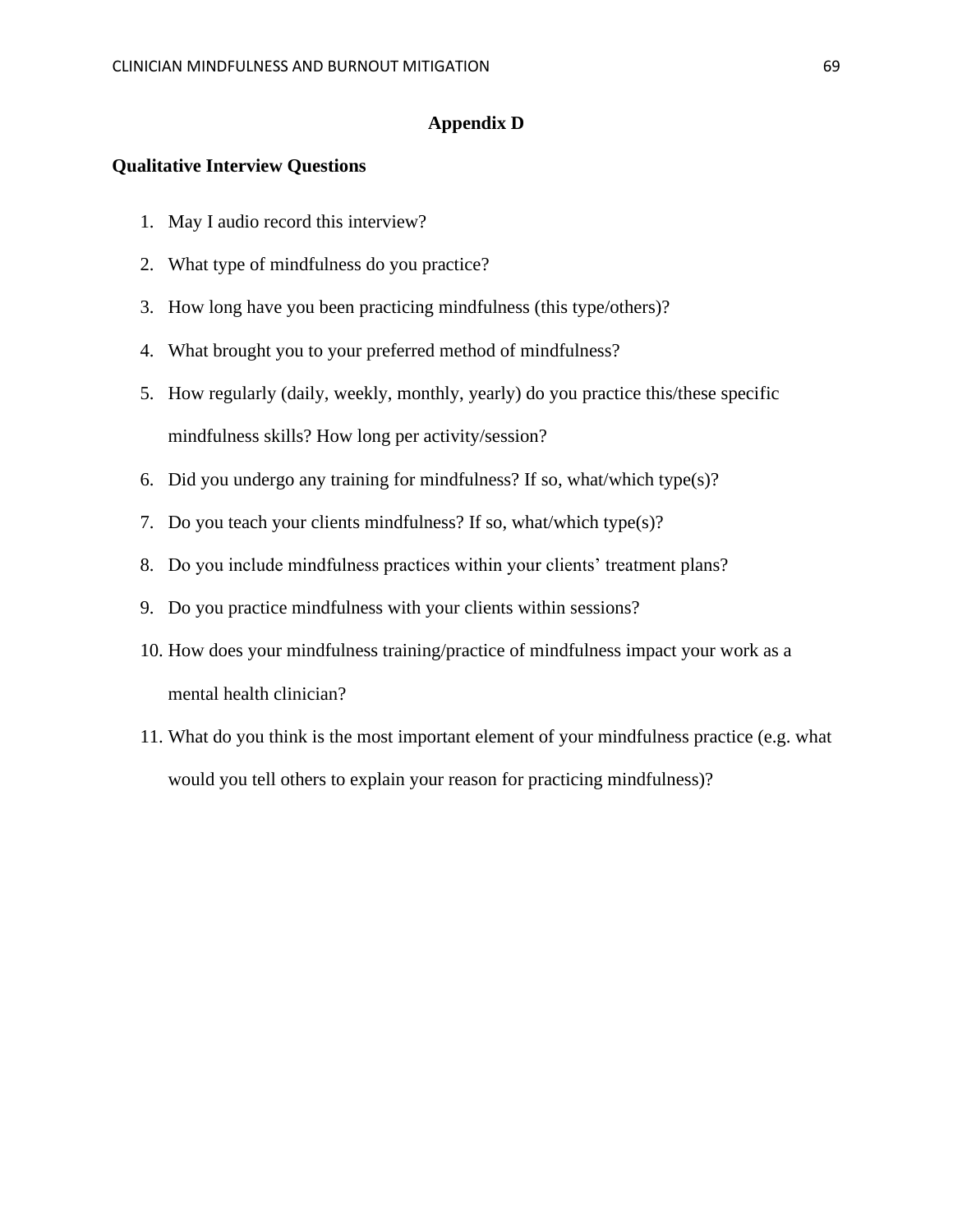# Appendix D

## Qualitative Interview Questions

1. May I audio record this interview?
2. What type of mindfulness do you practice?
3. How long have you been practicing mindfulness (this type/others)?
4. What brought you to your preferred method of mindfulness?
5. How regularly (daily, weekly, monthly, yearly) do you practice this/these specific mindfulness skills? How long per activity/session?
6. Did you undergo any training for mindfulness? If so, what/which type(s)?
7. Do you teach your clients mindfulness? If so, what/which type(s)?
8. Do you include mindfulness practices within your clients' treatment plans?
9. Do you practice mindfulness with your clients within sessions?
10. How does your mindfulness training/practice of mindfulness impact your work as a mental health clinician?
11. What do you think is the most important element of your mindfulness practice (e.g. what would you tell others to explain your reason for practicing mindfulness)?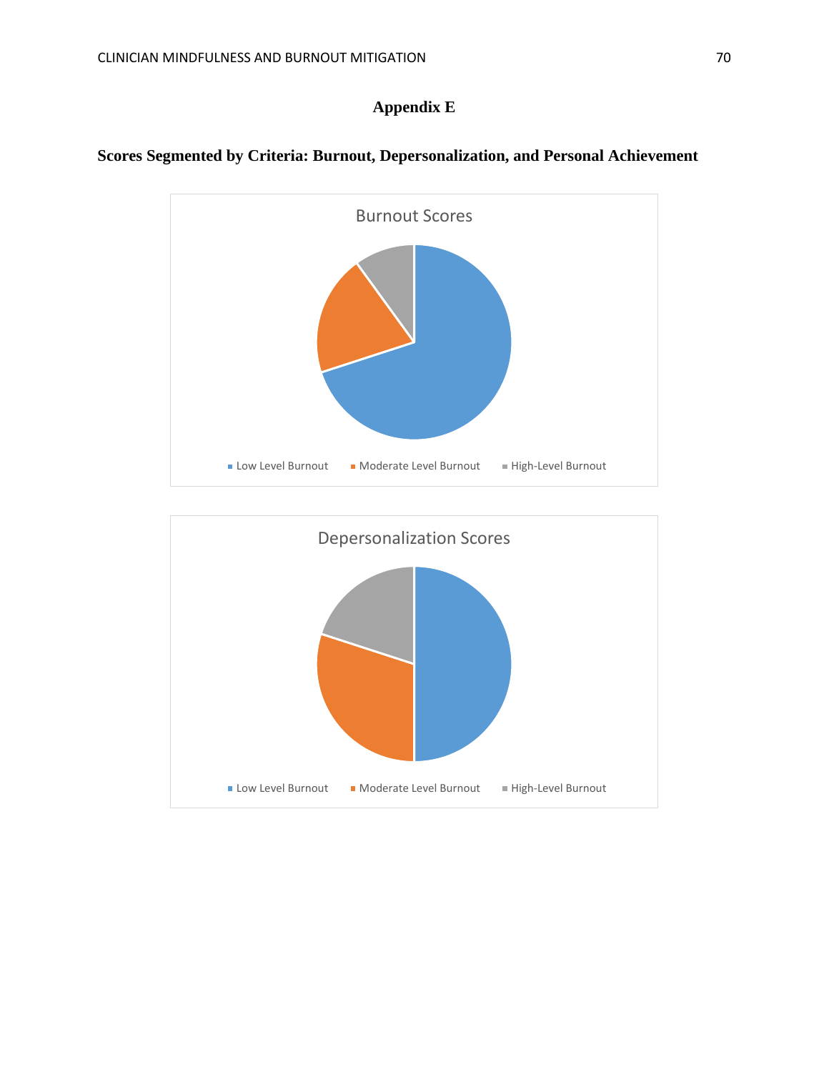# Appendix E

**Scores Segmented by Criteria: Burnout, Depersonalization, and Personal Achievement**

Burnout Scores

Low Level Burnout   Moderate Level Burnout   High-Level Burnout

Depersonalization Scores

Low Level Burnout   Moderate Level Burnout   High-Level Burnout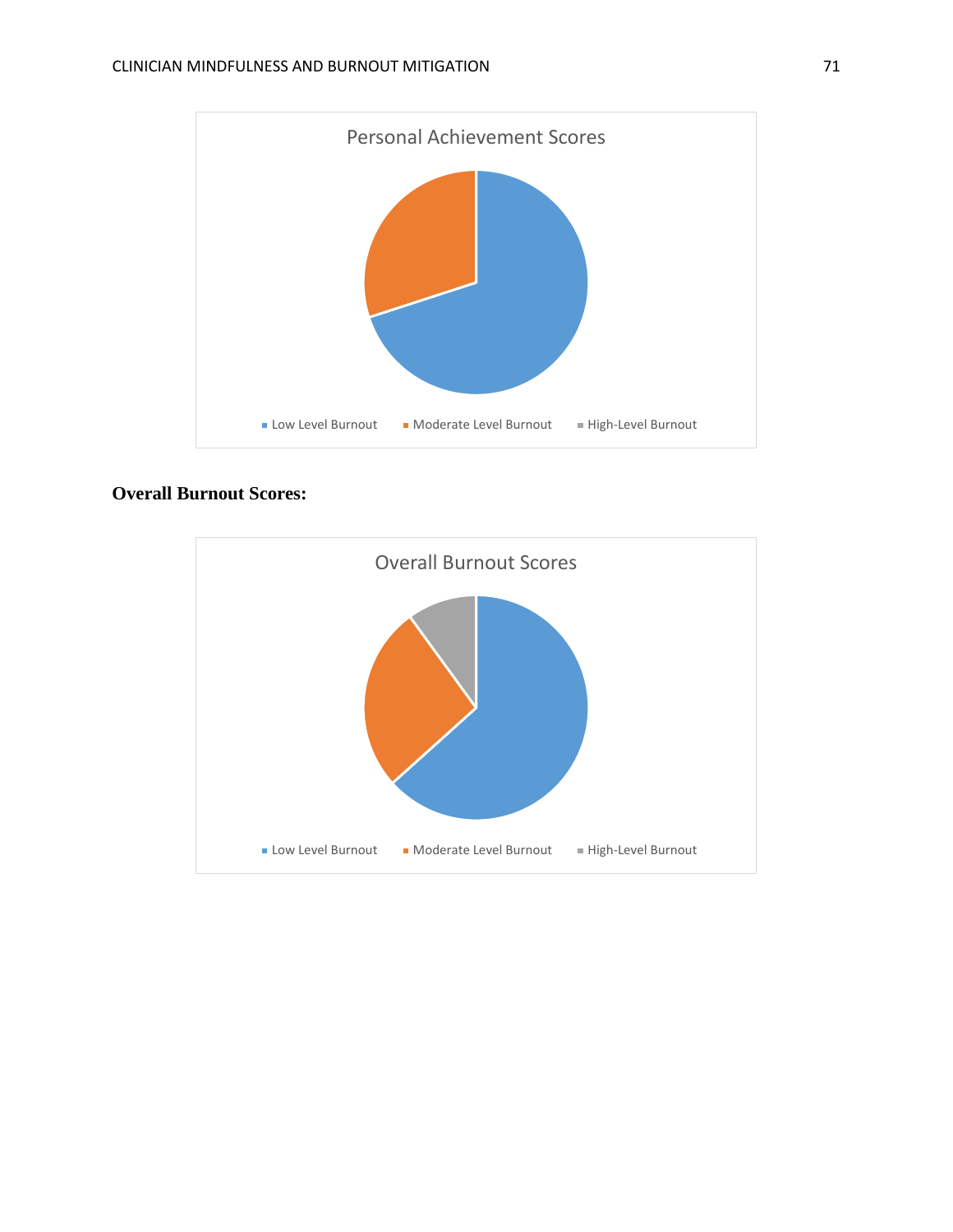Personal Achievement Scores

Low Level Burnout
Moderate Level Burnout
High-Level Burnout

**Overall Burnout Scores:**

Overall Burnout Scores

Low Level Burnout
Moderate Level Burnout
High-Level Burnout